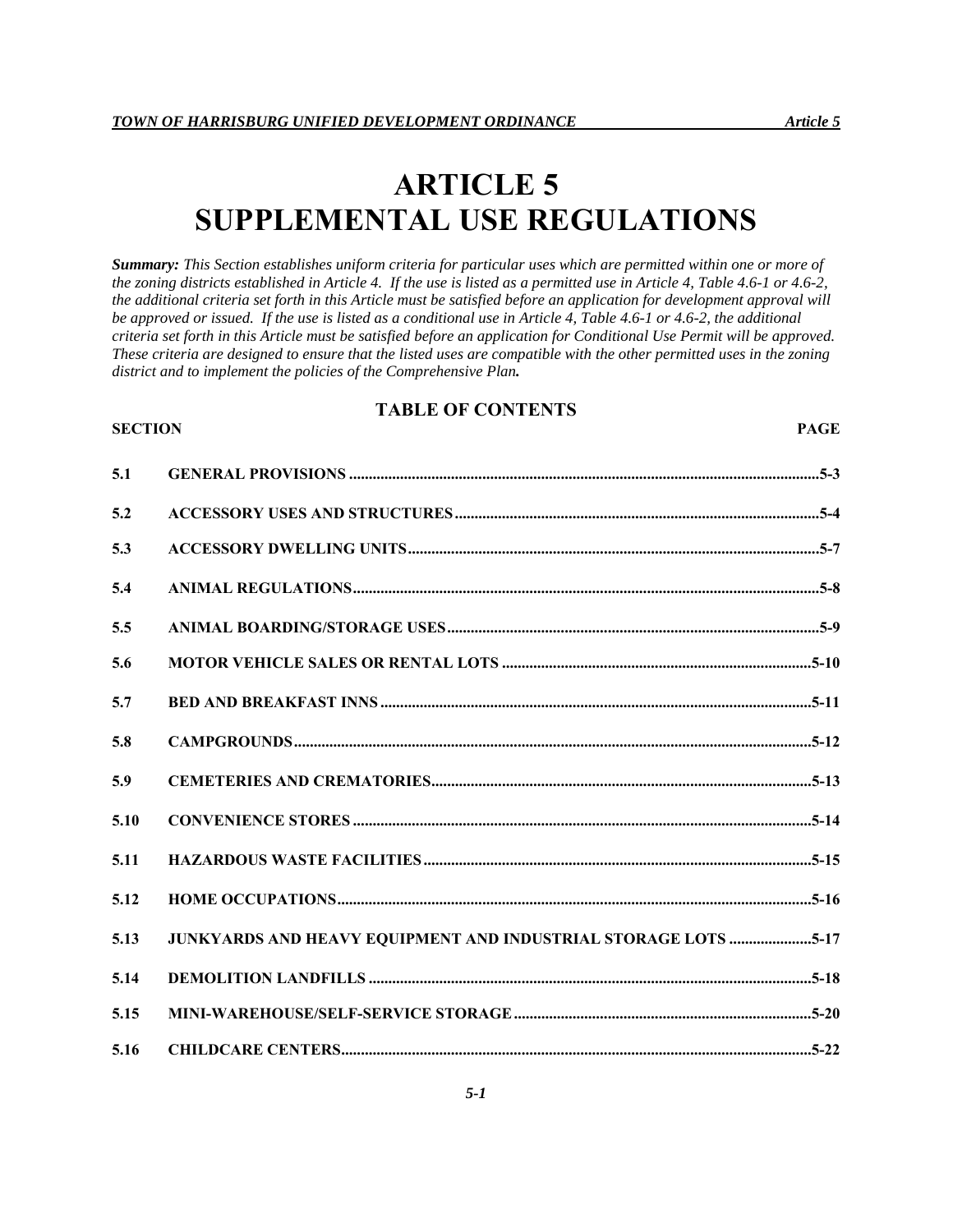# ARTICLE 5
# SUPPLEMENTAL USE REGULATIONS

***Summary:*** *This Section establishes uniform criteria for particular uses which are permitted within one or more of the zoning districts established in Article 4. If the use is listed as a permitted use in Article 4, Table 4.6-1 or 4.6-2, the additional criteria set forth in this Article must be satisfied before an application for development approval will be approved or issued. If the use is listed as a conditional use in Article 4, Table 4.6-1 or 4.6-2, the additional criteria set forth in this Article must be satisfied before an application for Conditional Use Permit will be approved. These criteria are designed to ensure that the listed uses are compatible with the other permitted uses in the zoning district and to implement the policies of the Comprehensive Plan.*

## TABLE OF CONTENTS

| SECTION | | PAGE |
|---|---|---|
| 5.1 | GENERAL PROVISIONS | 5-3 |
| 5.2 | ACCESSORY USES AND STRUCTURES | 5-4 |
| 5.3 | ACCESSORY DWELLING UNITS | 5-7 |
| 5.4 | ANIMAL REGULATIONS | 5-8 |
| 5.5 | ANIMAL BOARDING/STORAGE USES | 5-9 |
| 5.6 | MOTOR VEHICLE SALES OR RENTAL LOTS | 5-10 |
| 5.7 | BED AND BREAKFAST INNS | 5-11 |
| 5.8 | CAMPGROUNDS | 5-12 |
| 5.9 | CEMETERIES AND CREMATORIES | 5-13 |
| 5.10 | CONVENIENCE STORES | 5-14 |
| 5.11 | HAZARDOUS WASTE FACILITIES | 5-15 |
| 5.12 | HOME OCCUPATIONS | 5-16 |
| 5.13 | JUNKYARDS AND HEAVY EQUIPMENT AND INDUSTRIAL STORAGE LOTS | 5-17 |
| 5.14 | DEMOLITION LANDFILLS | 5-18 |
| 5.15 | MINI-WAREHOUSE/SELF-SERVICE STORAGE | 5-20 |
| 5.16 | CHILDCARE CENTERS | 5-22 |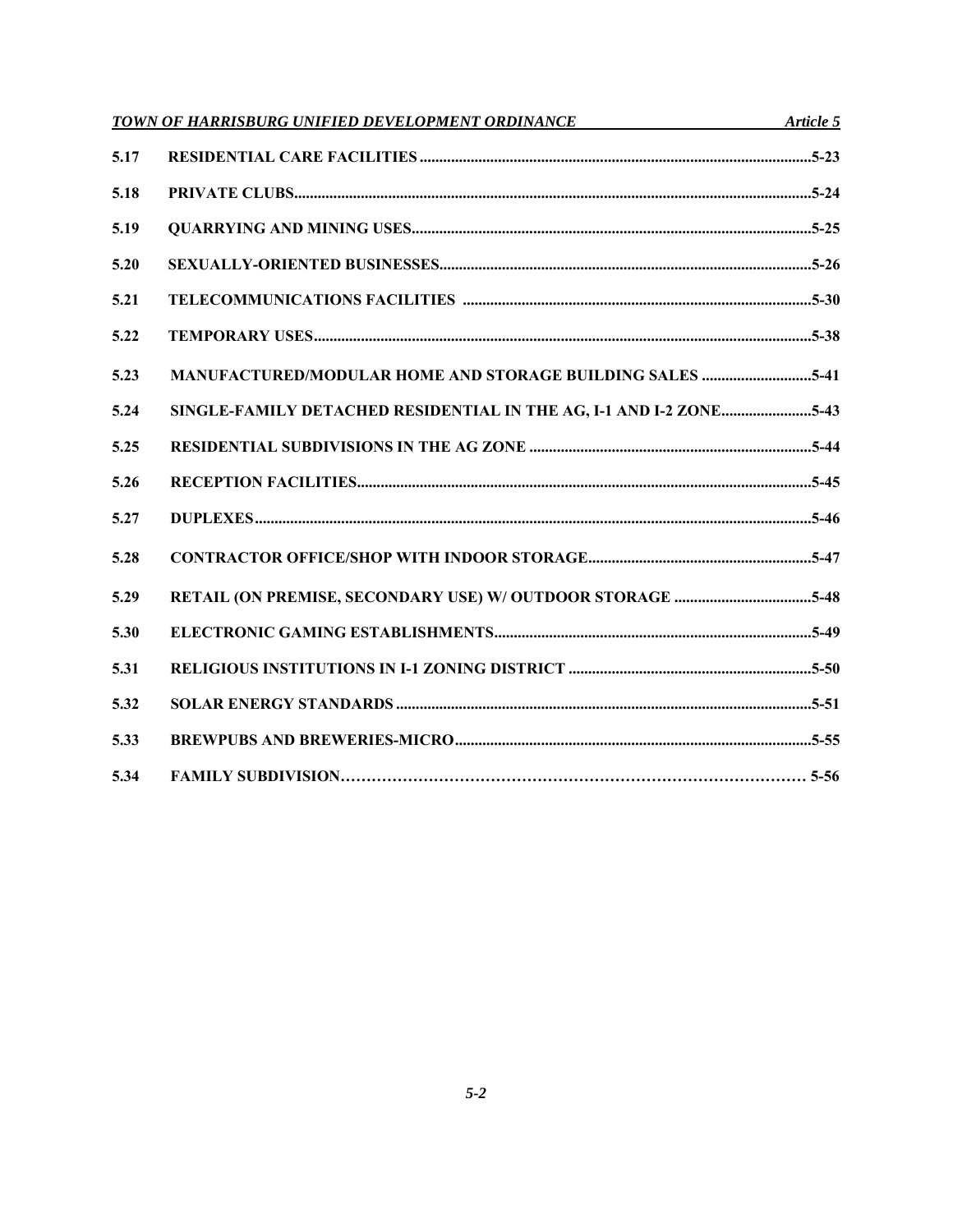| | | |
|---|---|---|
| 5.17 | RESIDENTIAL CARE FACILITIES | 5-23 |
| 5.18 | PRIVATE CLUBS | 5-24 |
| 5.19 | QUARRYING AND MINING USES | 5-25 |
| 5.20 | SEXUALLY-ORIENTED BUSINESSES | 5-26 |
| 5.21 | TELECOMMUNICATIONS FACILITIES | 5-30 |
| 5.22 | TEMPORARY USES | 5-38 |
| 5.23 | MANUFACTURED/MODULAR HOME AND STORAGE BUILDING SALES | 5-41 |
| 5.24 | SINGLE-FAMILY DETACHED RESIDENTIAL IN THE AG, I-1 AND I-2 ZONE | 5-43 |
| 5.25 | RESIDENTIAL SUBDIVISIONS IN THE AG ZONE | 5-44 |
| 5.26 | RECEPTION FACILITIES | 5-45 |
| 5.27 | DUPLEXES | 5-46 |
| 5.28 | CONTRACTOR OFFICE/SHOP WITH INDOOR STORAGE | 5-47 |
| 5.29 | RETAIL (ON PREMISE, SECONDARY USE) W/ OUTDOOR STORAGE | 5-48 |
| 5.30 | ELECTRONIC GAMING ESTABLISHMENTS | 5-49 |
| 5.31 | RELIGIOUS INSTITUTIONS IN I-1 ZONING DISTRICT | 5-50 |
| 5.32 | SOLAR ENERGY STANDARDS | 5-51 |
| 5.33 | BREWPUBS AND BREWERIES-MICRO | 5-55 |
| 5.34 | FAMILY SUBDIVISION | 5-56 |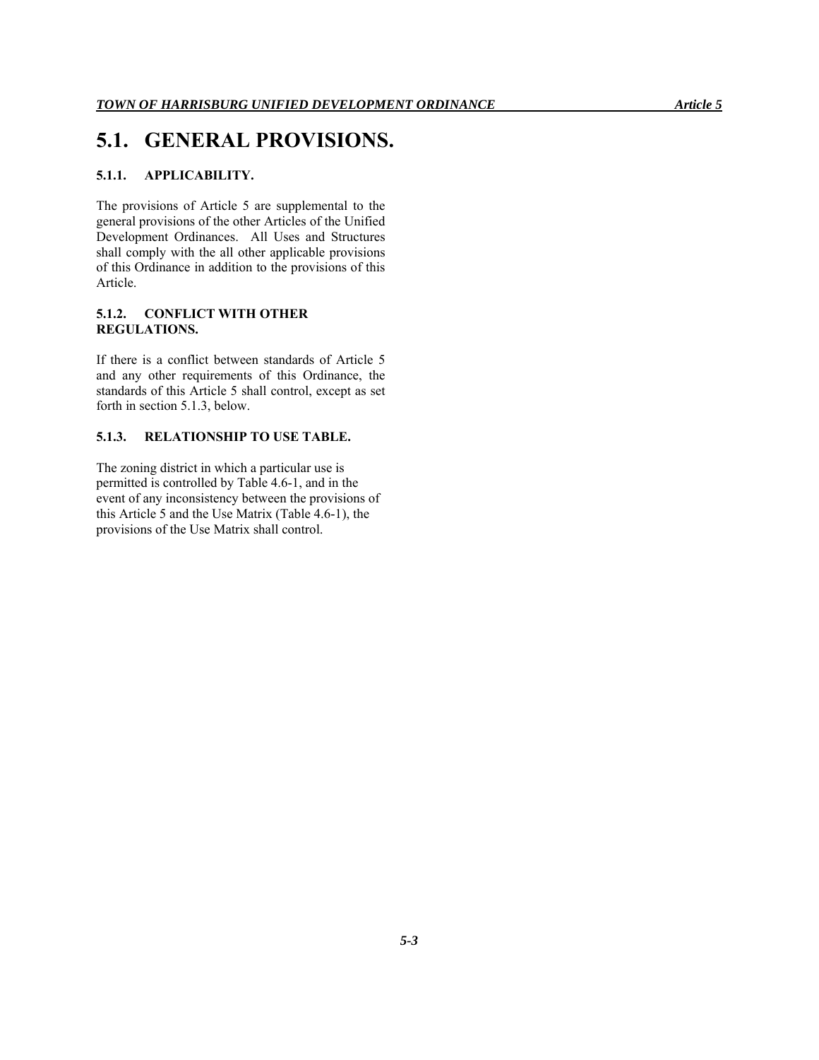# 5.1. GENERAL PROVISIONS.

### 5.1.1. APPLICABILITY.

The provisions of Article 5 are supplemental to the general provisions of the other Articles of the Unified Development Ordinances. All Uses and Structures shall comply with the all other applicable provisions of this Ordinance in addition to the provisions of this Article.

### 5.1.2. CONFLICT WITH OTHER REGULATIONS.

If there is a conflict between standards of Article 5 and any other requirements of this Ordinance, the standards of this Article 5 shall control, except as set forth in section 5.1.3, below.

### 5.1.3. RELATIONSHIP TO USE TABLE.

The zoning district in which a particular use is permitted is controlled by Table 4.6-1, and in the event of any inconsistency between the provisions of this Article 5 and the Use Matrix (Table 4.6-1), the provisions of the Use Matrix shall control.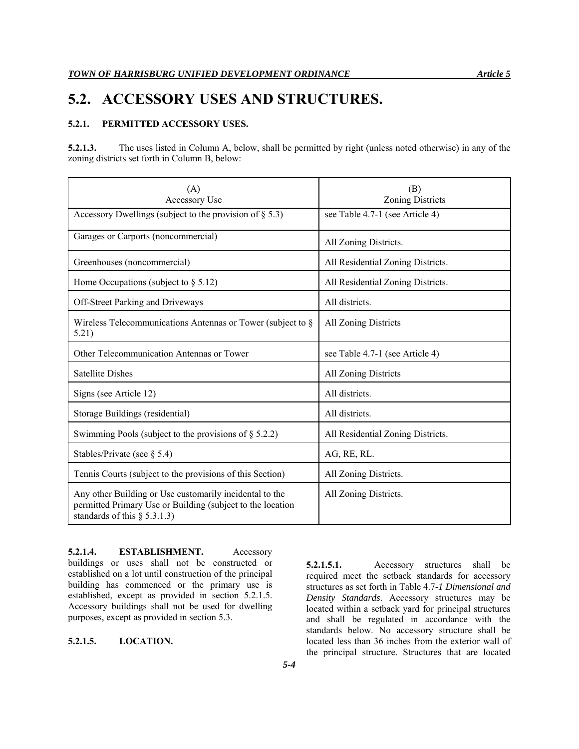# 5.2. ACCESSORY USES AND STRUCTURES.

### 5.2.1. PERMITTED ACCESSORY USES.

**5.2.1.3.** The uses listed in Column A, below, shall be permitted by right (unless noted otherwise) in any of the zoning districts set forth in Column B, below:

| (A) Accessory Use | (B) Zoning Districts |
|---|---|
| Accessory Dwellings (subject to the provision of § 5.3) | see Table 4.7-1 (see Article 4) |
| Garages or Carports (noncommercial) | All Zoning Districts. |
| Greenhouses (noncommercial) | All Residential Zoning Districts. |
| Home Occupations (subject to § 5.12) | All Residential Zoning Districts. |
| Off-Street Parking and Driveways | All districts. |
| Wireless Telecommunications Antennas or Tower (subject to § 5.21) | All Zoning Districts |
| Other Telecommunication Antennas or Tower | see Table 4.7-1 (see Article 4) |
| Satellite Dishes | All Zoning Districts |
| Signs (see Article 12) | All districts. |
| Storage Buildings (residential) | All districts. |
| Swimming Pools (subject to the provisions of § 5.2.2) | All Residential Zoning Districts. |
| Stables/Private (see § 5.4) | AG, RE, RL. |
| Tennis Courts (subject to the provisions of this Section) | All Zoning Districts. |
| Any other Building or Use customarily incidental to the permitted Primary Use or Building (subject to the location standards of this § 5.3.1.3) | All Zoning Districts. |

**5.2.1.4. ESTABLISHMENT.** Accessory buildings or uses shall not be constructed or established on a lot until construction of the principal building has commenced or the primary use is established, except as provided in section 5.2.1.5. Accessory buildings shall not be used for dwelling purposes, except as provided in section 5.3.

**5.2.1.5. LOCATION.**

**5.2.1.5.1.** Accessory structures shall be required meet the setback standards for accessory structures as set forth in Table 4.7-*1 Dimensional and Density Standards*. Accessory structures may be located within a setback yard for principal structures and shall be regulated in accordance with the standards below. No accessory structure shall be located less than 36 inches from the exterior wall of the principal structure. Structures that are located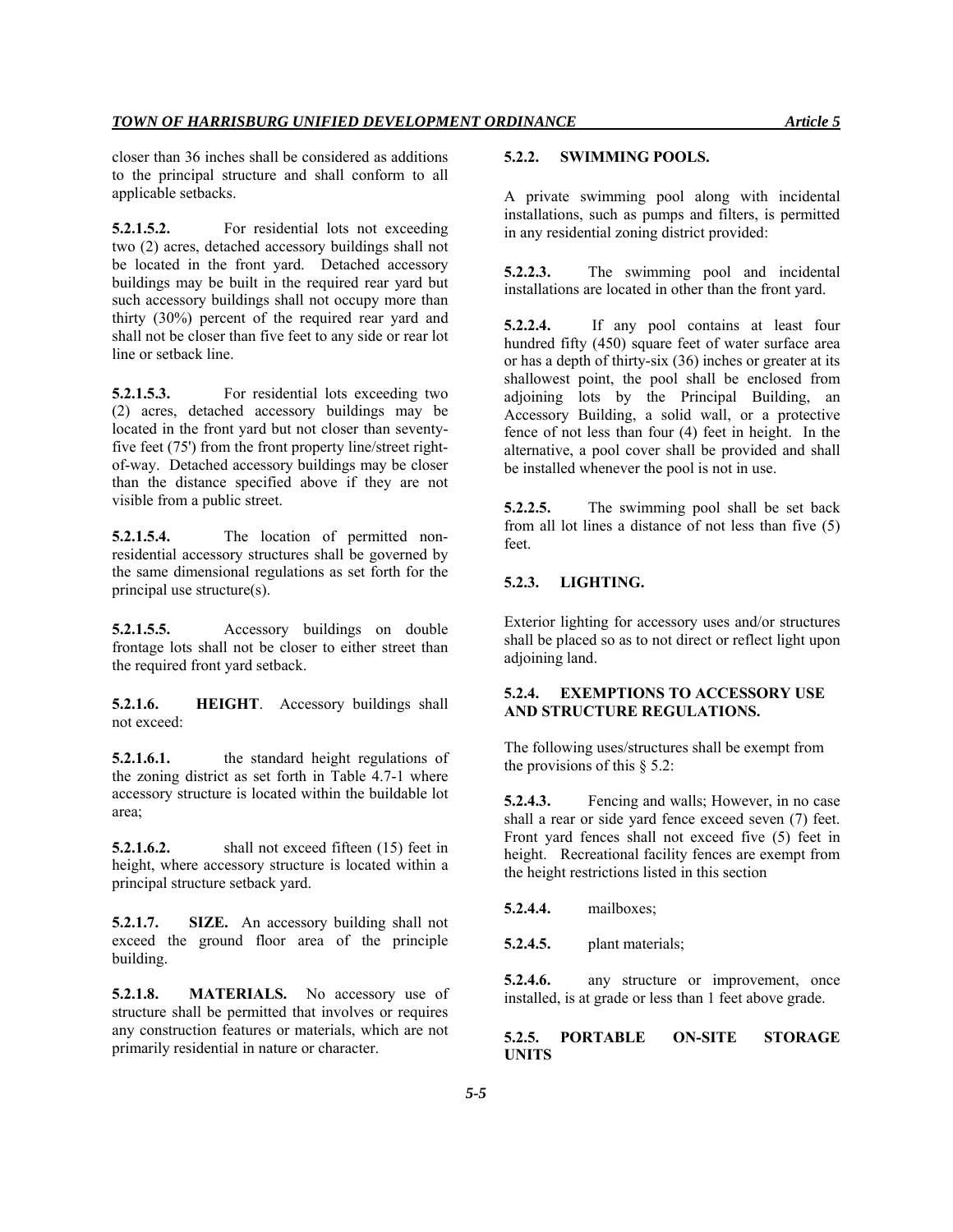closer than 36 inches shall be considered as additions to the principal structure and shall conform to all applicable setbacks.

**5.2.1.5.2.** For residential lots not exceeding two (2) acres, detached accessory buildings shall not be located in the front yard. Detached accessory buildings may be built in the required rear yard but such accessory buildings shall not occupy more than thirty (30%) percent of the required rear yard and shall not be closer than five feet to any side or rear lot line or setback line.

**5.2.1.5.3.** For residential lots exceeding two (2) acres, detached accessory buildings may be located in the front yard but not closer than seventy-five feet (75') from the front property line/street right-of-way. Detached accessory buildings may be closer than the distance specified above if they are not visible from a public street.

**5.2.1.5.4.** The location of permitted non-residential accessory structures shall be governed by the same dimensional regulations as set forth for the principal use structure(s).

**5.2.1.5.5.** Accessory buildings on double frontage lots shall not be closer to either street than the required front yard setback.

**5.2.1.6. HEIGHT**. Accessory buildings shall not exceed:

**5.2.1.6.1.** the standard height regulations of the zoning district as set forth in Table 4.7-1 where accessory structure is located within the buildable lot area;

**5.2.1.6.2.** shall not exceed fifteen (15) feet in height, where accessory structure is located within a principal structure setback yard.

**5.2.1.7. SIZE.** An accessory building shall not exceed the ground floor area of the principle building.

**5.2.1.8. MATERIALS.** No accessory use of structure shall be permitted that involves or requires any construction features or materials, which are not primarily residential in nature or character.

### 5.2.2. SWIMMING POOLS.

A private swimming pool along with incidental installations, such as pumps and filters, is permitted in any residential zoning district provided:

**5.2.2.3.** The swimming pool and incidental installations are located in other than the front yard.

**5.2.2.4.** If any pool contains at least four hundred fifty (450) square feet of water surface area or has a depth of thirty-six (36) inches or greater at its shallowest point, the pool shall be enclosed from adjoining lots by the Principal Building, an Accessory Building, a solid wall, or a protective fence of not less than four (4) feet in height. In the alternative, a pool cover shall be provided and shall be installed whenever the pool is not in use.

**5.2.2.5.** The swimming pool shall be set back from all lot lines a distance of not less than five (5) feet.

### 5.2.3. LIGHTING.

Exterior lighting for accessory uses and/or structures shall be placed so as to not direct or reflect light upon adjoining land.

### 5.2.4. EXEMPTIONS TO ACCESSORY USE AND STRUCTURE REGULATIONS.

The following uses/structures shall be exempt from the provisions of this § 5.2:

**5.2.4.3.** Fencing and walls; However, in no case shall a rear or side yard fence exceed seven (7) feet. Front yard fences shall not exceed five (5) feet in height. Recreational facility fences are exempt from the height restrictions listed in this section

**5.2.4.4.** mailboxes;

**5.2.4.5.** plant materials;

**5.2.4.6.** any structure or improvement, once installed, is at grade or less than 1 feet above grade.

### 5.2.5. PORTABLE ON-SITE STORAGE UNITS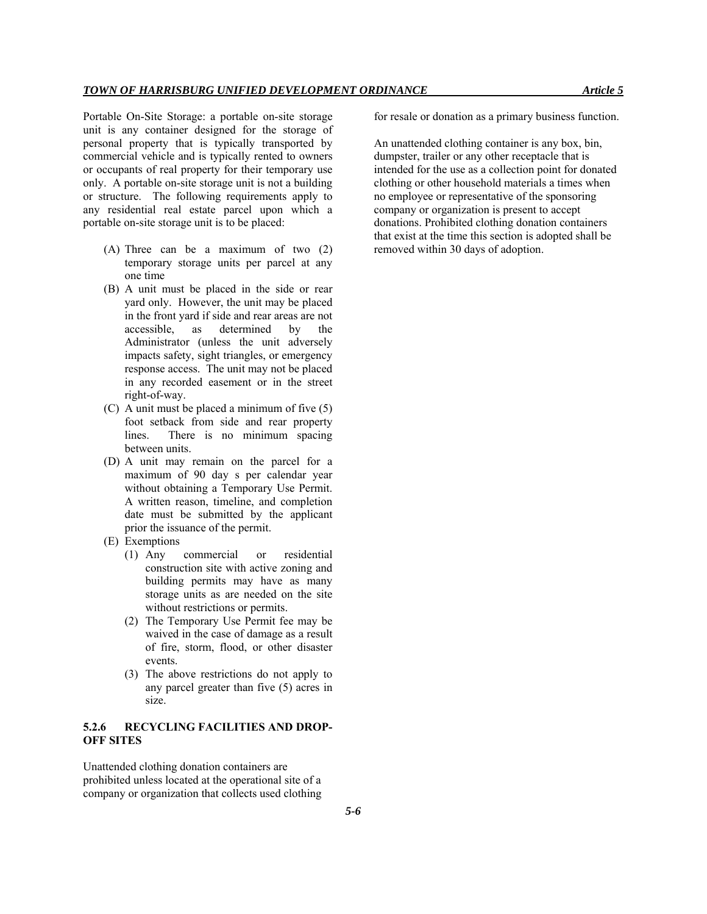Portable On-Site Storage: a portable on-site storage unit is any container designed for the storage of personal property that is typically transported by commercial vehicle and is typically rented to owners or occupants of real property for their temporary use only. A portable on-site storage unit is not a building or structure. The following requirements apply to any residential real estate parcel upon which a portable on-site storage unit is to be placed:

- (A) Three can be a maximum of two (2) temporary storage units per parcel at any one time
- (B) A unit must be placed in the side or rear yard only. However, the unit may be placed in the front yard if side and rear areas are not accessible, as determined by the Administrator (unless the unit adversely impacts safety, sight triangles, or emergency response access. The unit may not be placed in any recorded easement or in the street right-of-way.
- (C) A unit must be placed a minimum of five (5) foot setback from side and rear property lines. There is no minimum spacing between units.
- (D) A unit may remain on the parcel for a maximum of 90 day s per calendar year without obtaining a Temporary Use Permit. A written reason, timeline, and completion date must be submitted by the applicant prior the issuance of the permit.
- (E) Exemptions
  - (1) Any commercial or residential construction site with active zoning and building permits may have as many storage units as are needed on the site without restrictions or permits.
  - (2) The Temporary Use Permit fee may be waived in the case of damage as a result of fire, storm, flood, or other disaster events.
  - (3) The above restrictions do not apply to any parcel greater than five (5) acres in size.

### 5.2.6 RECYCLING FACILITIES AND DROP-OFF SITES

Unattended clothing donation containers are prohibited unless located at the operational site of a company or organization that collects used clothing for resale or donation as a primary business function.

An unattended clothing container is any box, bin, dumpster, trailer or any other receptacle that is intended for the use as a collection point for donated clothing or other household materials a times when no employee or representative of the sponsoring company or organization is present to accept donations. Prohibited clothing donation containers that exist at the time this section is adopted shall be removed within 30 days of adoption.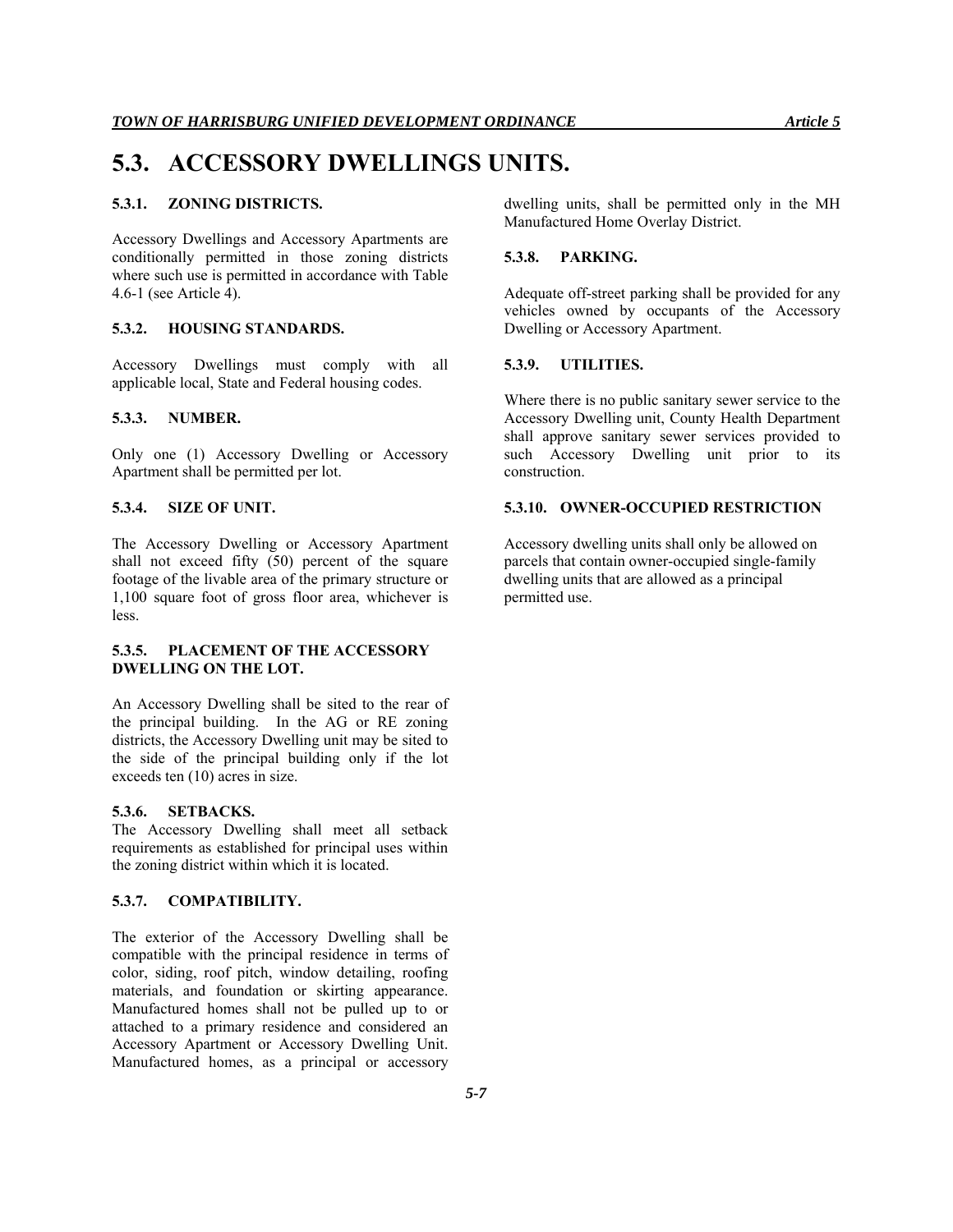# 5.3. ACCESSORY DWELLINGS UNITS.

### 5.3.1. ZONING DISTRICTS.

Accessory Dwellings and Accessory Apartments are conditionally permitted in those zoning districts where such use is permitted in accordance with Table 4.6-1 (see Article 4).

### 5.3.2. HOUSING STANDARDS.

Accessory Dwellings must comply with all applicable local, State and Federal housing codes.

### 5.3.3. NUMBER.

Only one (1) Accessory Dwelling or Accessory Apartment shall be permitted per lot.

### 5.3.4. SIZE OF UNIT.

The Accessory Dwelling or Accessory Apartment shall not exceed fifty (50) percent of the square footage of the livable area of the primary structure or 1,100 square foot of gross floor area, whichever is less.

### 5.3.5. PLACEMENT OF THE ACCESSORY DWELLING ON THE LOT.

An Accessory Dwelling shall be sited to the rear of the principal building. In the AG or RE zoning districts, the Accessory Dwelling unit may be sited to the side of the principal building only if the lot exceeds ten (10) acres in size.

### 5.3.6. SETBACKS.

The Accessory Dwelling shall meet all setback requirements as established for principal uses within the zoning district within which it is located.

### 5.3.7. COMPATIBILITY.

The exterior of the Accessory Dwelling shall be compatible with the principal residence in terms of color, siding, roof pitch, window detailing, roofing materials, and foundation or skirting appearance. Manufactured homes shall not be pulled up to or attached to a primary residence and considered an Accessory Apartment or Accessory Dwelling Unit. Manufactured homes, as a principal or accessory dwelling units, shall be permitted only in the MH Manufactured Home Overlay District.

### 5.3.8. PARKING.

Adequate off-street parking shall be provided for any vehicles owned by occupants of the Accessory Dwelling or Accessory Apartment.

### 5.3.9. UTILITIES.

Where there is no public sanitary sewer service to the Accessory Dwelling unit, County Health Department shall approve sanitary sewer services provided to such Accessory Dwelling unit prior to its construction.

### 5.3.10. OWNER-OCCUPIED RESTRICTION

Accessory dwelling units shall only be allowed on parcels that contain owner-occupied single-family dwelling units that are allowed as a principal permitted use.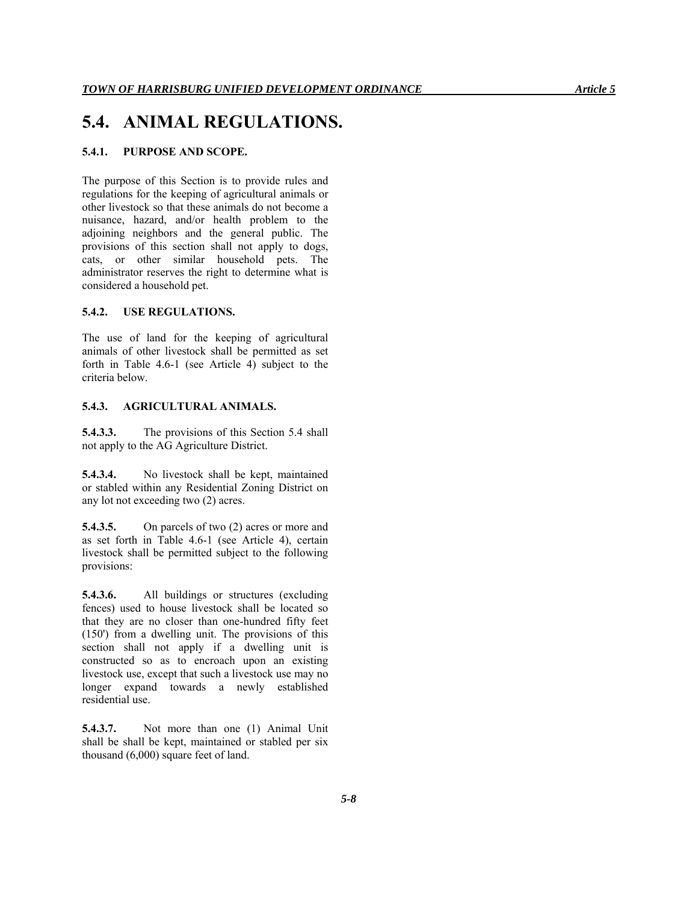# 5.4. ANIMAL REGULATIONS.

### 5.4.1. PURPOSE AND SCOPE.

The purpose of this Section is to provide rules and regulations for the keeping of agricultural animals or other livestock so that these animals do not become a nuisance, hazard, and/or health problem to the adjoining neighbors and the general public. The provisions of this section shall not apply to dogs, cats, or other similar household pets. The administrator reserves the right to determine what is considered a household pet.

### 5.4.2. USE REGULATIONS.

The use of land for the keeping of agricultural animals of other livestock shall be permitted as set forth in Table 4.6-1 (see Article 4) subject to the criteria below.

### 5.4.3. AGRICULTURAL ANIMALS.

**5.4.3.3.** The provisions of this Section 5.4 shall not apply to the AG Agriculture District.

**5.4.3.4.** No livestock shall be kept, maintained or stabled within any Residential Zoning District on any lot not exceeding two (2) acres.

**5.4.3.5.** On parcels of two (2) acres or more and as set forth in Table 4.6-1 (see Article 4), certain livestock shall be permitted subject to the following provisions:

**5.4.3.6.** All buildings or structures (excluding fences) used to house livestock shall be located so that they are no closer than one-hundred fifty feet (150') from a dwelling unit. The provisions of this section shall not apply if a dwelling unit is constructed so as to encroach upon an existing livestock use, except that such a livestock use may no longer expand towards a newly established residential use.

**5.4.3.7.** Not more than one (1) Animal Unit shall be shall be kept, maintained or stabled per six thousand (6,000) square feet of land.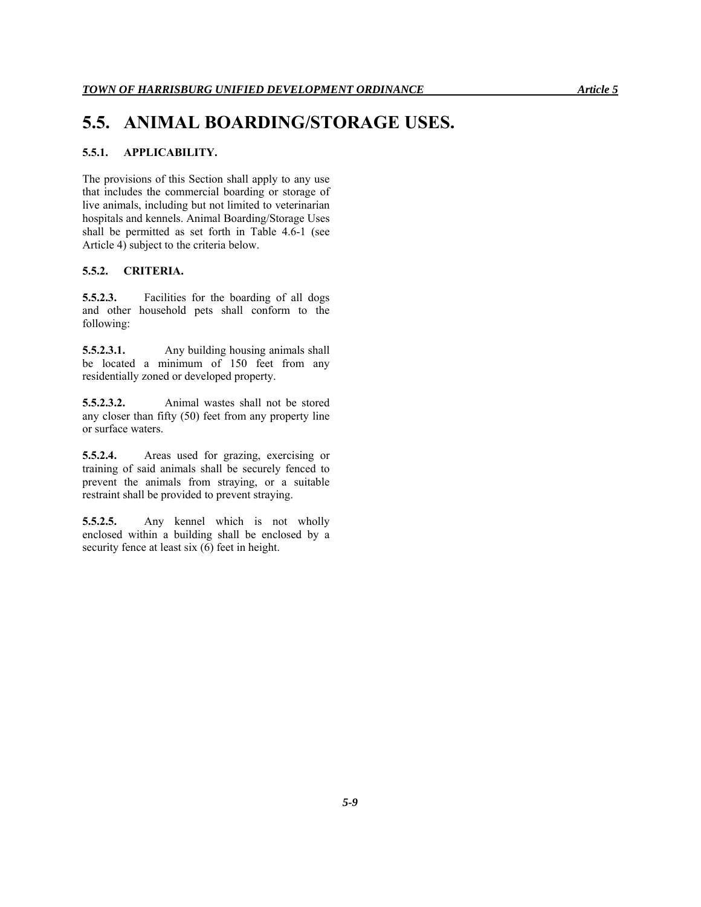# 5.5. ANIMAL BOARDING/STORAGE USES.

### 5.5.1. APPLICABILITY.

The provisions of this Section shall apply to any use that includes the commercial boarding or storage of live animals, including but not limited to veterinarian hospitals and kennels. Animal Boarding/Storage Uses shall be permitted as set forth in Table 4.6-1 (see Article 4) subject to the criteria below.

### 5.5.2. CRITERIA.

**5.5.2.3.** Facilities for the boarding of all dogs and other household pets shall conform to the following:

**5.5.2.3.1.** Any building housing animals shall be located a minimum of 150 feet from any residentially zoned or developed property.

**5.5.2.3.2.** Animal wastes shall not be stored any closer than fifty (50) feet from any property line or surface waters.

**5.5.2.4.** Areas used for grazing, exercising or training of said animals shall be securely fenced to prevent the animals from straying, or a suitable restraint shall be provided to prevent straying.

**5.5.2.5.** Any kennel which is not wholly enclosed within a building shall be enclosed by a security fence at least six (6) feet in height.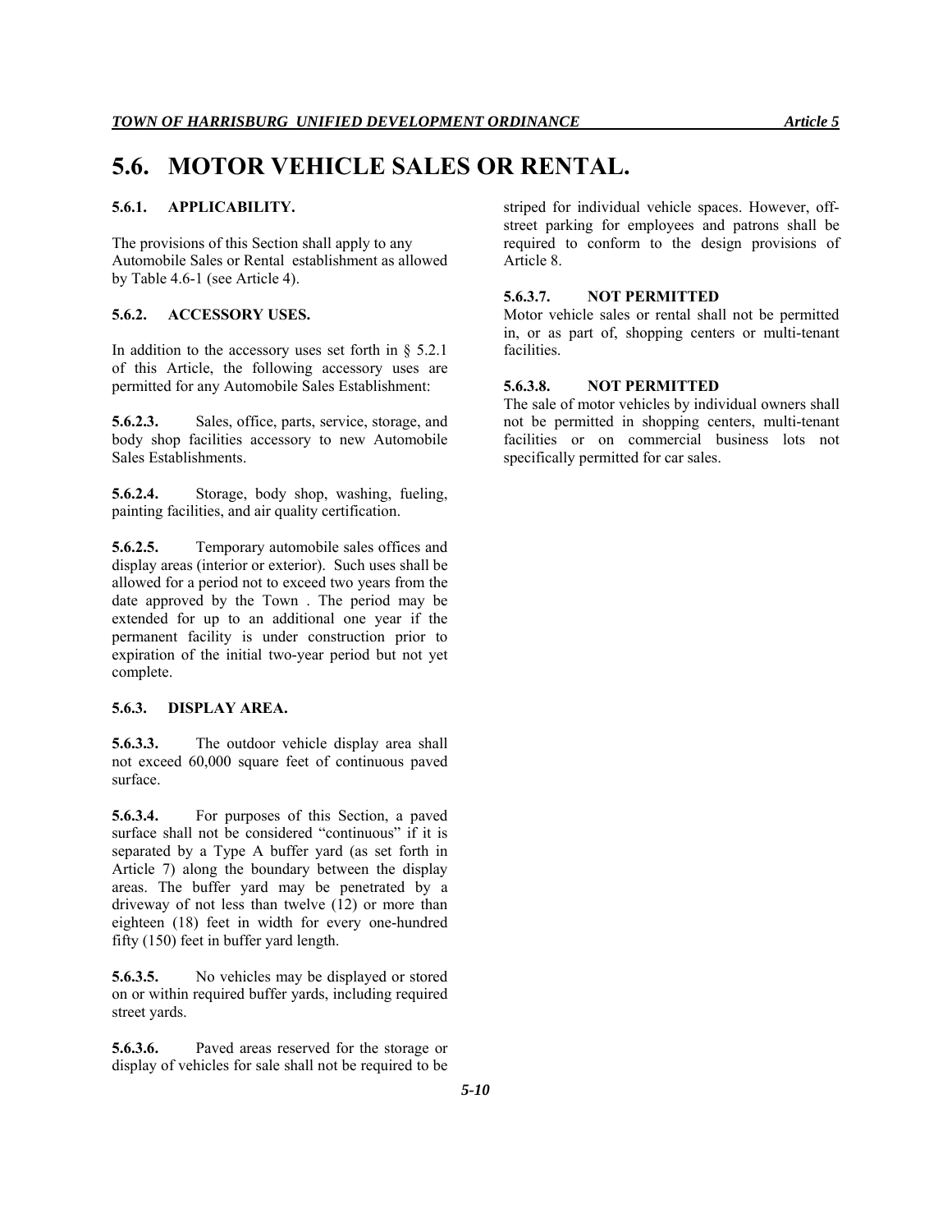# 5.6. MOTOR VEHICLE SALES OR RENTAL.

### 5.6.1. APPLICABILITY.

The provisions of this Section shall apply to any Automobile Sales or Rental establishment as allowed by Table 4.6-1 (see Article 4).

### 5.6.2. ACCESSORY USES.

In addition to the accessory uses set forth in § 5.2.1 of this Article, the following accessory uses are permitted for any Automobile Sales Establishment:

**5.6.2.3.** Sales, office, parts, service, storage, and body shop facilities accessory to new Automobile Sales Establishments.

**5.6.2.4.** Storage, body shop, washing, fueling, painting facilities, and air quality certification.

**5.6.2.5.** Temporary automobile sales offices and display areas (interior or exterior). Such uses shall be allowed for a period not to exceed two years from the date approved by the Town . The period may be extended for up to an additional one year if the permanent facility is under construction prior to expiration of the initial two-year period but not yet complete.

### 5.6.3. DISPLAY AREA.

**5.6.3.3.** The outdoor vehicle display area shall not exceed 60,000 square feet of continuous paved surface.

**5.6.3.4.** For purposes of this Section, a paved surface shall not be considered "continuous" if it is separated by a Type A buffer yard (as set forth in Article 7) along the boundary between the display areas. The buffer yard may be penetrated by a driveway of not less than twelve (12) or more than eighteen (18) feet in width for every one-hundred fifty (150) feet in buffer yard length.

**5.6.3.5.** No vehicles may be displayed or stored on or within required buffer yards, including required street yards.

**5.6.3.6.** Paved areas reserved for the storage or display of vehicles for sale shall not be required to be striped for individual vehicle spaces. However, off-street parking for employees and patrons shall be required to conform to the design provisions of Article 8.

#### 5.6.3.7. NOT PERMITTED

Motor vehicle sales or rental shall not be permitted in, or as part of, shopping centers or multi-tenant facilities.

#### 5.6.3.8. NOT PERMITTED

The sale of motor vehicles by individual owners shall not be permitted in shopping centers, multi-tenant facilities or on commercial business lots not specifically permitted for car sales.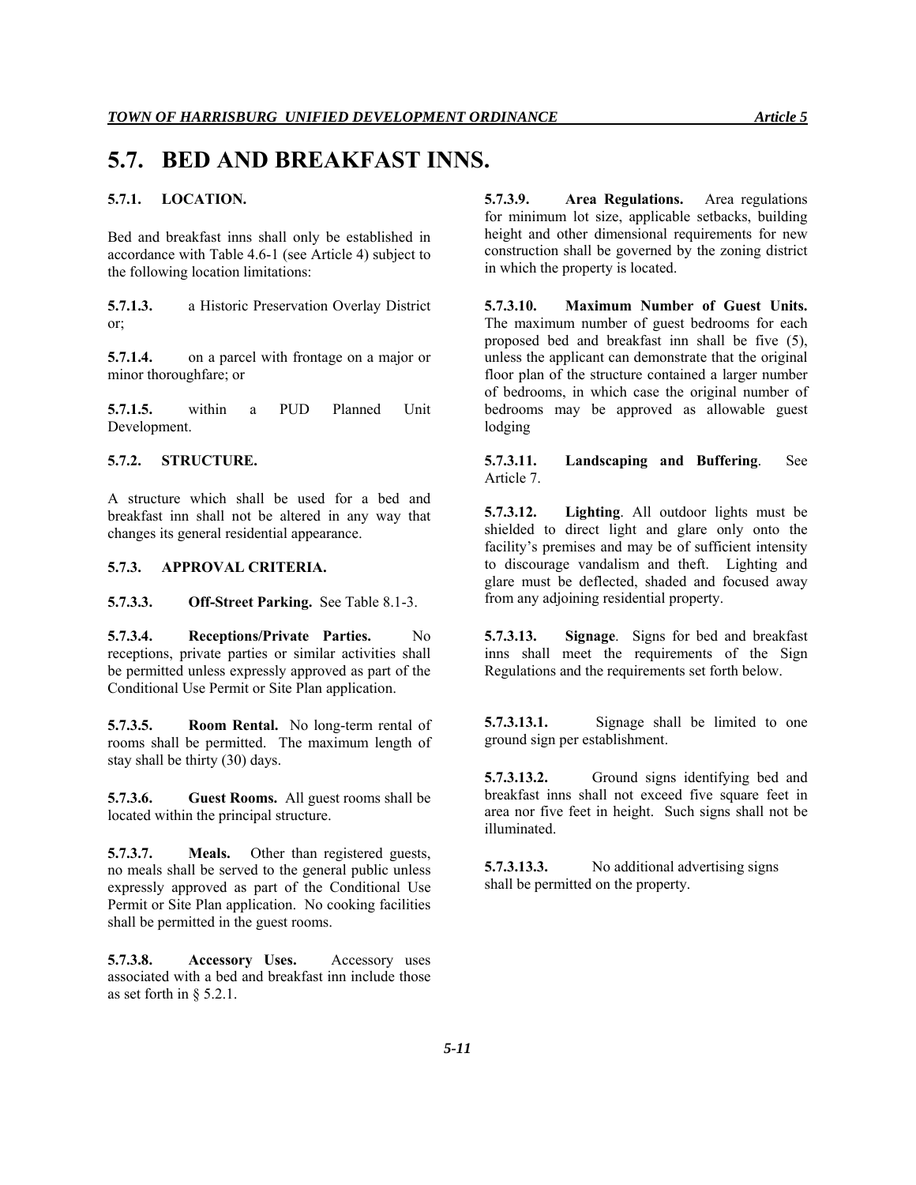# 5.7. BED AND BREAKFAST INNS.

**5.7.1. LOCATION.**

Bed and breakfast inns shall only be established in accordance with Table 4.6-1 (see Article 4) subject to the following location limitations:

**5.7.1.3.** a Historic Preservation Overlay District or;

**5.7.1.4.** on a parcel with frontage on a major or minor thoroughfare; or

**5.7.1.5.** within a PUD Planned Unit Development.

**5.7.2. STRUCTURE.**

A structure which shall be used for a bed and breakfast inn shall not be altered in any way that changes its general residential appearance.

**5.7.3. APPROVAL CRITERIA.**

**5.7.3.3. Off-Street Parking.** See Table 8.1-3.

**5.7.3.4. Receptions/Private Parties.** No receptions, private parties or similar activities shall be permitted unless expressly approved as part of the Conditional Use Permit or Site Plan application.

**5.7.3.5. Room Rental.** No long-term rental of rooms shall be permitted. The maximum length of stay shall be thirty (30) days.

**5.7.3.6. Guest Rooms.** All guest rooms shall be located within the principal structure.

**5.7.3.7. Meals.** Other than registered guests, no meals shall be served to the general public unless expressly approved as part of the Conditional Use Permit or Site Plan application. No cooking facilities shall be permitted in the guest rooms.

**5.7.3.8. Accessory Uses.** Accessory uses associated with a bed and breakfast inn include those as set forth in § 5.2.1.

**5.7.3.9. Area Regulations.** Area regulations for minimum lot size, applicable setbacks, building height and other dimensional requirements for new construction shall be governed by the zoning district in which the property is located.

**5.7.3.10. Maximum Number of Guest Units.** The maximum number of guest bedrooms for each proposed bed and breakfast inn shall be five (5), unless the applicant can demonstrate that the original floor plan of the structure contained a larger number of bedrooms, in which case the original number of bedrooms may be approved as allowable guest lodging

**5.7.3.11. Landscaping and Buffering**. See Article 7.

**5.7.3.12. Lighting**. All outdoor lights must be shielded to direct light and glare only onto the facility's premises and may be of sufficient intensity to discourage vandalism and theft. Lighting and glare must be deflected, shaded and focused away from any adjoining residential property.

**5.7.3.13. Signage**. Signs for bed and breakfast inns shall meet the requirements of the Sign Regulations and the requirements set forth below.

**5.7.3.13.1.** Signage shall be limited to one ground sign per establishment.

**5.7.3.13.2.** Ground signs identifying bed and breakfast inns shall not exceed five square feet in area nor five feet in height. Such signs shall not be illuminated.

**5.7.3.13.3.** No additional advertising signs shall be permitted on the property.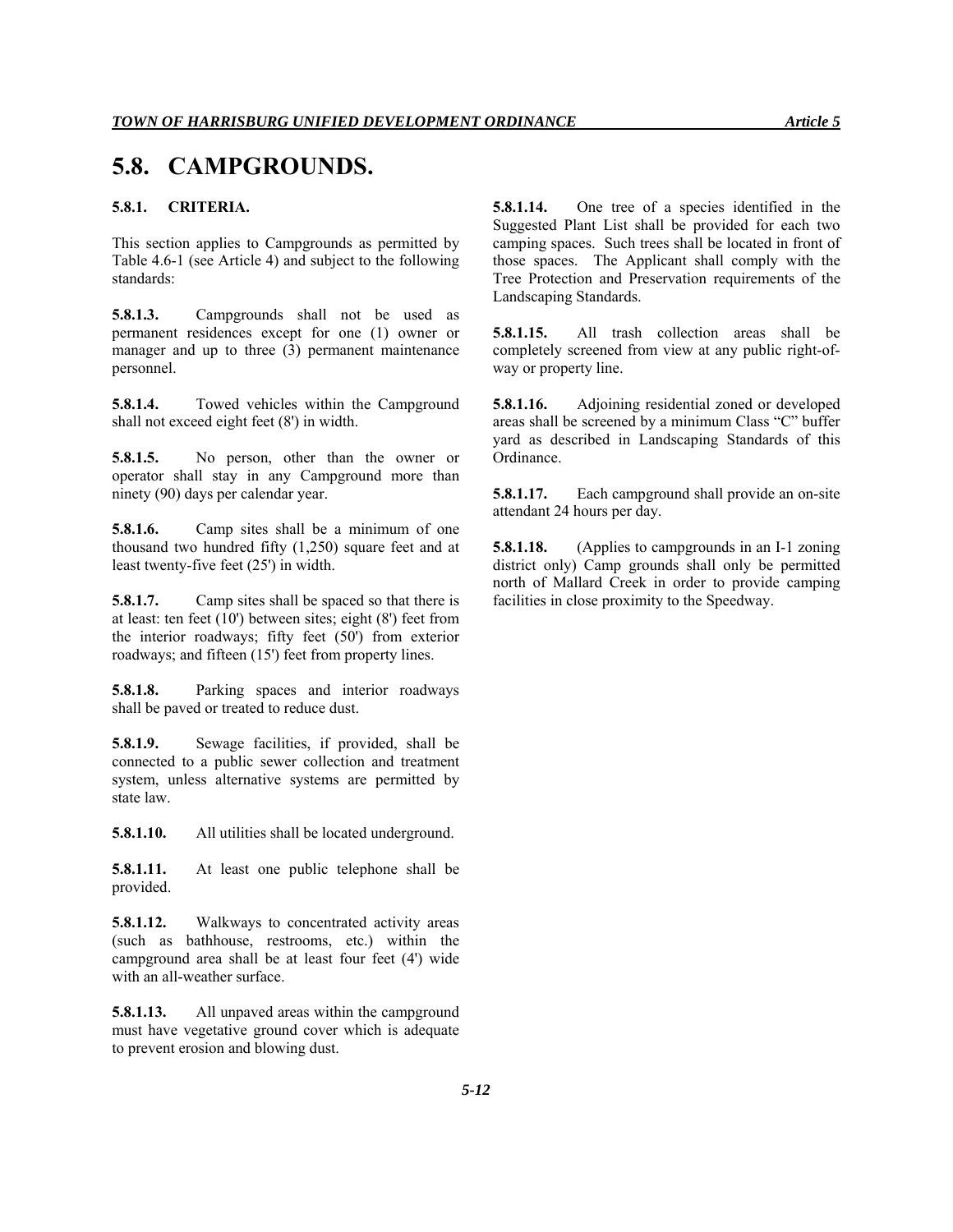# 5.8. CAMPGROUNDS.

### 5.8.1. CRITERIA.

This section applies to Campgrounds as permitted by Table 4.6-1 (see Article 4) and subject to the following standards:

**5.8.1.3.** Campgrounds shall not be used as permanent residences except for one (1) owner or manager and up to three (3) permanent maintenance personnel.

**5.8.1.4.** Towed vehicles within the Campground shall not exceed eight feet (8') in width.

**5.8.1.5.** No person, other than the owner or operator shall stay in any Campground more than ninety (90) days per calendar year.

**5.8.1.6.** Camp sites shall be a minimum of one thousand two hundred fifty (1,250) square feet and at least twenty-five feet (25') in width.

**5.8.1.7.** Camp sites shall be spaced so that there is at least: ten feet (10') between sites; eight (8') feet from the interior roadways; fifty feet (50') from exterior roadways; and fifteen (15') feet from property lines.

**5.8.1.8.** Parking spaces and interior roadways shall be paved or treated to reduce dust.

**5.8.1.9.** Sewage facilities, if provided, shall be connected to a public sewer collection and treatment system, unless alternative systems are permitted by state law.

**5.8.1.10.** All utilities shall be located underground.

**5.8.1.11.** At least one public telephone shall be provided.

**5.8.1.12.** Walkways to concentrated activity areas (such as bathhouse, restrooms, etc.) within the campground area shall be at least four feet (4') wide with an all-weather surface.

**5.8.1.13.** All unpaved areas within the campground must have vegetative ground cover which is adequate to prevent erosion and blowing dust.

**5.8.1.14.** One tree of a species identified in the Suggested Plant List shall be provided for each two camping spaces. Such trees shall be located in front of those spaces. The Applicant shall comply with the Tree Protection and Preservation requirements of the Landscaping Standards.

**5.8.1.15.** All trash collection areas shall be completely screened from view at any public right-of-way or property line.

**5.8.1.16.** Adjoining residential zoned or developed areas shall be screened by a minimum Class "C" buffer yard as described in Landscaping Standards of this Ordinance.

**5.8.1.17.** Each campground shall provide an on-site attendant 24 hours per day.

**5.8.1.18.** (Applies to campgrounds in an I-1 zoning district only) Camp grounds shall only be permitted north of Mallard Creek in order to provide camping facilities in close proximity to the Speedway.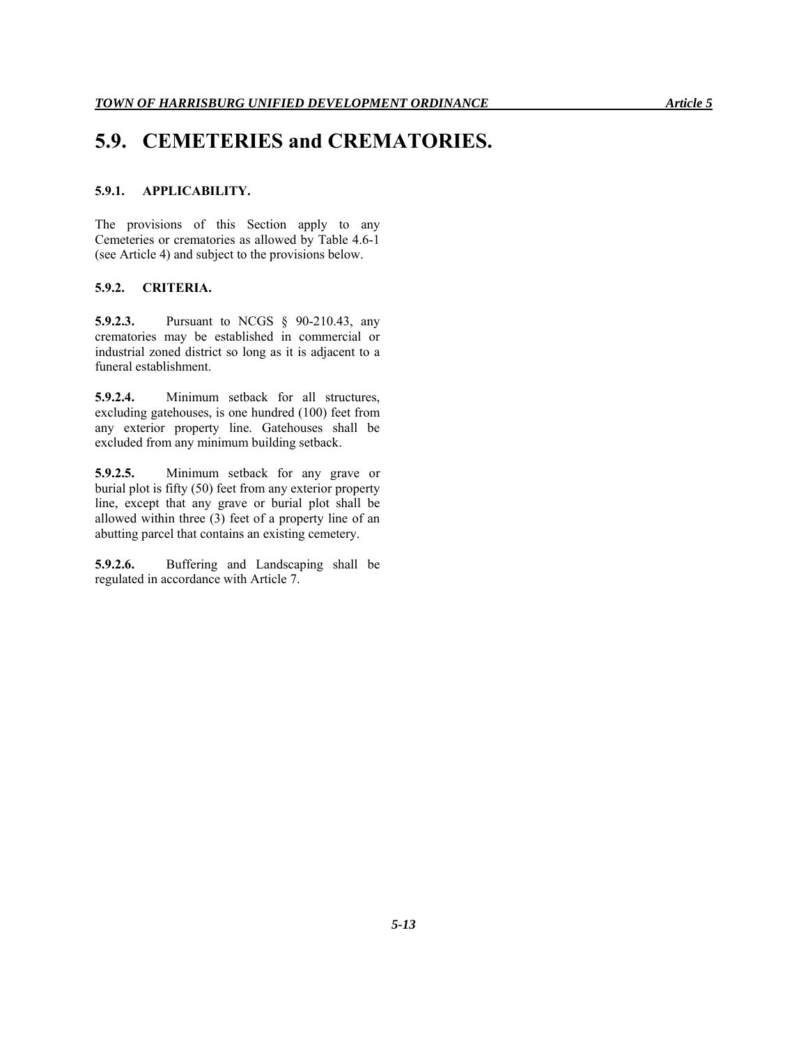# 5.9. CEMETERIES and CREMATORIES.

### 5.9.1. APPLICABILITY.

The provisions of this Section apply to any Cemeteries or crematories as allowed by Table 4.6-1 (see Article 4) and subject to the provisions below.

### 5.9.2. CRITERIA.

**5.9.2.3.** Pursuant to NCGS § 90-210.43, any crematories may be established in commercial or industrial zoned district so long as it is adjacent to a funeral establishment.

**5.9.2.4.** Minimum setback for all structures, excluding gatehouses, is one hundred (100) feet from any exterior property line. Gatehouses shall be excluded from any minimum building setback.

**5.9.2.5.** Minimum setback for any grave or burial plot is fifty (50) feet from any exterior property line, except that any grave or burial plot shall be allowed within three (3) feet of a property line of an abutting parcel that contains an existing cemetery.

**5.9.2.6.** Buffering and Landscaping shall be regulated in accordance with Article 7.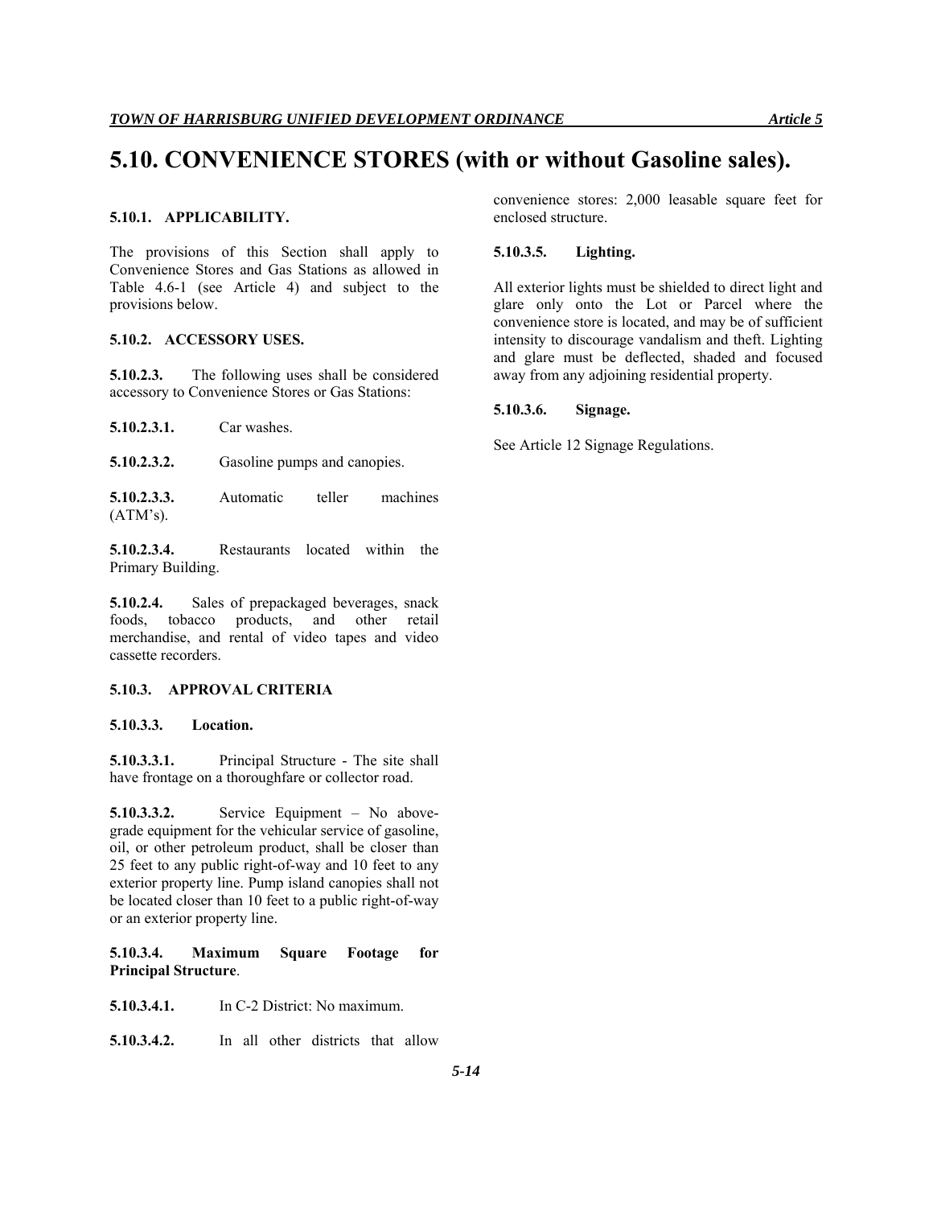# 5.10. CONVENIENCE STORES (with or without Gasoline sales).

**5.10.1. APPLICABILITY.**

The provisions of this Section shall apply to Convenience Stores and Gas Stations as allowed in Table 4.6-1 (see Article 4) and subject to the provisions below.

**5.10.2. ACCESSORY USES.**

**5.10.2.3.** The following uses shall be considered accessory to Convenience Stores or Gas Stations:

**5.10.2.3.1.** Car washes.

**5.10.2.3.2.** Gasoline pumps and canopies.

**5.10.2.3.3.** Automatic teller machines (ATM's).

**5.10.2.3.4.** Restaurants located within the Primary Building.

**5.10.2.4.** Sales of prepackaged beverages, snack foods, tobacco products, and other retail merchandise, and rental of video tapes and video cassette recorders.

**5.10.3. APPROVAL CRITERIA**

**5.10.3.3. Location.**

**5.10.3.3.1.** Principal Structure - The site shall have frontage on a thoroughfare or collector road.

**5.10.3.3.2.** Service Equipment – No above-grade equipment for the vehicular service of gasoline, oil, or other petroleum product, shall be closer than 25 feet to any public right-of-way and 10 feet to any exterior property line. Pump island canopies shall not be located closer than 10 feet to a public right-of-way or an exterior property line.

**5.10.3.4. Maximum Square Footage for Principal Structure**.

**5.10.3.4.1.** In C-2 District: No maximum.

**5.10.3.4.2.** In all other districts that allow convenience stores: 2,000 leasable square feet for enclosed structure.

**5.10.3.5. Lighting.**

All exterior lights must be shielded to direct light and glare only onto the Lot or Parcel where the convenience store is located, and may be of sufficient intensity to discourage vandalism and theft. Lighting and glare must be deflected, shaded and focused away from any adjoining residential property.

**5.10.3.6. Signage.**

See Article 12 Signage Regulations.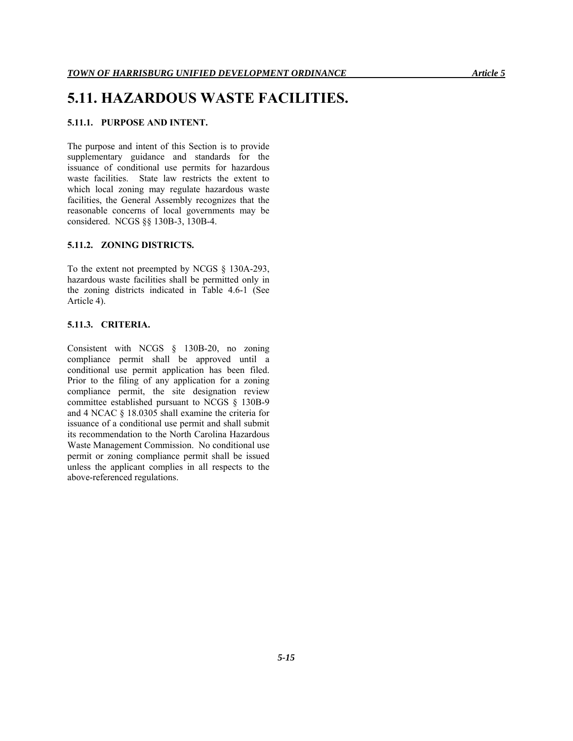# 5.11. HAZARDOUS WASTE FACILITIES.

### 5.11.1. PURPOSE AND INTENT.

The purpose and intent of this Section is to provide supplementary guidance and standards for the issuance of conditional use permits for hazardous waste facilities. State law restricts the extent to which local zoning may regulate hazardous waste facilities, the General Assembly recognizes that the reasonable concerns of local governments may be considered. NCGS §§ 130B-3, 130B-4.

### 5.11.2. ZONING DISTRICTS.

To the extent not preempted by NCGS § 130A-293, hazardous waste facilities shall be permitted only in the zoning districts indicated in Table 4.6-1 (See Article 4).

### 5.11.3. CRITERIA.

Consistent with NCGS § 130B-20, no zoning compliance permit shall be approved until a conditional use permit application has been filed. Prior to the filing of any application for a zoning compliance permit, the site designation review committee established pursuant to NCGS § 130B-9 and 4 NCAC § 18.0305 shall examine the criteria for issuance of a conditional use permit and shall submit its recommendation to the North Carolina Hazardous Waste Management Commission. No conditional use permit or zoning compliance permit shall be issued unless the applicant complies in all respects to the above-referenced regulations.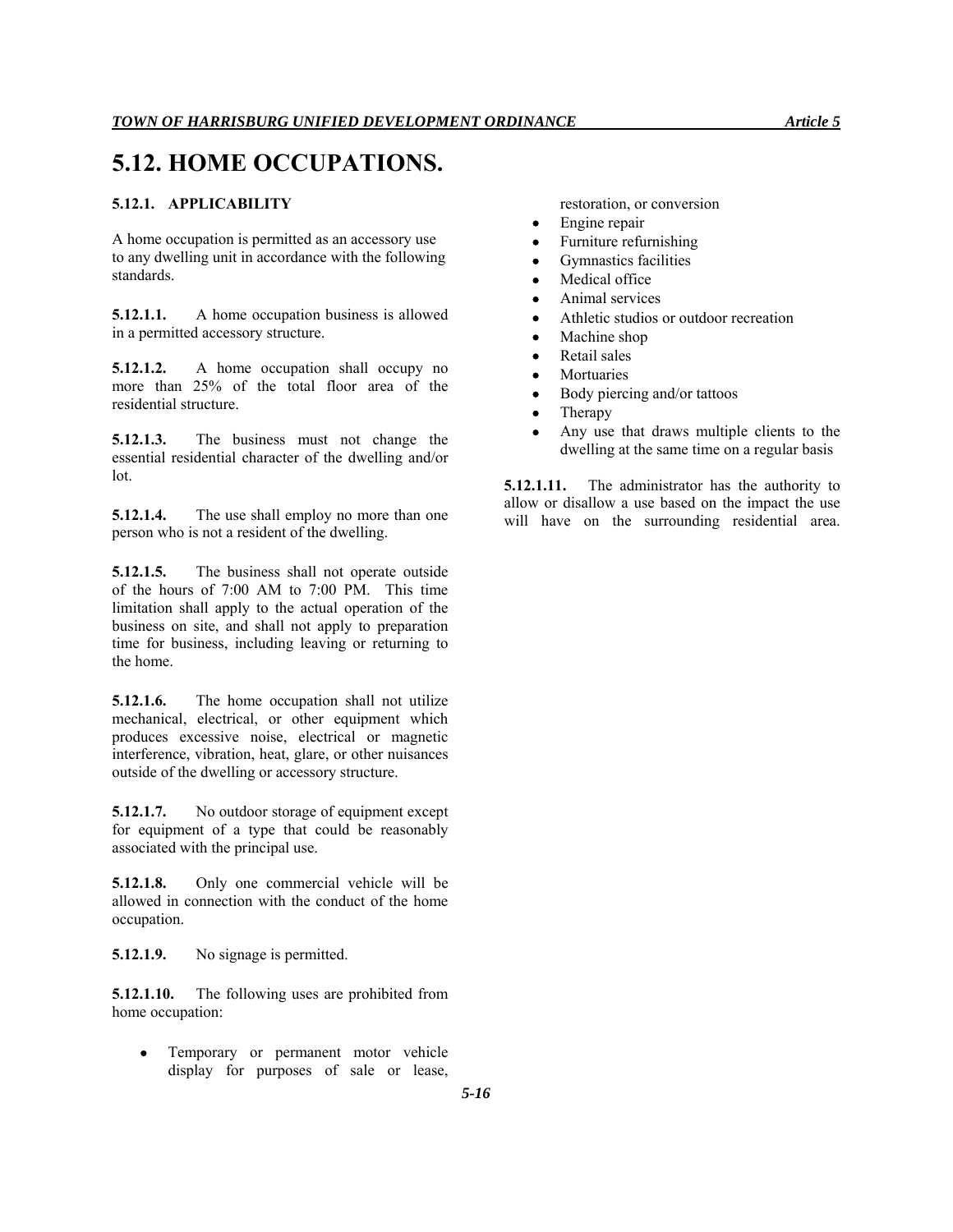# 5.12. HOME OCCUPATIONS.

### 5.12.1. APPLICABILITY

A home occupation is permitted as an accessory use to any dwelling unit in accordance with the following standards.

**5.12.1.1.** A home occupation business is allowed in a permitted accessory structure.

**5.12.1.2.** A home occupation shall occupy no more than 25% of the total floor area of the residential structure.

**5.12.1.3.** The business must not change the essential residential character of the dwelling and/or lot.

**5.12.1.4.** The use shall employ no more than one person who is not a resident of the dwelling.

**5.12.1.5.** The business shall not operate outside of the hours of 7:00 AM to 7:00 PM. This time limitation shall apply to the actual operation of the business on site, and shall not apply to preparation time for business, including leaving or returning to the home.

**5.12.1.6.** The home occupation shall not utilize mechanical, electrical, or other equipment which produces excessive noise, electrical or magnetic interference, vibration, heat, glare, or other nuisances outside of the dwelling or accessory structure.

**5.12.1.7.** No outdoor storage of equipment except for equipment of a type that could be reasonably associated with the principal use.

**5.12.1.8.** Only one commercial vehicle will be allowed in connection with the conduct of the home occupation.

**5.12.1.9.** No signage is permitted.

**5.12.1.10.** The following uses are prohibited from home occupation:

- Temporary or permanent motor vehicle display for purposes of sale or lease, restoration, or conversion
- Engine repair
- Furniture refurnishing
- Gymnastics facilities
- Medical office
- Animal services
- Athletic studios or outdoor recreation
- Machine shop
- Retail sales
- Mortuaries
- Body piercing and/or tattoos
- Therapy
- Any use that draws multiple clients to the dwelling at the same time on a regular basis

**5.12.1.11.** The administrator has the authority to allow or disallow a use based on the impact the use will have on the surrounding residential area.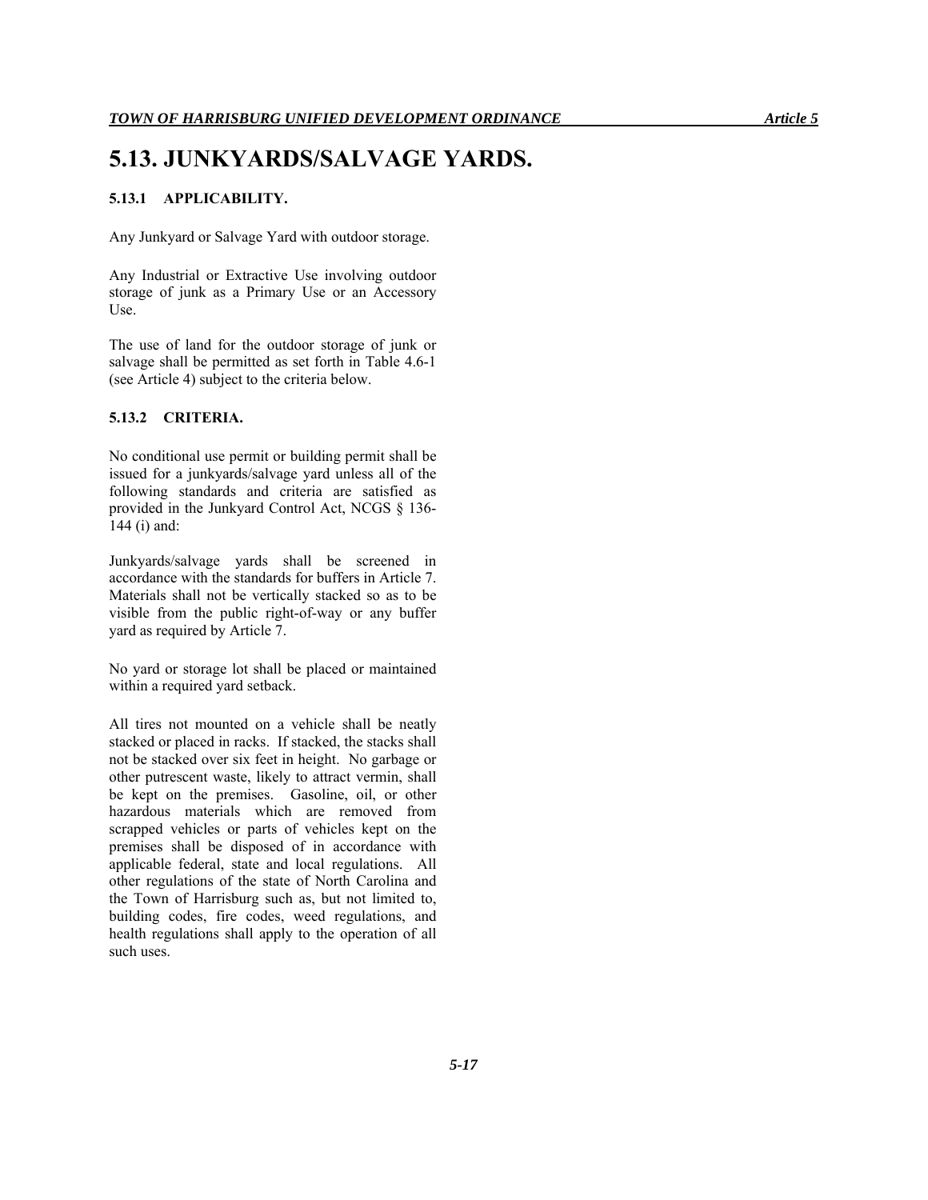# 5.13. JUNKYARDS/SALVAGE YARDS.

### 5.13.1 APPLICABILITY.

Any Junkyard or Salvage Yard with outdoor storage.

Any Industrial or Extractive Use involving outdoor storage of junk as a Primary Use or an Accessory Use.

The use of land for the outdoor storage of junk or salvage shall be permitted as set forth in Table 4.6-1 (see Article 4) subject to the criteria below.

### 5.13.2 CRITERIA.

No conditional use permit or building permit shall be issued for a junkyards/salvage yard unless all of the following standards and criteria are satisfied as provided in the Junkyard Control Act, NCGS § 136-144 (i) and:

Junkyards/salvage yards shall be screened in accordance with the standards for buffers in Article 7. Materials shall not be vertically stacked so as to be visible from the public right-of-way or any buffer yard as required by Article 7.

No yard or storage lot shall be placed or maintained within a required yard setback.

All tires not mounted on a vehicle shall be neatly stacked or placed in racks. If stacked, the stacks shall not be stacked over six feet in height. No garbage or other putrescent waste, likely to attract vermin, shall be kept on the premises. Gasoline, oil, or other hazardous materials which are removed from scrapped vehicles or parts of vehicles kept on the premises shall be disposed of in accordance with applicable federal, state and local regulations. All other regulations of the state of North Carolina and the Town of Harrisburg such as, but not limited to, building codes, fire codes, weed regulations, and health regulations shall apply to the operation of all such uses.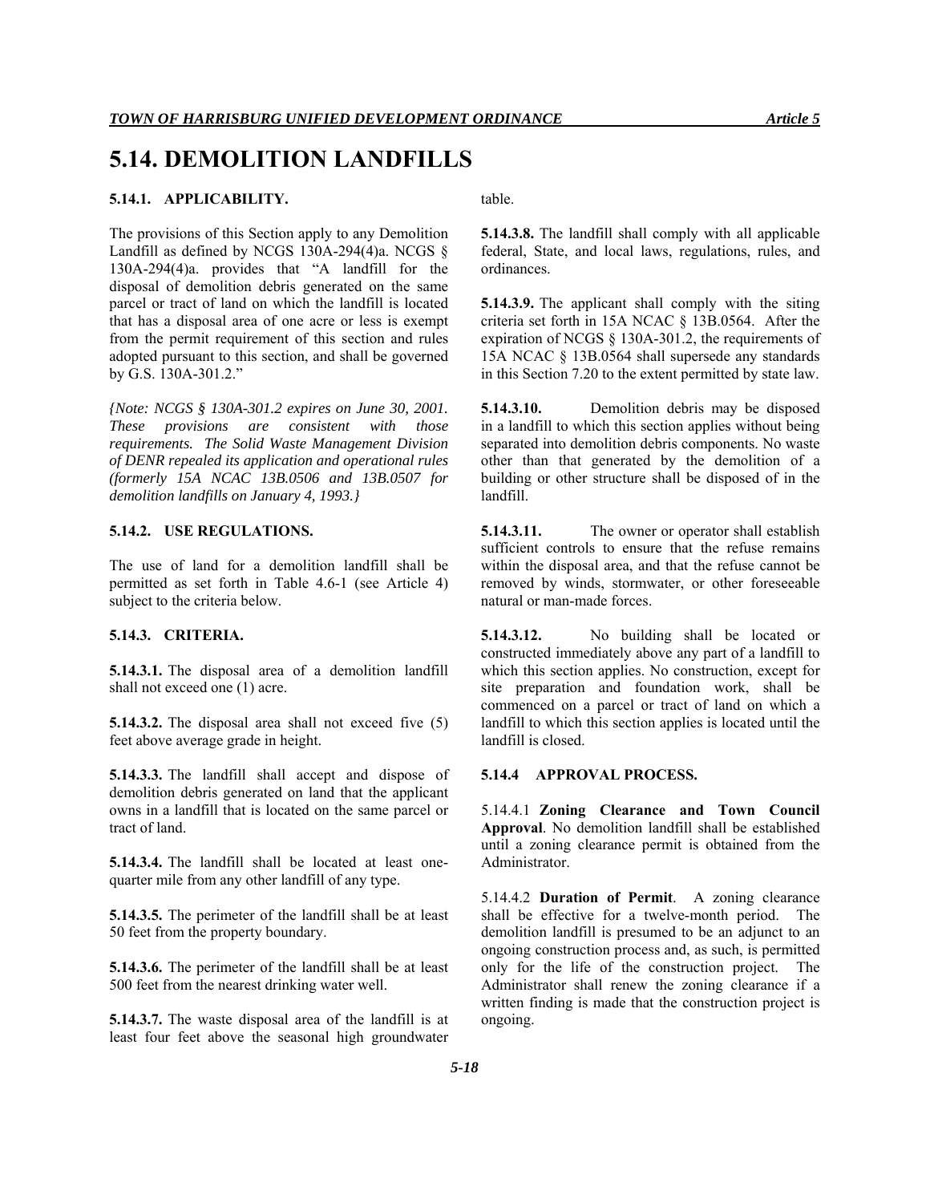# 5.14. DEMOLITION LANDFILLS

### 5.14.1. APPLICABILITY.

The provisions of this Section apply to any Demolition Landfill as defined by NCGS 130A-294(4)a. NCGS § 130A-294(4)a. provides that "A landfill for the disposal of demolition debris generated on the same parcel or tract of land on which the landfill is located that has a disposal area of one acre or less is exempt from the permit requirement of this section and rules adopted pursuant to this section, and shall be governed by G.S. 130A-301.2."

*{Note: NCGS § 130A-301.2 expires on June 30, 2001. These provisions are consistent with those requirements. The Solid Waste Management Division of DENR repealed its application and operational rules (formerly 15A NCAC 13B.0506 and 13B.0507 for demolition landfills on January 4, 1993.}*

### 5.14.2. USE REGULATIONS.

The use of land for a demolition landfill shall be permitted as set forth in Table 4.6-1 (see Article 4) subject to the criteria below.

### 5.14.3. CRITERIA.

**5.14.3.1.** The disposal area of a demolition landfill shall not exceed one (1) acre.

**5.14.3.2.** The disposal area shall not exceed five (5) feet above average grade in height.

**5.14.3.3.** The landfill shall accept and dispose of demolition debris generated on land that the applicant owns in a landfill that is located on the same parcel or tract of land.

**5.14.3.4.** The landfill shall be located at least one-quarter mile from any other landfill of any type.

**5.14.3.5.** The perimeter of the landfill shall be at least 50 feet from the property boundary.

**5.14.3.6.** The perimeter of the landfill shall be at least 500 feet from the nearest drinking water well.

**5.14.3.7.** The waste disposal area of the landfill is at least four feet above the seasonal high groundwater table.

**5.14.3.8.** The landfill shall comply with all applicable federal, State, and local laws, regulations, rules, and ordinances.

**5.14.3.9.** The applicant shall comply with the siting criteria set forth in 15A NCAC § 13B.0564. After the expiration of NCGS § 130A-301.2, the requirements of 15A NCAC § 13B.0564 shall supersede any standards in this Section 7.20 to the extent permitted by state law.

**5.14.3.10.** Demolition debris may be disposed in a landfill to which this section applies without being separated into demolition debris components. No waste other than that generated by the demolition of a building or other structure shall be disposed of in the landfill.

**5.14.3.11.** The owner or operator shall establish sufficient controls to ensure that the refuse remains within the disposal area, and that the refuse cannot be removed by winds, stormwater, or other foreseeable natural or man-made forces.

**5.14.3.12.** No building shall be located or constructed immediately above any part of a landfill to which this section applies. No construction, except for site preparation and foundation work, shall be commenced on a parcel or tract of land on which a landfill to which this section applies is located until the landfill is closed.

### 5.14.4 APPROVAL PROCESS.

5.14.4.1 **Zoning Clearance and Town Council Approval**. No demolition landfill shall be established until a zoning clearance permit is obtained from the Administrator.

5.14.4.2 **Duration of Permit**. A zoning clearance shall be effective for a twelve-month period. The demolition landfill is presumed to be an adjunct to an ongoing construction process and, as such, is permitted only for the life of the construction project. The Administrator shall renew the zoning clearance if a written finding is made that the construction project is ongoing.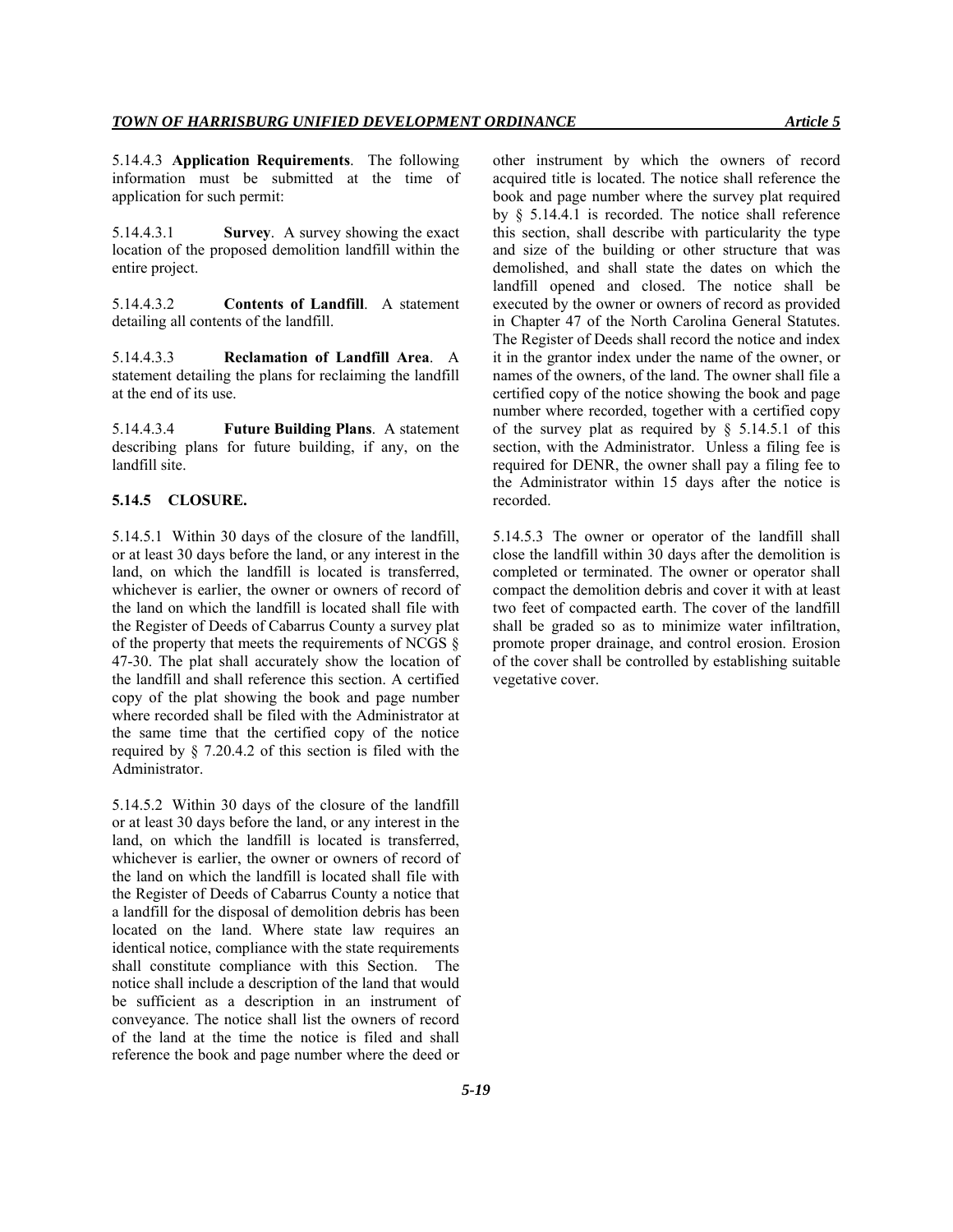5.14.4.3 **Application Requirements**. The following information must be submitted at the time of application for such permit:

5.14.4.3.1 **Survey**. A survey showing the exact location of the proposed demolition landfill within the entire project.

5.14.4.3.2 **Contents of Landfill**. A statement detailing all contents of the landfill.

5.14.4.3.3 **Reclamation of Landfill Area**. A statement detailing the plans for reclaiming the landfill at the end of its use.

5.14.4.3.4 **Future Building Plans**. A statement describing plans for future building, if any, on the landfill site.

### 5.14.5 CLOSURE.

5.14.5.1 Within 30 days of the closure of the landfill, or at least 30 days before the land, or any interest in the land, on which the landfill is located is transferred, whichever is earlier, the owner or owners of record of the land on which the landfill is located shall file with the Register of Deeds of Cabarrus County a survey plat of the property that meets the requirements of NCGS § 47-30. The plat shall accurately show the location of the landfill and shall reference this section. A certified copy of the plat showing the book and page number where recorded shall be filed with the Administrator at the same time that the certified copy of the notice required by § 7.20.4.2 of this section is filed with the Administrator.

5.14.5.2 Within 30 days of the closure of the landfill or at least 30 days before the land, or any interest in the land, on which the landfill is located is transferred, whichever is earlier, the owner or owners of record of the land on which the landfill is located shall file with the Register of Deeds of Cabarrus County a notice that a landfill for the disposal of demolition debris has been located on the land. Where state law requires an identical notice, compliance with the state requirements shall constitute compliance with this Section. The notice shall include a description of the land that would be sufficient as a description in an instrument of conveyance. The notice shall list the owners of record of the land at the time the notice is filed and shall reference the book and page number where the deed or other instrument by which the owners of record acquired title is located. The notice shall reference the book and page number where the survey plat required by § 5.14.4.1 is recorded. The notice shall reference this section, shall describe with particularity the type and size of the building or other structure that was demolished, and shall state the dates on which the landfill opened and closed. The notice shall be executed by the owner or owners of record as provided in Chapter 47 of the North Carolina General Statutes. The Register of Deeds shall record the notice and index it in the grantor index under the name of the owner, or names of the owners, of the land. The owner shall file a certified copy of the notice showing the book and page number where recorded, together with a certified copy of the survey plat as required by § 5.14.5.1 of this section, with the Administrator. Unless a filing fee is required for DENR, the owner shall pay a filing fee to the Administrator within 15 days after the notice is recorded.

5.14.5.3 The owner or operator of the landfill shall close the landfill within 30 days after the demolition is completed or terminated. The owner or operator shall compact the demolition debris and cover it with at least two feet of compacted earth. The cover of the landfill shall be graded so as to minimize water infiltration, promote proper drainage, and control erosion. Erosion of the cover shall be controlled by establishing suitable vegetative cover.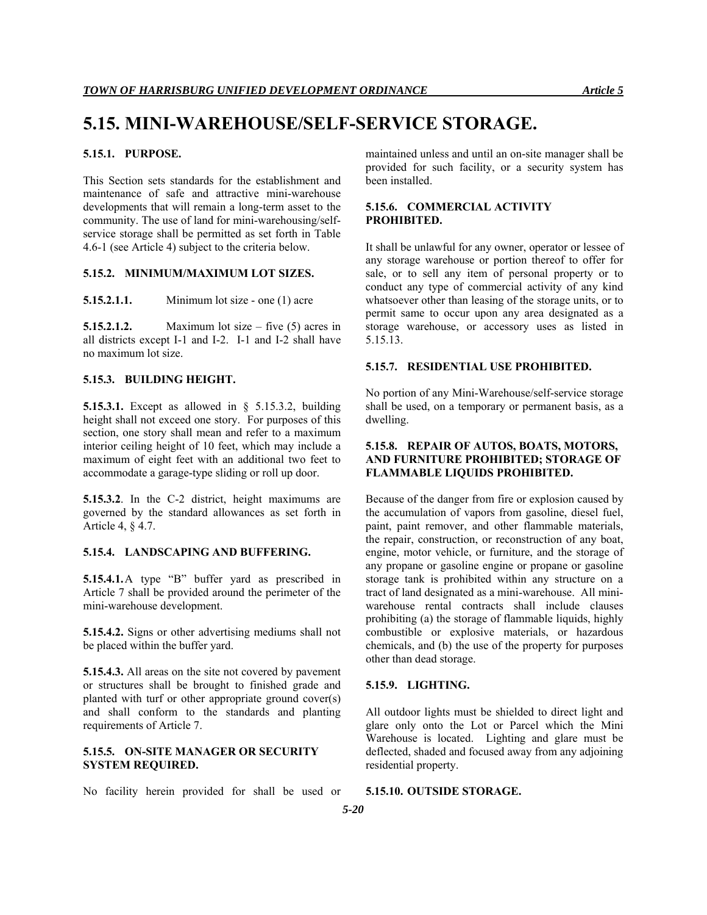# 5.15. MINI-WAREHOUSE/SELF-SERVICE STORAGE.

### 5.15.1. PURPOSE.

This Section sets standards for the establishment and maintenance of safe and attractive mini-warehouse developments that will remain a long-term asset to the community. The use of land for mini-warehousing/self-service storage shall be permitted as set forth in Table 4.6-1 (see Article 4) subject to the criteria below.

### 5.15.2. MINIMUM/MAXIMUM LOT SIZES.

**5.15.2.1.1.** Minimum lot size - one (1) acre

**5.15.2.1.2.** Maximum lot size – five (5) acres in all districts except I-1 and I-2. I-1 and I-2 shall have no maximum lot size.

### 5.15.3. BUILDING HEIGHT.

**5.15.3.1.** Except as allowed in § 5.15.3.2, building height shall not exceed one story. For purposes of this section, one story shall mean and refer to a maximum interior ceiling height of 10 feet, which may include a maximum of eight feet with an additional two feet to accommodate a garage-type sliding or roll up door.

**5.15.3.2**. In the C-2 district, height maximums are governed by the standard allowances as set forth in Article 4, § 4.7.

### 5.15.4. LANDSCAPING AND BUFFERING.

**5.15.4.1.** A type "B" buffer yard as prescribed in Article 7 shall be provided around the perimeter of the mini-warehouse development.

**5.15.4.2.** Signs or other advertising mediums shall not be placed within the buffer yard.

**5.15.4.3.** All areas on the site not covered by pavement or structures shall be brought to finished grade and planted with turf or other appropriate ground cover(s) and shall conform to the standards and planting requirements of Article 7.

### 5.15.5. ON-SITE MANAGER OR SECURITY SYSTEM REQUIRED.

No facility herein provided for shall be used or maintained unless and until an on-site manager shall be provided for such facility, or a security system has been installed.

### 5.15.6. COMMERCIAL ACTIVITY PROHIBITED.

It shall be unlawful for any owner, operator or lessee of any storage warehouse or portion thereof to offer for sale, or to sell any item of personal property or to conduct any type of commercial activity of any kind whatsoever other than leasing of the storage units, or to permit same to occur upon any area designated as a storage warehouse, or accessory uses as listed in 5.15.13.

### 5.15.7. RESIDENTIAL USE PROHIBITED.

No portion of any Mini-Warehouse/self-service storage shall be used, on a temporary or permanent basis, as a dwelling.

### 5.15.8. REPAIR OF AUTOS, BOATS, MOTORS, AND FURNITURE PROHIBITED; STORAGE OF FLAMMABLE LIQUIDS PROHIBITED.

Because of the danger from fire or explosion caused by the accumulation of vapors from gasoline, diesel fuel, paint, paint remover, and other flammable materials, the repair, construction, or reconstruction of any boat, engine, motor vehicle, or furniture, and the storage of any propane or gasoline engine or propane or gasoline storage tank is prohibited within any structure on a tract of land designated as a mini-warehouse. All mini-warehouse rental contracts shall include clauses prohibiting (a) the storage of flammable liquids, highly combustible or explosive materials, or hazardous chemicals, and (b) the use of the property for purposes other than dead storage.

### 5.15.9. LIGHTING.

All outdoor lights must be shielded to direct light and glare only onto the Lot or Parcel which the Mini Warehouse is located. Lighting and glare must be deflected, shaded and focused away from any adjoining residential property.

### 5.15.10. OUTSIDE STORAGE.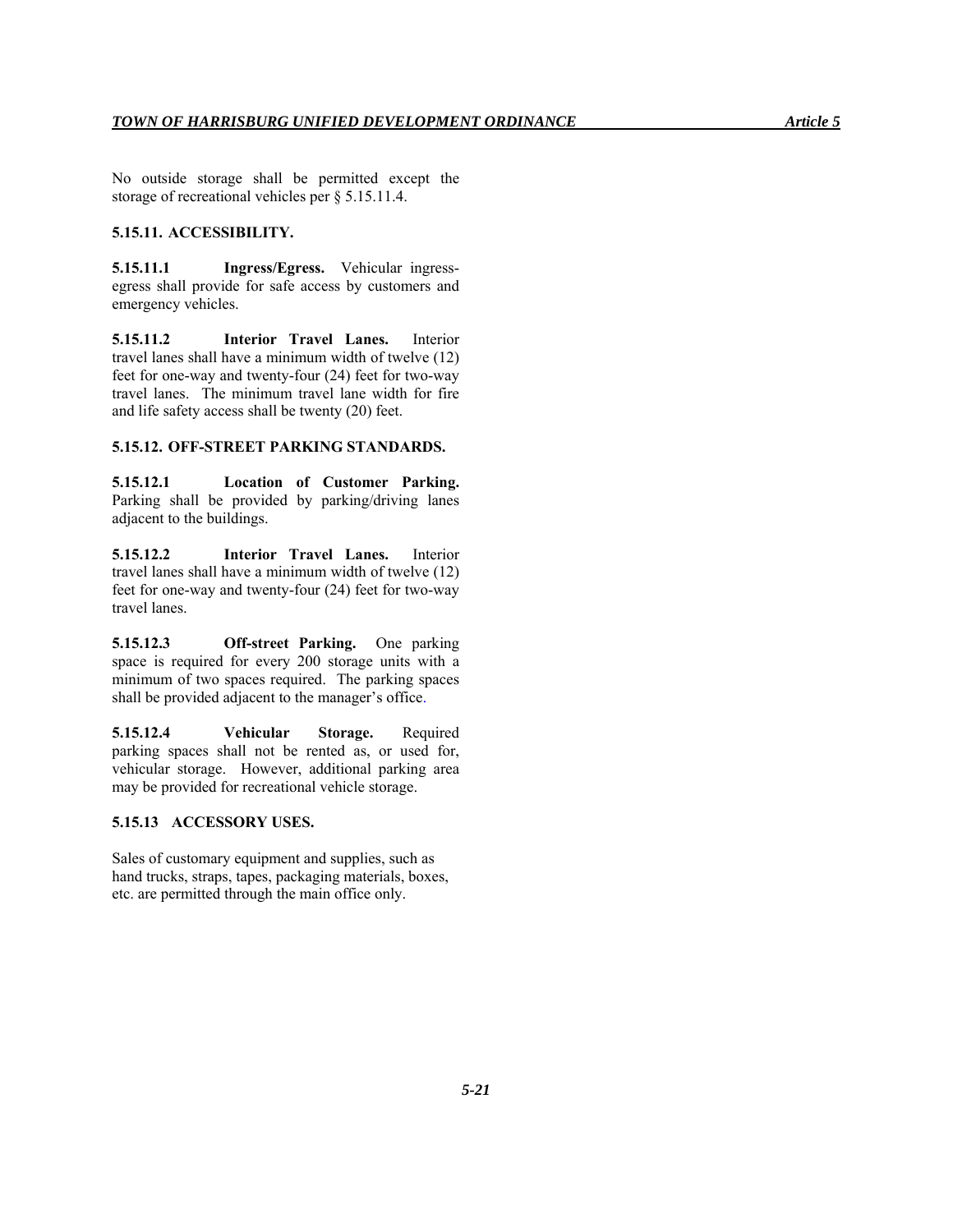No outside storage shall be permitted except the storage of recreational vehicles per § 5.15.11.4.

### 5.15.11. ACCESSIBILITY.

**5.15.11.1 Ingress/Egress.** Vehicular ingress-egress shall provide for safe access by customers and emergency vehicles.

**5.15.11.2 Interior Travel Lanes.** Interior travel lanes shall have a minimum width of twelve (12) feet for one-way and twenty-four (24) feet for two-way travel lanes. The minimum travel lane width for fire and life safety access shall be twenty (20) feet.

### 5.15.12. OFF-STREET PARKING STANDARDS.

**5.15.12.1 Location of Customer Parking.** Parking shall be provided by parking/driving lanes adjacent to the buildings.

**5.15.12.2 Interior Travel Lanes.** Interior travel lanes shall have a minimum width of twelve (12) feet for one-way and twenty-four (24) feet for two-way travel lanes.

**5.15.12.3 Off-street Parking.** One parking space is required for every 200 storage units with a minimum of two spaces required. The parking spaces shall be provided adjacent to the manager's office.

**5.15.12.4 Vehicular Storage.** Required parking spaces shall not be rented as, or used for, vehicular storage. However, additional parking area may be provided for recreational vehicle storage.

### 5.15.13 ACCESSORY USES.

Sales of customary equipment and supplies, such as hand trucks, straps, tapes, packaging materials, boxes, etc. are permitted through the main office only.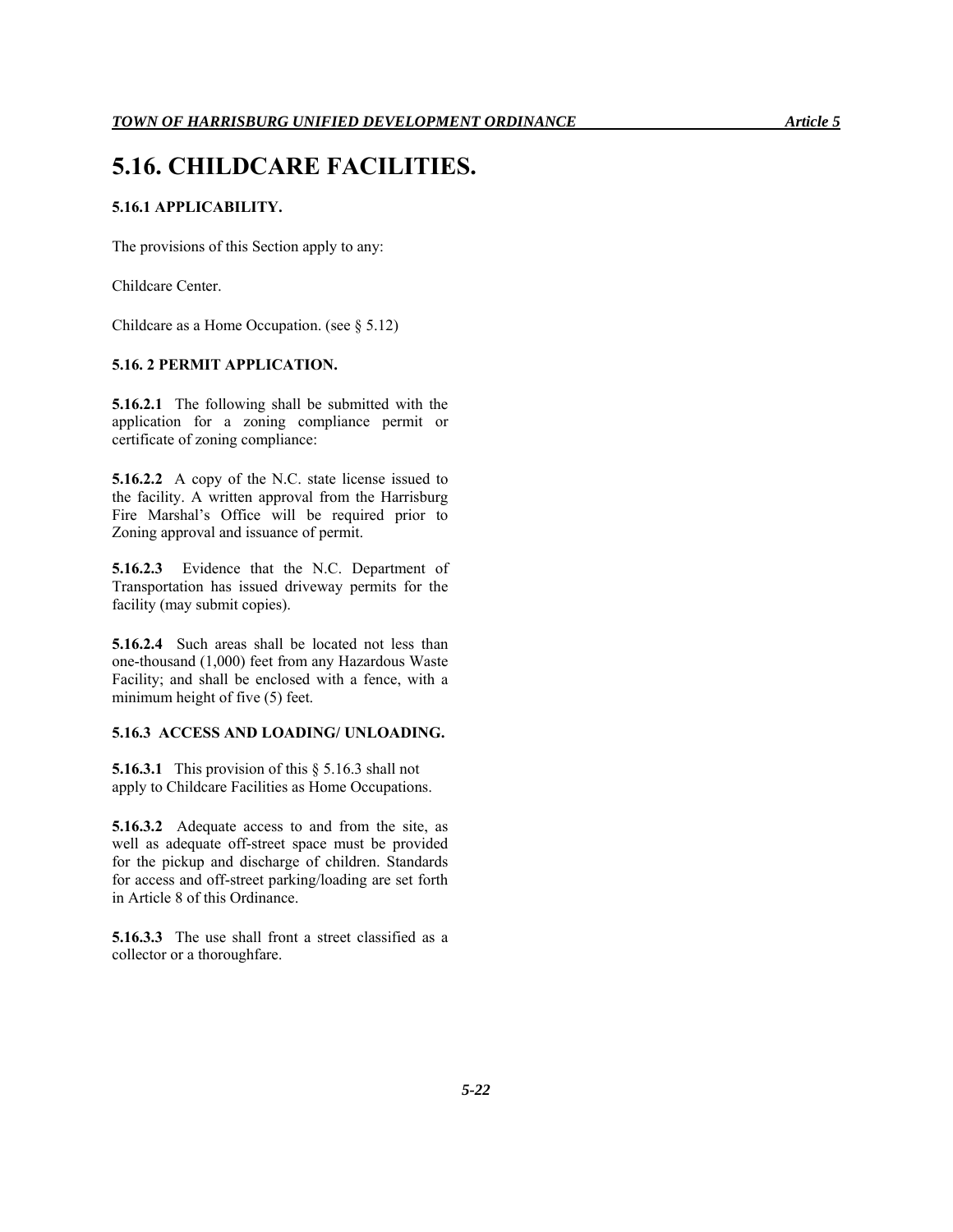# 5.16. CHILDCARE FACILITIES.

### 5.16.1 APPLICABILITY.

The provisions of this Section apply to any:

Childcare Center.

Childcare as a Home Occupation. (see § 5.12)

### 5.16. 2 PERMIT APPLICATION.

**5.16.2.1** The following shall be submitted with the application for a zoning compliance permit or certificate of zoning compliance:

**5.16.2.2** A copy of the N.C. state license issued to the facility. A written approval from the Harrisburg Fire Marshal's Office will be required prior to Zoning approval and issuance of permit.

**5.16.2.3** Evidence that the N.C. Department of Transportation has issued driveway permits for the facility (may submit copies).

**5.16.2.4** Such areas shall be located not less than one-thousand (1,000) feet from any Hazardous Waste Facility; and shall be enclosed with a fence, with a minimum height of five (5) feet.

### 5.16.3 ACCESS AND LOADING/ UNLOADING.

**5.16.3.1** This provision of this § 5.16.3 shall not apply to Childcare Facilities as Home Occupations.

**5.16.3.2** Adequate access to and from the site, as well as adequate off-street space must be provided for the pickup and discharge of children. Standards for access and off-street parking/loading are set forth in Article 8 of this Ordinance.

**5.16.3.3** The use shall front a street classified as a collector or a thoroughfare.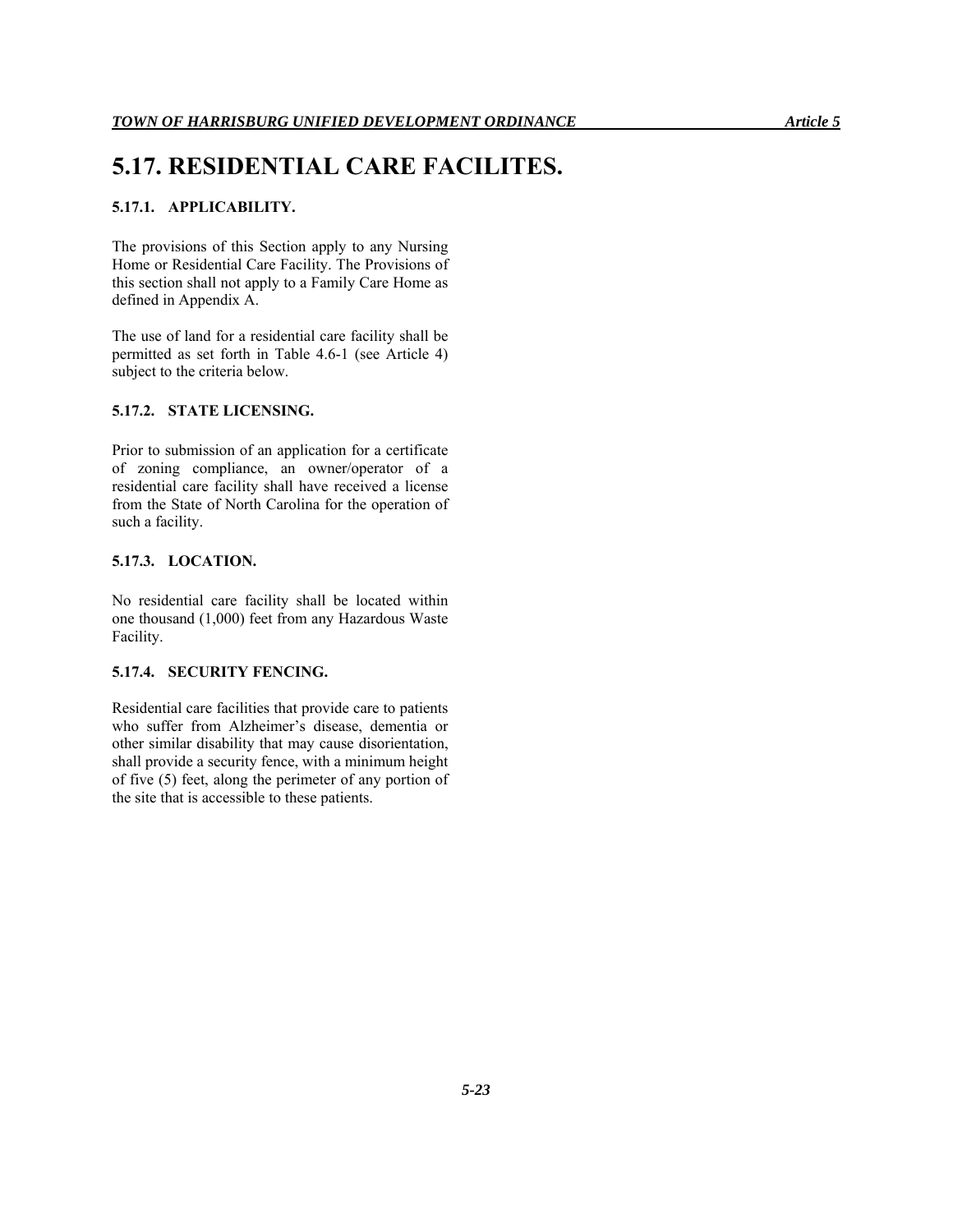# 5.17. RESIDENTIAL CARE FACILITES.

### 5.17.1. APPLICABILITY.

The provisions of this Section apply to any Nursing Home or Residential Care Facility. The Provisions of this section shall not apply to a Family Care Home as defined in Appendix A.

The use of land for a residential care facility shall be permitted as set forth in Table 4.6-1 (see Article 4) subject to the criteria below.

### 5.17.2. STATE LICENSING.

Prior to submission of an application for a certificate of zoning compliance, an owner/operator of a residential care facility shall have received a license from the State of North Carolina for the operation of such a facility.

### 5.17.3. LOCATION.

No residential care facility shall be located within one thousand (1,000) feet from any Hazardous Waste Facility.

### 5.17.4. SECURITY FENCING.

Residential care facilities that provide care to patients who suffer from Alzheimer's disease, dementia or other similar disability that may cause disorientation, shall provide a security fence, with a minimum height of five (5) feet, along the perimeter of any portion of the site that is accessible to these patients.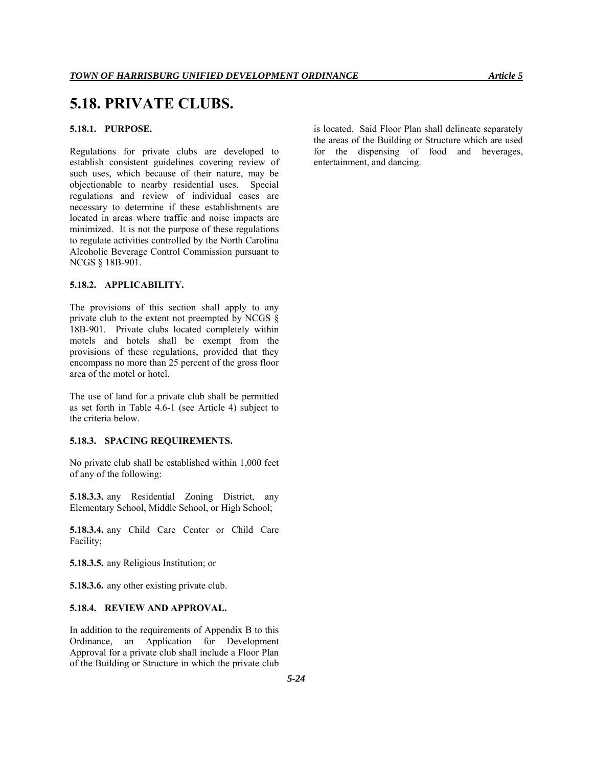# 5.18. PRIVATE CLUBS.

### 5.18.1. PURPOSE.

Regulations for private clubs are developed to establish consistent guidelines covering review of such uses, which because of their nature, may be objectionable to nearby residential uses. Special regulations and review of individual cases are necessary to determine if these establishments are located in areas where traffic and noise impacts are minimized. It is not the purpose of these regulations to regulate activities controlled by the North Carolina Alcoholic Beverage Control Commission pursuant to NCGS § 18B-901.

### 5.18.2. APPLICABILITY.

The provisions of this section shall apply to any private club to the extent not preempted by NCGS § 18B-901. Private clubs located completely within motels and hotels shall be exempt from the provisions of these regulations, provided that they encompass no more than 25 percent of the gross floor area of the motel or hotel.

The use of land for a private club shall be permitted as set forth in Table 4.6-1 (see Article 4) subject to the criteria below.

### 5.18.3. SPACING REQUIREMENTS.

No private club shall be established within 1,000 feet of any of the following:

**5.18.3.3.** any Residential Zoning District, any Elementary School, Middle School, or High School;

**5.18.3.4.** any Child Care Center or Child Care Facility;

**5.18.3.5.** any Religious Institution; or

**5.18.3.6.** any other existing private club.

### 5.18.4. REVIEW AND APPROVAL.

In addition to the requirements of Appendix B to this Ordinance, an Application for Development Approval for a private club shall include a Floor Plan of the Building or Structure in which the private club is located. Said Floor Plan shall delineate separately the areas of the Building or Structure which are used for the dispensing of food and beverages, entertainment, and dancing.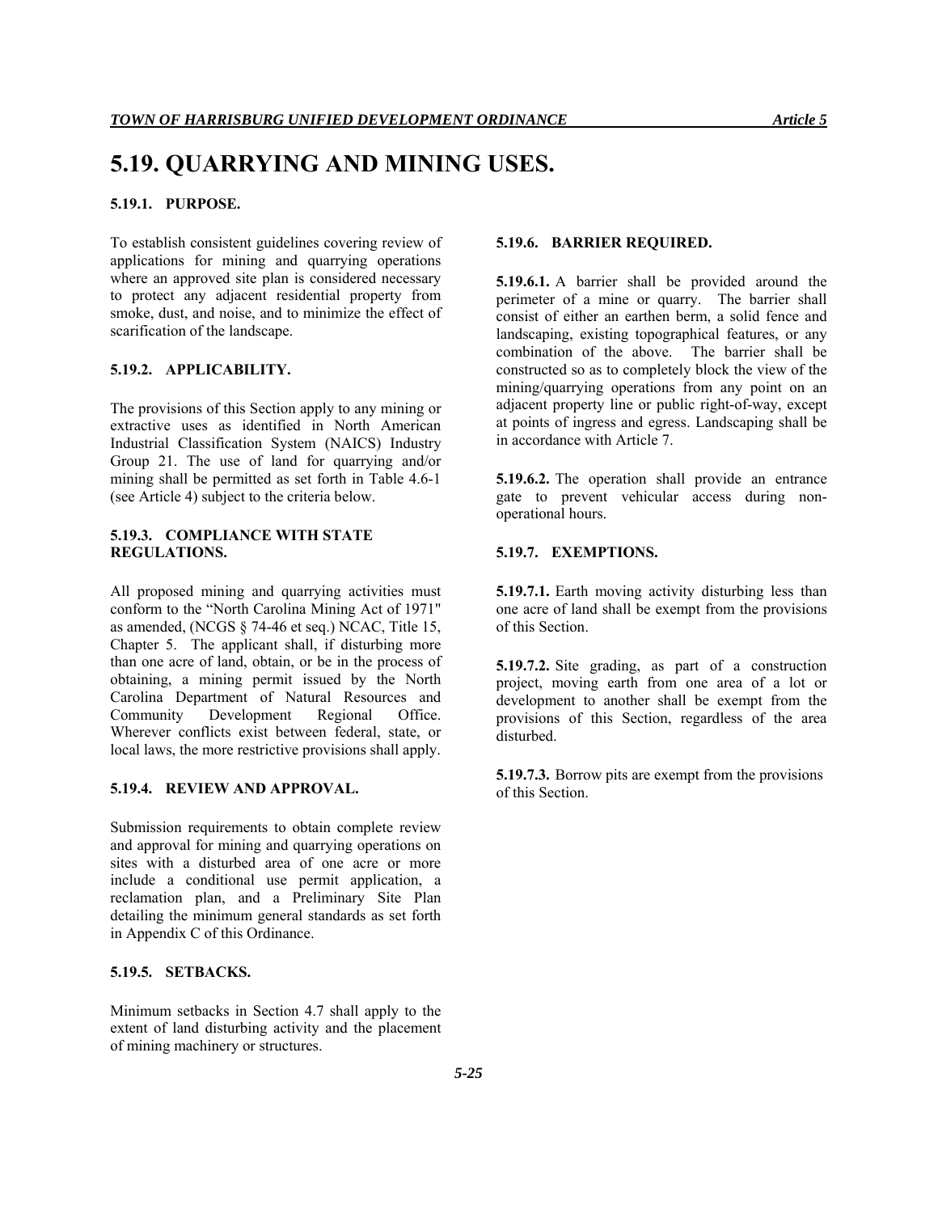# 5.19. QUARRYING AND MINING USES.

### 5.19.1. PURPOSE.

To establish consistent guidelines covering review of applications for mining and quarrying operations where an approved site plan is considered necessary to protect any adjacent residential property from smoke, dust, and noise, and to minimize the effect of scarification of the landscape.

### 5.19.2. APPLICABILITY.

The provisions of this Section apply to any mining or extractive uses as identified in North American Industrial Classification System (NAICS) Industry Group 21. The use of land for quarrying and/or mining shall be permitted as set forth in Table 4.6-1 (see Article 4) subject to the criteria below.

### 5.19.3. COMPLIANCE WITH STATE REGULATIONS.

All proposed mining and quarrying activities must conform to the "North Carolina Mining Act of 1971" as amended, (NCGS § 74-46 et seq.) NCAC, Title 15, Chapter 5. The applicant shall, if disturbing more than one acre of land, obtain, or be in the process of obtaining, a mining permit issued by the North Carolina Department of Natural Resources and Community Development Regional Office. Wherever conflicts exist between federal, state, or local laws, the more restrictive provisions shall apply.

### 5.19.4. REVIEW AND APPROVAL.

Submission requirements to obtain complete review and approval for mining and quarrying operations on sites with a disturbed area of one acre or more include a conditional use permit application, a reclamation plan, and a Preliminary Site Plan detailing the minimum general standards as set forth in Appendix C of this Ordinance.

### 5.19.5. SETBACKS.

Minimum setbacks in Section 4.7 shall apply to the extent of land disturbing activity and the placement of mining machinery or structures.

### 5.19.6. BARRIER REQUIRED.

**5.19.6.1.** A barrier shall be provided around the perimeter of a mine or quarry. The barrier shall consist of either an earthen berm, a solid fence and landscaping, existing topographical features, or any combination of the above. The barrier shall be constructed so as to completely block the view of the mining/quarrying operations from any point on an adjacent property line or public right-of-way, except at points of ingress and egress. Landscaping shall be in accordance with Article 7.

**5.19.6.2.** The operation shall provide an entrance gate to prevent vehicular access during non-operational hours.

### 5.19.7. EXEMPTIONS.

**5.19.7.1.** Earth moving activity disturbing less than one acre of land shall be exempt from the provisions of this Section.

**5.19.7.2.** Site grading, as part of a construction project, moving earth from one area of a lot or development to another shall be exempt from the provisions of this Section, regardless of the area disturbed.

**5.19.7.3.** Borrow pits are exempt from the provisions of this Section.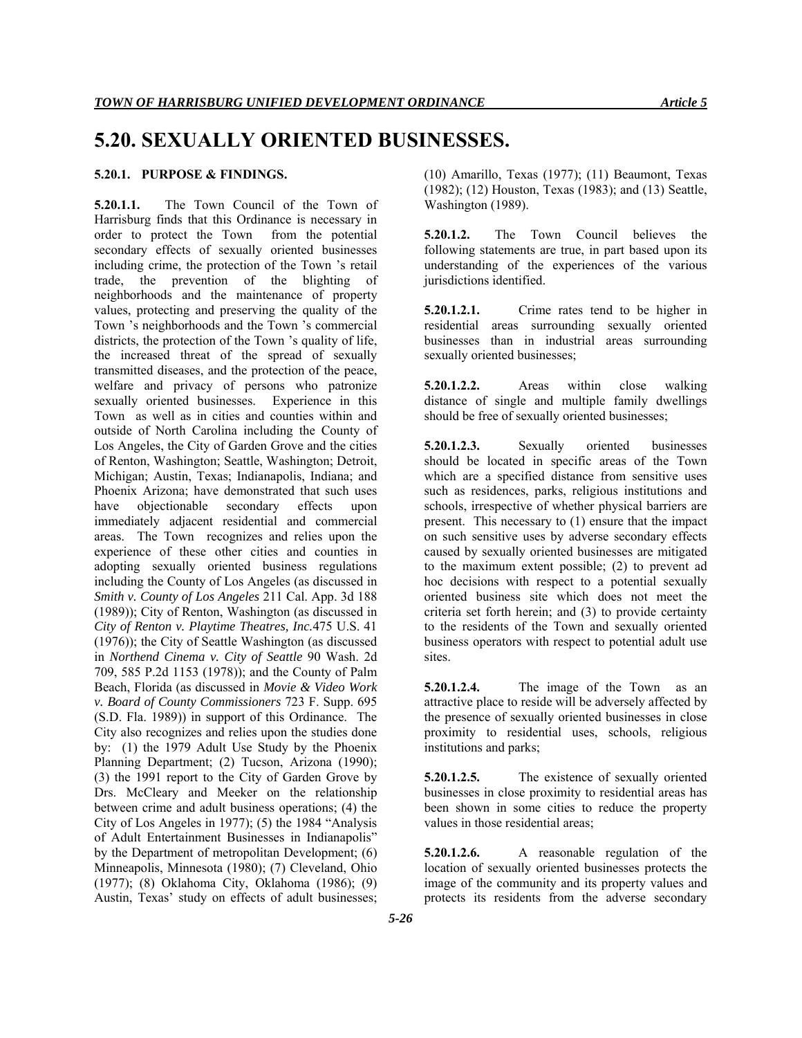# 5.20. SEXUALLY ORIENTED BUSINESSES.

### 5.20.1. PURPOSE & FINDINGS.

**5.20.1.1.** The Town Council of the Town of Harrisburg finds that this Ordinance is necessary in order to protect the Town from the potential secondary effects of sexually oriented businesses including crime, the protection of the Town 's retail trade, the prevention of the blighting of neighborhoods and the maintenance of property values, protecting and preserving the quality of the Town 's neighborhoods and the Town 's commercial districts, the protection of the Town 's quality of life, the increased threat of the spread of sexually transmitted diseases, and the protection of the peace, welfare and privacy of persons who patronize sexually oriented businesses. Experience in this Town as well as in cities and counties within and outside of North Carolina including the County of Los Angeles, the City of Garden Grove and the cities of Renton, Washington; Seattle, Washington; Detroit, Michigan; Austin, Texas; Indianapolis, Indiana; and Phoenix Arizona; have demonstrated that such uses have objectionable secondary effects upon immediately adjacent residential and commercial areas. The Town recognizes and relies upon the experience of these other cities and counties in adopting sexually oriented business regulations including the County of Los Angeles (as discussed in *Smith v. County of Los Angeles* 211 Cal. App. 3d 188 (1989)); City of Renton, Washington (as discussed in *City of Renton v. Playtime Theatres, Inc.*475 U.S. 41 (1976)); the City of Seattle Washington (as discussed in *Northend Cinema v. City of Seattle* 90 Wash. 2d 709, 585 P.2d 1153 (1978)); and the County of Palm Beach, Florida (as discussed in *Movie & Video Work v. Board of County Commissioners* 723 F. Supp. 695 (S.D. Fla. 1989)) in support of this Ordinance. The City also recognizes and relies upon the studies done by: (1) the 1979 Adult Use Study by the Phoenix Planning Department; (2) Tucson, Arizona (1990); (3) the 1991 report to the City of Garden Grove by Drs. McCleary and Meeker on the relationship between crime and adult business operations; (4) the City of Los Angeles in 1977); (5) the 1984 "Analysis of Adult Entertainment Businesses in Indianapolis" by the Department of metropolitan Development; (6) Minneapolis, Minnesota (1980); (7) Cleveland, Ohio (1977); (8) Oklahoma City, Oklahoma (1986); (9) Austin, Texas' study on effects of adult businesses; (10) Amarillo, Texas (1977); (11) Beaumont, Texas (1982); (12) Houston, Texas (1983); and (13) Seattle, Washington (1989).

**5.20.1.2.** The Town Council believes the following statements are true, in part based upon its understanding of the experiences of the various jurisdictions identified.

**5.20.1.2.1.** Crime rates tend to be higher in residential areas surrounding sexually oriented businesses than in industrial areas surrounding sexually oriented businesses;

**5.20.1.2.2.** Areas within close walking distance of single and multiple family dwellings should be free of sexually oriented businesses;

**5.20.1.2.3.** Sexually oriented businesses should be located in specific areas of the Town which are a specified distance from sensitive uses such as residences, parks, religious institutions and schools, irrespective of whether physical barriers are present. This necessary to (1) ensure that the impact on such sensitive uses by adverse secondary effects caused by sexually oriented businesses are mitigated to the maximum extent possible; (2) to prevent ad hoc decisions with respect to a potential sexually oriented business site which does not meet the criteria set forth herein; and (3) to provide certainty to the residents of the Town and sexually oriented business operators with respect to potential adult use sites.

**5.20.1.2.4.** The image of the Town as an attractive place to reside will be adversely affected by the presence of sexually oriented businesses in close proximity to residential uses, schools, religious institutions and parks;

**5.20.1.2.5.** The existence of sexually oriented businesses in close proximity to residential areas has been shown in some cities to reduce the property values in those residential areas;

**5.20.1.2.6.** A reasonable regulation of the location of sexually oriented businesses protects the image of the community and its property values and protects its residents from the adverse secondary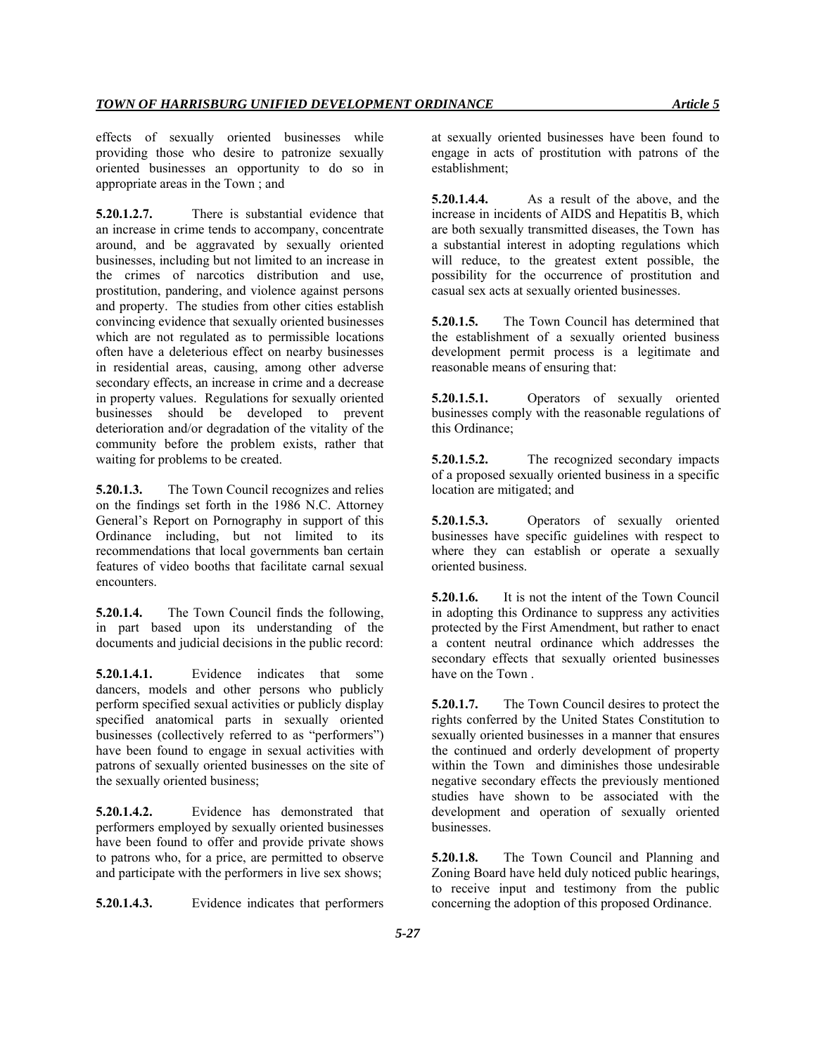effects of sexually oriented businesses while providing those who desire to patronize sexually oriented businesses an opportunity to do so in appropriate areas in the Town ; and

**5.20.1.2.7.** There is substantial evidence that an increase in crime tends to accompany, concentrate around, and be aggravated by sexually oriented businesses, including but not limited to an increase in the crimes of narcotics distribution and use, prostitution, pandering, and violence against persons and property. The studies from other cities establish convincing evidence that sexually oriented businesses which are not regulated as to permissible locations often have a deleterious effect on nearby businesses in residential areas, causing, among other adverse secondary effects, an increase in crime and a decrease in property values. Regulations for sexually oriented businesses should be developed to prevent deterioration and/or degradation of the vitality of the community before the problem exists, rather that waiting for problems to be created.

**5.20.1.3.** The Town Council recognizes and relies on the findings set forth in the 1986 N.C. Attorney General's Report on Pornography in support of this Ordinance including, but not limited to its recommendations that local governments ban certain features of video booths that facilitate carnal sexual encounters.

**5.20.1.4.** The Town Council finds the following, in part based upon its understanding of the documents and judicial decisions in the public record:

**5.20.1.4.1.** Evidence indicates that some dancers, models and other persons who publicly perform specified sexual activities or publicly display specified anatomical parts in sexually oriented businesses (collectively referred to as "performers") have been found to engage in sexual activities with patrons of sexually oriented businesses on the site of the sexually oriented business;

**5.20.1.4.2.** Evidence has demonstrated that performers employed by sexually oriented businesses have been found to offer and provide private shows to patrons who, for a price, are permitted to observe and participate with the performers in live sex shows;

**5.20.1.4.3.** Evidence indicates that performers at sexually oriented businesses have been found to engage in acts of prostitution with patrons of the establishment;

**5.20.1.4.4.** As a result of the above, and the increase in incidents of AIDS and Hepatitis B, which are both sexually transmitted diseases, the Town has a substantial interest in adopting regulations which will reduce, to the greatest extent possible, the possibility for the occurrence of prostitution and casual sex acts at sexually oriented businesses.

**5.20.1.5.** The Town Council has determined that the establishment of a sexually oriented business development permit process is a legitimate and reasonable means of ensuring that:

**5.20.1.5.1.** Operators of sexually oriented businesses comply with the reasonable regulations of this Ordinance;

**5.20.1.5.2.** The recognized secondary impacts of a proposed sexually oriented business in a specific location are mitigated; and

**5.20.1.5.3.** Operators of sexually oriented businesses have specific guidelines with respect to where they can establish or operate a sexually oriented business.

**5.20.1.6.** It is not the intent of the Town Council in adopting this Ordinance to suppress any activities protected by the First Amendment, but rather to enact a content neutral ordinance which addresses the secondary effects that sexually oriented businesses have on the Town .

**5.20.1.7.** The Town Council desires to protect the rights conferred by the United States Constitution to sexually oriented businesses in a manner that ensures the continued and orderly development of property within the Town and diminishes those undesirable negative secondary effects the previously mentioned studies have shown to be associated with the development and operation of sexually oriented businesses.

**5.20.1.8.** The Town Council and Planning and Zoning Board have held duly noticed public hearings, to receive input and testimony from the public concerning the adoption of this proposed Ordinance.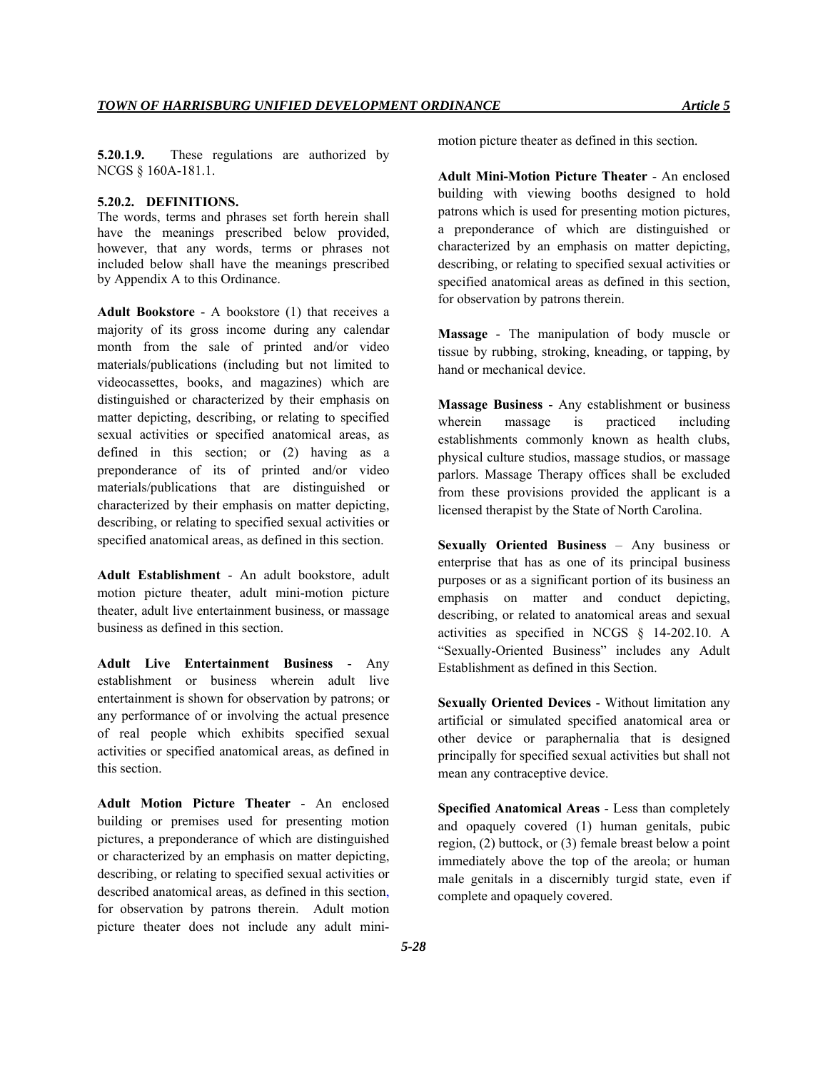**5.20.1.9.** These regulations are authorized by NCGS § 160A-181.1.

**5.20.2. DEFINITIONS.**

The words, terms and phrases set forth herein shall have the meanings prescribed below provided, however, that any words, terms or phrases not included below shall have the meanings prescribed by Appendix A to this Ordinance.

**Adult Bookstore** - A bookstore (1) that receives a majority of its gross income during any calendar month from the sale of printed and/or video materials/publications (including but not limited to videocassettes, books, and magazines) which are distinguished or characterized by their emphasis on matter depicting, describing, or relating to specified sexual activities or specified anatomical areas, as defined in this section; or (2) having as a preponderance of its of printed and/or video materials/publications that are distinguished or characterized by their emphasis on matter depicting, describing, or relating to specified sexual activities or specified anatomical areas, as defined in this section.

**Adult Establishment** - An adult bookstore, adult motion picture theater, adult mini-motion picture theater, adult live entertainment business, or massage business as defined in this section.

**Adult Live Entertainment Business** - Any establishment or business wherein adult live entertainment is shown for observation by patrons; or any performance of or involving the actual presence of real people which exhibits specified sexual activities or specified anatomical areas, as defined in this section.

**Adult Motion Picture Theater** - An enclosed building or premises used for presenting motion pictures, a preponderance of which are distinguished or characterized by an emphasis on matter depicting, describing, or relating to specified sexual activities or described anatomical areas, as defined in this section, for observation by patrons therein. Adult motion picture theater does not include any adult mini-motion picture theater as defined in this section.

**Adult Mini-Motion Picture Theater** - An enclosed building with viewing booths designed to hold patrons which is used for presenting motion pictures, a preponderance of which are distinguished or characterized by an emphasis on matter depicting, describing, or relating to specified sexual activities or specified anatomical areas as defined in this section, for observation by patrons therein.

**Massage** - The manipulation of body muscle or tissue by rubbing, stroking, kneading, or tapping, by hand or mechanical device.

**Massage Business** - Any establishment or business wherein massage is practiced including establishments commonly known as health clubs, physical culture studios, massage studios, or massage parlors. Massage Therapy offices shall be excluded from these provisions provided the applicant is a licensed therapist by the State of North Carolina.

**Sexually Oriented Business** – Any business or enterprise that has as one of its principal business purposes or as a significant portion of its business an emphasis on matter and conduct depicting, describing, or related to anatomical areas and sexual activities as specified in NCGS § 14-202.10. A "Sexually-Oriented Business" includes any Adult Establishment as defined in this Section.

**Sexually Oriented Devices** - Without limitation any artificial or simulated specified anatomical area or other device or paraphernalia that is designed principally for specified sexual activities but shall not mean any contraceptive device.

**Specified Anatomical Areas** - Less than completely and opaquely covered (1) human genitals, pubic region, (2) buttock, or (3) female breast below a point immediately above the top of the areola; or human male genitals in a discernibly turgid state, even if complete and opaquely covered.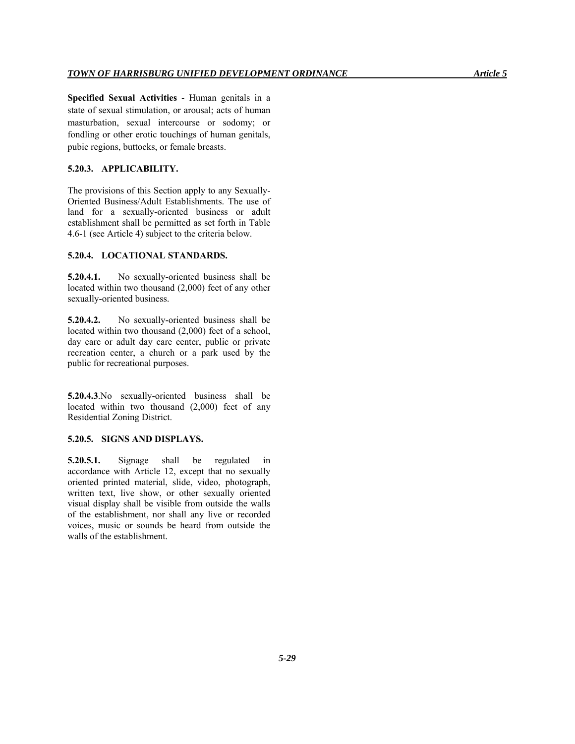**Specified Sexual Activities** - Human genitals in a state of sexual stimulation, or arousal; acts of human masturbation, sexual intercourse or sodomy; or fondling or other erotic touchings of human genitals, pubic regions, buttocks, or female breasts.

### 5.20.3. APPLICABILITY.

The provisions of this Section apply to any Sexually-Oriented Business/Adult Establishments. The use of land for a sexually-oriented business or adult establishment shall be permitted as set forth in Table 4.6-1 (see Article 4) subject to the criteria below.

### 5.20.4. LOCATIONAL STANDARDS.

**5.20.4.1.** No sexually-oriented business shall be located within two thousand (2,000) feet of any other sexually-oriented business.

**5.20.4.2.** No sexually-oriented business shall be located within two thousand (2,000) feet of a school, day care or adult day care center, public or private recreation center, a church or a park used by the public for recreational purposes.

**5.20.4.3**.No sexually-oriented business shall be located within two thousand (2,000) feet of any Residential Zoning District.

### 5.20.5. SIGNS AND DISPLAYS.

**5.20.5.1.** Signage shall be regulated in accordance with Article 12, except that no sexually oriented printed material, slide, video, photograph, written text, live show, or other sexually oriented visual display shall be visible from outside the walls of the establishment, nor shall any live or recorded voices, music or sounds be heard from outside the walls of the establishment.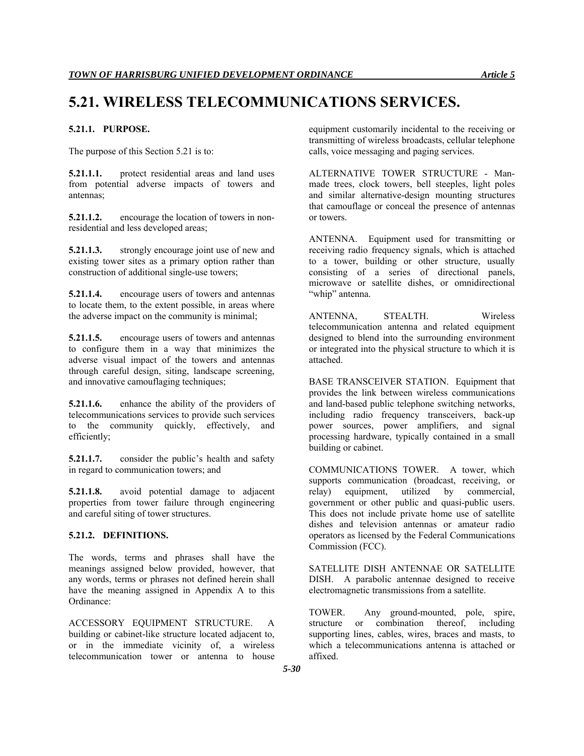# 5.21. WIRELESS TELECOMMUNICATIONS SERVICES.

### 5.21.1. PURPOSE.

The purpose of this Section 5.21 is to:

**5.21.1.1.** protect residential areas and land uses from potential adverse impacts of towers and antennas;

**5.21.1.2.** encourage the location of towers in non-residential and less developed areas;

**5.21.1.3.** strongly encourage joint use of new and existing tower sites as a primary option rather than construction of additional single-use towers;

**5.21.1.4.** encourage users of towers and antennas to locate them, to the extent possible, in areas where the adverse impact on the community is minimal;

**5.21.1.5.** encourage users of towers and antennas to configure them in a way that minimizes the adverse visual impact of the towers and antennas through careful design, siting, landscape screening, and innovative camouflaging techniques;

**5.21.1.6.** enhance the ability of the providers of telecommunications services to provide such services to the community quickly, effectively, and efficiently;

**5.21.1.7.** consider the public's health and safety in regard to communication towers; and

**5.21.1.8.** avoid potential damage to adjacent properties from tower failure through engineering and careful siting of tower structures.

### 5.21.2. DEFINITIONS.

The words, terms and phrases shall have the meanings assigned below provided, however, that any words, terms or phrases not defined herein shall have the meaning assigned in Appendix A to this Ordinance:

ACCESSORY EQUIPMENT STRUCTURE. A building or cabinet-like structure located adjacent to, or in the immediate vicinity of, a wireless telecommunication tower or antenna to house equipment customarily incidental to the receiving or transmitting of wireless broadcasts, cellular telephone calls, voice messaging and paging services.

ALTERNATIVE TOWER STRUCTURE - Man-made trees, clock towers, bell steeples, light poles and similar alternative-design mounting structures that camouflage or conceal the presence of antennas or towers.

ANTENNA. Equipment used for transmitting or receiving radio frequency signals, which is attached to a tower, building or other structure, usually consisting of a series of directional panels, microwave or satellite dishes, or omnidirectional "whip" antenna.

ANTENNA, STEALTH. Wireless telecommunication antenna and related equipment designed to blend into the surrounding environment or integrated into the physical structure to which it is attached.

BASE TRANSCEIVER STATION. Equipment that provides the link between wireless communications and land-based public telephone switching networks, including radio frequency transceivers, back-up power sources, power amplifiers, and signal processing hardware, typically contained in a small building or cabinet.

COMMUNICATIONS TOWER. A tower, which supports communication (broadcast, receiving, or relay) equipment, utilized by commercial, government or other public and quasi-public users. This does not include private home use of satellite dishes and television antennas or amateur radio operators as licensed by the Federal Communications Commission (FCC).

SATELLITE DISH ANTENNAE OR SATELLITE DISH. A parabolic antennae designed to receive electromagnetic transmissions from a satellite.

TOWER. Any ground-mounted, pole, spire, structure or combination thereof, including supporting lines, cables, wires, braces and masts, to which a telecommunications antenna is attached or affixed.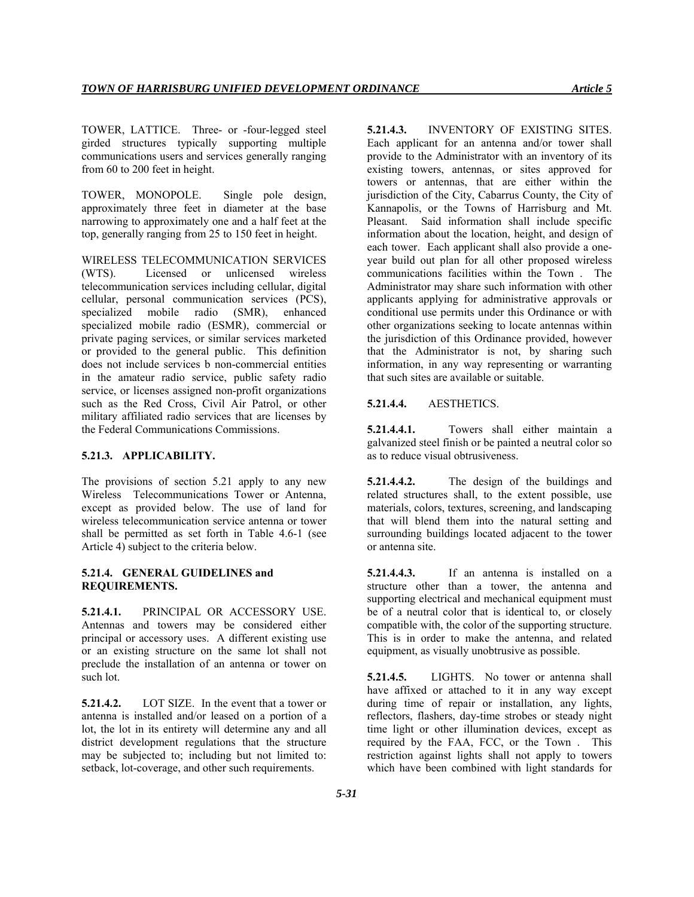TOWER, LATTICE. Three- or -four-legged steel girded structures typically supporting multiple communications users and services generally ranging from 60 to 200 feet in height.

TOWER, MONOPOLE. Single pole design, approximately three feet in diameter at the base narrowing to approximately one and a half feet at the top, generally ranging from 25 to 150 feet in height.

WIRELESS TELECOMMUNICATION SERVICES (WTS). Licensed or unlicensed wireless telecommunication services including cellular, digital cellular, personal communication services (PCS), specialized mobile radio (SMR), enhanced specialized mobile radio (ESMR), commercial or private paging services, or similar services marketed or provided to the general public. This definition does not include services b non-commercial entities in the amateur radio service, public safety radio service, or licenses assigned non-profit organizations such as the Red Cross, Civil Air Patrol, or other military affiliated radio services that are licenses by the Federal Communications Commissions.

### 5.21.3. APPLICABILITY.

The provisions of section 5.21 apply to any new Wireless Telecommunications Tower or Antenna, except as provided below. The use of land for wireless telecommunication service antenna or tower shall be permitted as set forth in Table 4.6-1 (see Article 4) subject to the criteria below.

### 5.21.4. GENERAL GUIDELINES and REQUIREMENTS.

**5.21.4.1.** PRINCIPAL OR ACCESSORY USE. Antennas and towers may be considered either principal or accessory uses. A different existing use or an existing structure on the same lot shall not preclude the installation of an antenna or tower on such lot.

**5.21.4.2.** LOT SIZE. In the event that a tower or antenna is installed and/or leased on a portion of a lot, the lot in its entirety will determine any and all district development regulations that the structure may be subjected to; including but not limited to: setback, lot-coverage, and other such requirements.

**5.21.4.3.** INVENTORY OF EXISTING SITES. Each applicant for an antenna and/or tower shall provide to the Administrator with an inventory of its existing towers, antennas, or sites approved for towers or antennas, that are either within the jurisdiction of the City, Cabarrus County, the City of Kannapolis, or the Towns of Harrisburg and Mt. Pleasant. Said information shall include specific information about the location, height, and design of each tower. Each applicant shall also provide a one-year build out plan for all other proposed wireless communications facilities within the Town . The Administrator may share such information with other applicants applying for administrative approvals or conditional use permits under this Ordinance or with other organizations seeking to locate antennas within the jurisdiction of this Ordinance provided, however that the Administrator is not, by sharing such information, in any way representing or warranting that such sites are available or suitable.

**5.21.4.4.** AESTHETICS.

**5.21.4.4.1.** Towers shall either maintain a galvanized steel finish or be painted a neutral color so as to reduce visual obtrusiveness.

**5.21.4.4.2.** The design of the buildings and related structures shall, to the extent possible, use materials, colors, textures, screening, and landscaping that will blend them into the natural setting and surrounding buildings located adjacent to the tower or antenna site.

**5.21.4.4.3.** If an antenna is installed on a structure other than a tower, the antenna and supporting electrical and mechanical equipment must be of a neutral color that is identical to, or closely compatible with, the color of the supporting structure. This is in order to make the antenna, and related equipment, as visually unobtrusive as possible.

**5.21.4.5.** LIGHTS. No tower or antenna shall have affixed or attached to it in any way except during time of repair or installation, any lights, reflectors, flashers, day-time strobes or steady night time light or other illumination devices, except as required by the FAA, FCC, or the Town . This restriction against lights shall not apply to towers which have been combined with light standards for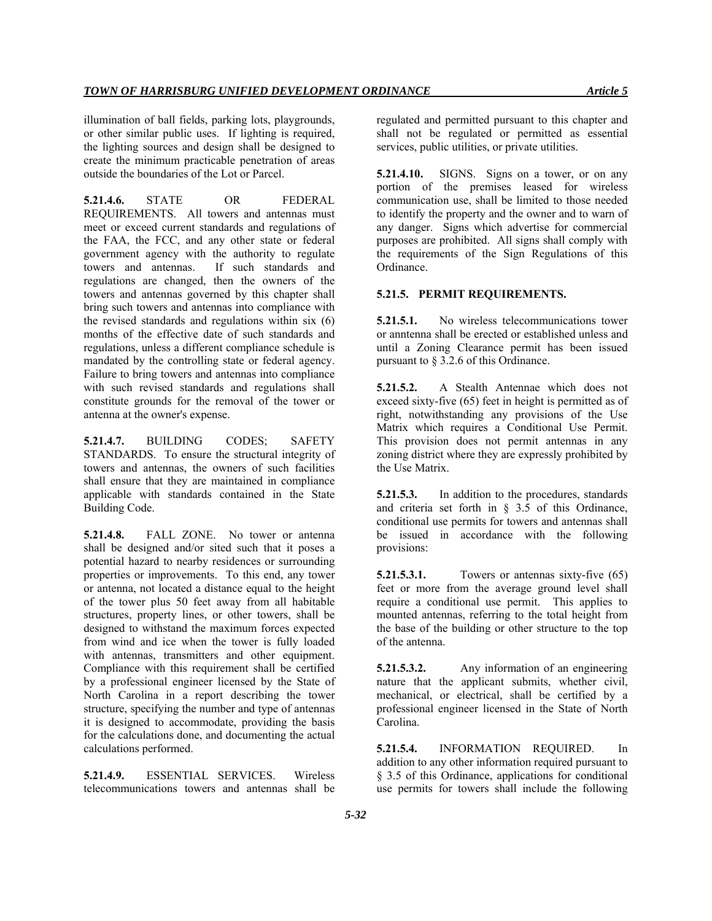illumination of ball fields, parking lots, playgrounds, or other similar public uses. If lighting is required, the lighting sources and design shall be designed to create the minimum practicable penetration of areas outside the boundaries of the Lot or Parcel.

**5.21.4.6.** STATE OR FEDERAL REQUIREMENTS. All towers and antennas must meet or exceed current standards and regulations of the FAA, the FCC, and any other state or federal government agency with the authority to regulate towers and antennas. If such standards and regulations are changed, then the owners of the towers and antennas governed by this chapter shall bring such towers and antennas into compliance with the revised standards and regulations within six (6) months of the effective date of such standards and regulations, unless a different compliance schedule is mandated by the controlling state or federal agency. Failure to bring towers and antennas into compliance with such revised standards and regulations shall constitute grounds for the removal of the tower or antenna at the owner's expense.

**5.21.4.7.** BUILDING CODES; SAFETY STANDARDS. To ensure the structural integrity of towers and antennas, the owners of such facilities shall ensure that they are maintained in compliance applicable with standards contained in the State Building Code.

**5.21.4.8.** FALL ZONE. No tower or antenna shall be designed and/or sited such that it poses a potential hazard to nearby residences or surrounding properties or improvements. To this end, any tower or antenna, not located a distance equal to the height of the tower plus 50 feet away from all habitable structures, property lines, or other towers, shall be designed to withstand the maximum forces expected from wind and ice when the tower is fully loaded with antennas, transmitters and other equipment. Compliance with this requirement shall be certified by a professional engineer licensed by the State of North Carolina in a report describing the tower structure, specifying the number and type of antennas it is designed to accommodate, providing the basis for the calculations done, and documenting the actual calculations performed.

**5.21.4.9.** ESSENTIAL SERVICES. Wireless telecommunications towers and antennas shall be regulated and permitted pursuant to this chapter and shall not be regulated or permitted as essential services, public utilities, or private utilities.

**5.21.4.10.** SIGNS. Signs on a tower, or on any portion of the premises leased for wireless communication use, shall be limited to those needed to identify the property and the owner and to warn of any danger. Signs which advertise for commercial purposes are prohibited. All signs shall comply with the requirements of the Sign Regulations of this Ordinance.

**5.21.5. PERMIT REQUIREMENTS.**

**5.21.5.1.** No wireless telecommunications tower or anntenna shall be erected or established unless and until a Zoning Clearance permit has been issued pursuant to § 3.2.6 of this Ordinance.

**5.21.5.2.** A Stealth Antennae which does not exceed sixty-five (65) feet in height is permitted as of right, notwithstanding any provisions of the Use Matrix which requires a Conditional Use Permit. This provision does not permit antennas in any zoning district where they are expressly prohibited by the Use Matrix.

**5.21.5.3.** In addition to the procedures, standards and criteria set forth in § 3.5 of this Ordinance, conditional use permits for towers and antennas shall be issued in accordance with the following provisions:

**5.21.5.3.1.** Towers or antennas sixty-five (65) feet or more from the average ground level shall require a conditional use permit. This applies to mounted antennas, referring to the total height from the base of the building or other structure to the top of the antenna.

**5.21.5.3.2.** Any information of an engineering nature that the applicant submits, whether civil, mechanical, or electrical, shall be certified by a professional engineer licensed in the State of North Carolina.

**5.21.5.4.** INFORMATION REQUIRED. In addition to any other information required pursuant to § 3.5 of this Ordinance, applications for conditional use permits for towers shall include the following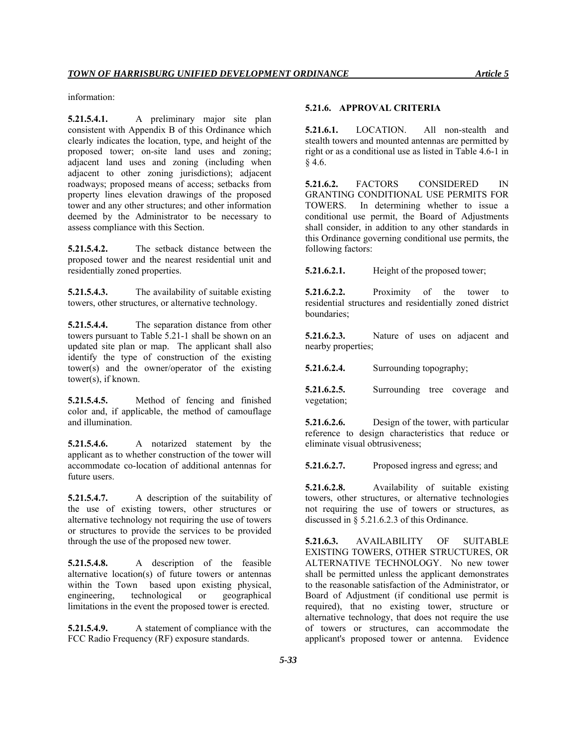information:

**5.21.5.4.1.** A preliminary major site plan consistent with Appendix B of this Ordinance which clearly indicates the location, type, and height of the proposed tower; on-site land uses and zoning; adjacent land uses and zoning (including when adjacent to other zoning jurisdictions); adjacent roadways; proposed means of access; setbacks from property lines elevation drawings of the proposed tower and any other structures; and other information deemed by the Administrator to be necessary to assess compliance with this Section.

**5.21.5.4.2.** The setback distance between the proposed tower and the nearest residential unit and residentially zoned properties.

**5.21.5.4.3.** The availability of suitable existing towers, other structures, or alternative technology.

**5.21.5.4.4.** The separation distance from other towers pursuant to Table 5.21-1 shall be shown on an updated site plan or map. The applicant shall also identify the type of construction of the existing tower(s) and the owner/operator of the existing tower(s), if known.

**5.21.5.4.5.** Method of fencing and finished color and, if applicable, the method of camouflage and illumination.

**5.21.5.4.6.** A notarized statement by the applicant as to whether construction of the tower will accommodate co-location of additional antennas for future users.

**5.21.5.4.7.** A description of the suitability of the use of existing towers, other structures or alternative technology not requiring the use of towers or structures to provide the services to be provided through the use of the proposed new tower.

**5.21.5.4.8.** A description of the feasible alternative location(s) of future towers or antennas within the Town based upon existing physical, engineering, technological or geographical limitations in the event the proposed tower is erected.

**5.21.5.4.9.** A statement of compliance with the FCC Radio Frequency (RF) exposure standards.

### 5.21.6. APPROVAL CRITERIA

**5.21.6.1.** LOCATION. All non-stealth and stealth towers and mounted antennas are permitted by right or as a conditional use as listed in Table 4.6-1 in § 4.6.

**5.21.6.2.** FACTORS CONSIDERED IN GRANTING CONDITIONAL USE PERMITS FOR TOWERS. In determining whether to issue a conditional use permit, the Board of Adjustments shall consider, in addition to any other standards in this Ordinance governing conditional use permits, the following factors:

**5.21.6.2.1.** Height of the proposed tower;

**5.21.6.2.2.** Proximity of the tower to residential structures and residentially zoned district boundaries;

**5.21.6.2.3.** Nature of uses on adjacent and nearby properties;

**5.21.6.2.4.** Surrounding topography;

**5.21.6.2.5.** Surrounding tree coverage and vegetation;

**5.21.6.2.6.** Design of the tower, with particular reference to design characteristics that reduce or eliminate visual obtrusiveness;

**5.21.6.2.7.** Proposed ingress and egress; and

**5.21.6.2.8.** Availability of suitable existing towers, other structures, or alternative technologies not requiring the use of towers or structures, as discussed in § 5.21.6.2.3 of this Ordinance.

**5.21.6.3.** AVAILABILITY OF SUITABLE EXISTING TOWERS, OTHER STRUCTURES, OR ALTERNATIVE TECHNOLOGY. No new tower shall be permitted unless the applicant demonstrates to the reasonable satisfaction of the Administrator, or Board of Adjustment (if conditional use permit is required), that no existing tower, structure or alternative technology, that does not require the use of towers or structures, can accommodate the applicant's proposed tower or antenna. Evidence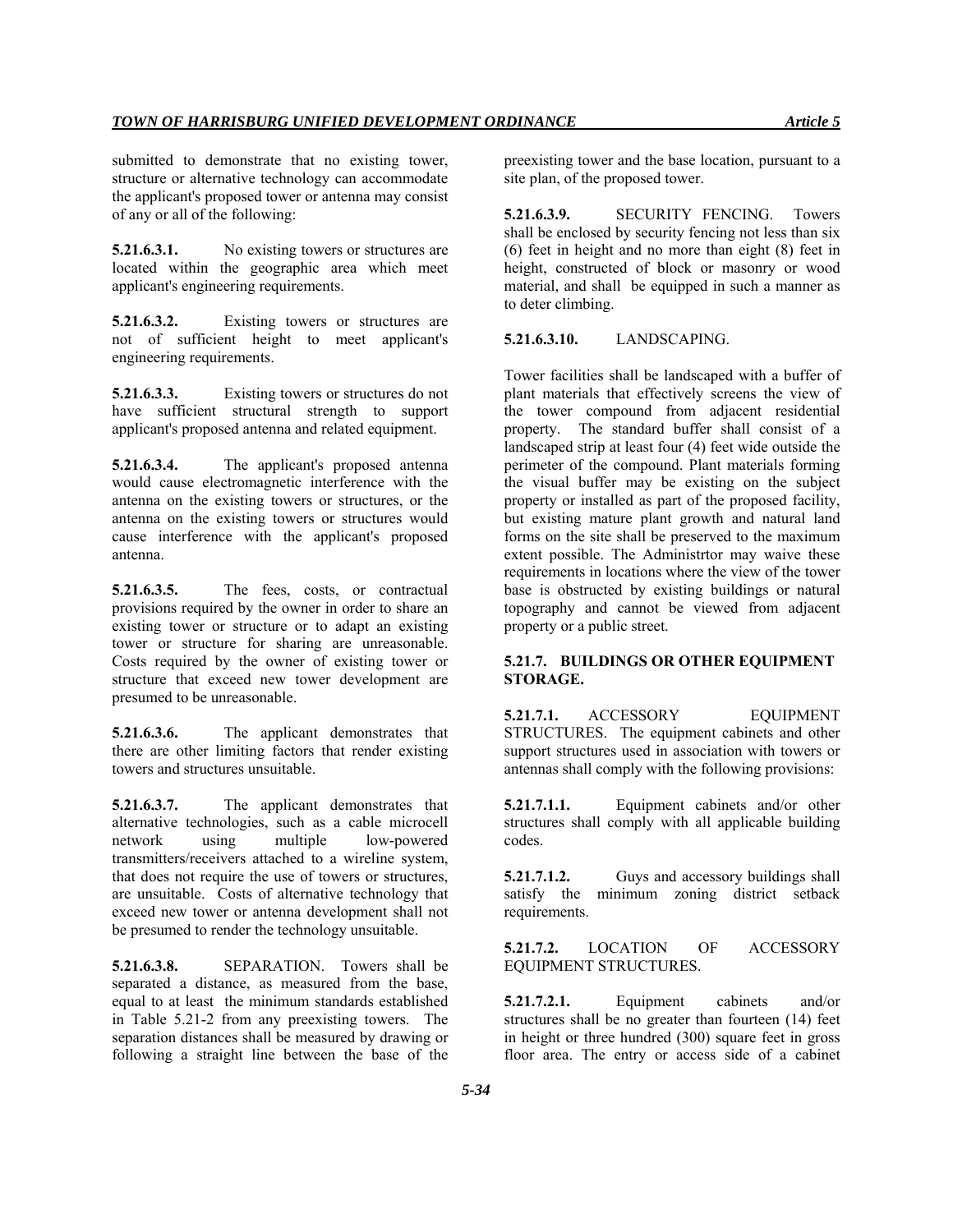submitted to demonstrate that no existing tower, structure or alternative technology can accommodate the applicant's proposed tower or antenna may consist of any or all of the following:

**5.21.6.3.1.** No existing towers or structures are located within the geographic area which meet applicant's engineering requirements.

**5.21.6.3.2.** Existing towers or structures are not of sufficient height to meet applicant's engineering requirements.

**5.21.6.3.3.** Existing towers or structures do not have sufficient structural strength to support applicant's proposed antenna and related equipment.

**5.21.6.3.4.** The applicant's proposed antenna would cause electromagnetic interference with the antenna on the existing towers or structures, or the antenna on the existing towers or structures would cause interference with the applicant's proposed antenna.

**5.21.6.3.5.** The fees, costs, or contractual provisions required by the owner in order to share an existing tower or structure or to adapt an existing tower or structure for sharing are unreasonable. Costs required by the owner of existing tower or structure that exceed new tower development are presumed to be unreasonable.

**5.21.6.3.6.** The applicant demonstrates that there are other limiting factors that render existing towers and structures unsuitable.

**5.21.6.3.7.** The applicant demonstrates that alternative technologies, such as a cable microcell network using multiple low-powered transmitters/receivers attached to a wireline system, that does not require the use of towers or structures, are unsuitable. Costs of alternative technology that exceed new tower or antenna development shall not be presumed to render the technology unsuitable.

**5.21.6.3.8.** SEPARATION. Towers shall be separated a distance, as measured from the base, equal to at least the minimum standards established in Table 5.21-2 from any preexisting towers. The separation distances shall be measured by drawing or following a straight line between the base of the preexisting tower and the base location, pursuant to a site plan, of the proposed tower.

**5.21.6.3.9.** SECURITY FENCING. Towers shall be enclosed by security fencing not less than six (6) feet in height and no more than eight (8) feet in height, constructed of block or masonry or wood material, and shall be equipped in such a manner as to deter climbing.

**5.21.6.3.10.** LANDSCAPING.

Tower facilities shall be landscaped with a buffer of plant materials that effectively screens the view of the tower compound from adjacent residential property. The standard buffer shall consist of a landscaped strip at least four (4) feet wide outside the perimeter of the compound. Plant materials forming the visual buffer may be existing on the subject property or installed as part of the proposed facility, but existing mature plant growth and natural land forms on the site shall be preserved to the maximum extent possible. The Administrtor may waive these requirements in locations where the view of the tower base is obstructed by existing buildings or natural topography and cannot be viewed from adjacent property or a public street.

## 5.21.7. BUILDINGS OR OTHER EQUIPMENT STORAGE.

**5.21.7.1.** ACCESSORY EQUIPMENT STRUCTURES. The equipment cabinets and other support structures used in association with towers or antennas shall comply with the following provisions:

**5.21.7.1.1.** Equipment cabinets and/or other structures shall comply with all applicable building codes.

**5.21.7.1.2.** Guys and accessory buildings shall satisfy the minimum zoning district setback requirements.

**5.21.7.2.** LOCATION OF ACCESSORY EQUIPMENT STRUCTURES.

**5.21.7.2.1.** Equipment cabinets and/or structures shall be no greater than fourteen (14) feet in height or three hundred (300) square feet in gross floor area. The entry or access side of a cabinet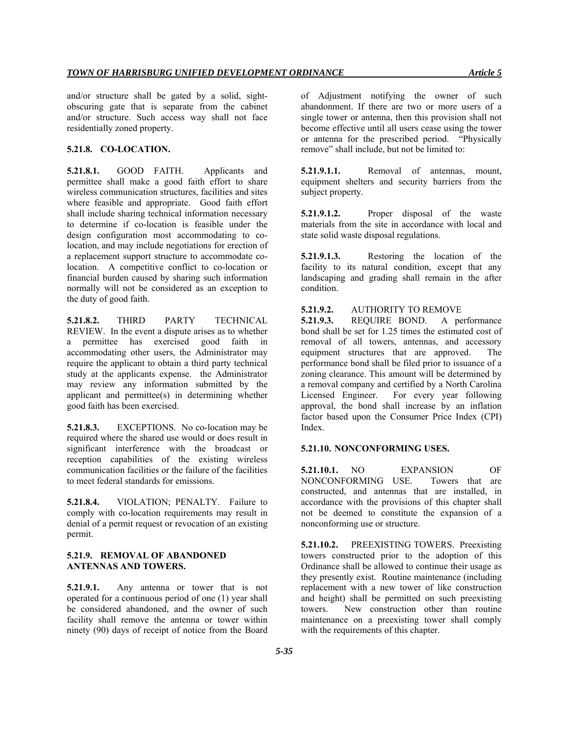and/or structure shall be gated by a solid, sight-obscuring gate that is separate from the cabinet and/or structure. Such access way shall not face residentially zoned property.

### 5.21.8. CO-LOCATION.

**5.21.8.1.** GOOD FAITH. Applicants and permittee shall make a good faith effort to share wireless communication structures, facilities and sites where feasible and appropriate. Good faith effort shall include sharing technical information necessary to determine if co-location is feasible under the design configuration most accommodating to co-location, and may include negotiations for erection of a replacement support structure to accommodate co-location. A competitive conflict to co-location or financial burden caused by sharing such information normally will not be considered as an exception to the duty of good faith.

**5.21.8.2.** THIRD PARTY TECHNICAL REVIEW. In the event a dispute arises as to whether a permittee has exercised good faith in accommodating other users, the Administrator may require the applicant to obtain a third party technical study at the applicants expense. the Administrator may review any information submitted by the applicant and permittee(s) in determining whether good faith has been exercised.

**5.21.8.3.** EXCEPTIONS. No co-location may be required where the shared use would or does result in significant interference with the broadcast or reception capabilities of the existing wireless communication facilities or the failure of the facilities to meet federal standards for emissions.

**5.21.8.4.** VIOLATION; PENALTY. Failure to comply with co-location requirements may result in denial of a permit request or revocation of an existing permit.

### 5.21.9. REMOVAL OF ABANDONED ANTENNAS AND TOWERS.

**5.21.9.1.** Any antenna or tower that is not operated for a continuous period of one (1) year shall be considered abandoned, and the owner of such facility shall remove the antenna or tower within ninety (90) days of receipt of notice from the Board of Adjustment notifying the owner of such abandonment. If there are two or more users of a single tower or antenna, then this provision shall not become effective until all users cease using the tower or antenna for the prescribed period. "Physically remove" shall include, but not be limited to:

**5.21.9.1.1.** Removal of antennas, mount, equipment shelters and security barriers from the subject property.

**5.21.9.1.2.** Proper disposal of the waste materials from the site in accordance with local and state solid waste disposal regulations.

**5.21.9.1.3.** Restoring the location of the facility to its natural condition, except that any landscaping and grading shall remain in the after condition.

**5.21.9.2.** AUTHORITY TO REMOVE

**5.21.9.3.** REQUIRE BOND. A performance bond shall be set for 1.25 times the estimated cost of removal of all towers, antennas, and accessory equipment structures that are approved. The performance bond shall be filed prior to issuance of a zoning clearance. This amount will be determined by a removal company and certified by a North Carolina Licensed Engineer. For every year following approval, the bond shall increase by an inflation factor based upon the Consumer Price Index (CPI) Index.

### 5.21.10. NONCONFORMING USES.

**5.21.10.1.** NO EXPANSION OF NONCONFORMING USE. Towers that are constructed, and antennas that are installed, in accordance with the provisions of this chapter shall not be deemed to constitute the expansion of a nonconforming use or structure.

**5.21.10.2.** PREEXISTING TOWERS. Preexisting towers constructed prior to the adoption of this Ordinance shall be allowed to continue their usage as they presently exist. Routine maintenance (including replacement with a new tower of like construction and height) shall be permitted on such preexisting towers. New construction other than routine maintenance on a preexisting tower shall comply with the requirements of this chapter.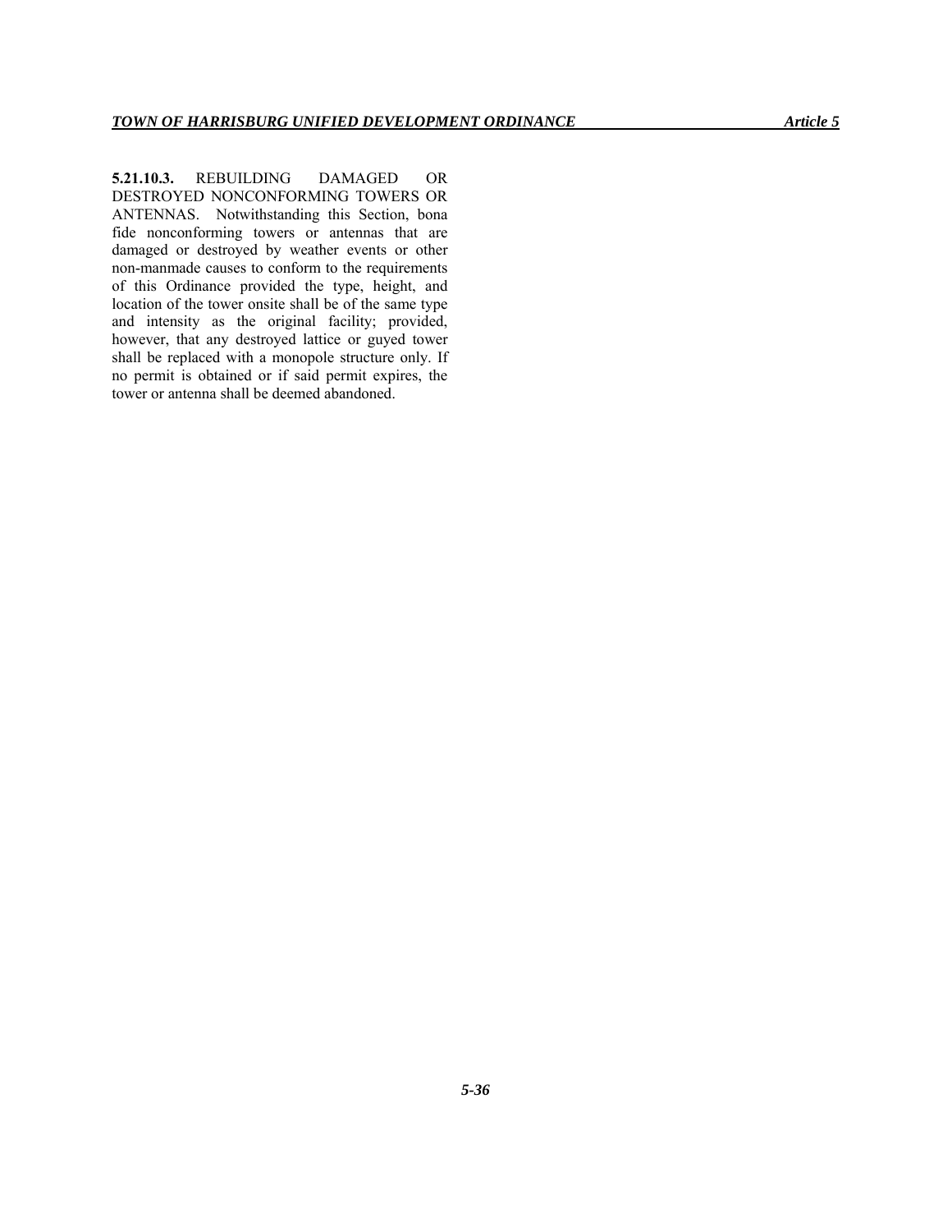**5.21.10.3.** REBUILDING DAMAGED OR DESTROYED NONCONFORMING TOWERS OR ANTENNAS. Notwithstanding this Section, bona fide nonconforming towers or antennas that are damaged or destroyed by weather events or other non-manmade causes to conform to the requirements of this Ordinance provided the type, height, and location of the tower onsite shall be of the same type and intensity as the original facility; provided, however, that any destroyed lattice or guyed tower shall be replaced with a monopole structure only. If no permit is obtained or if said permit expires, the tower or antenna shall be deemed abandoned.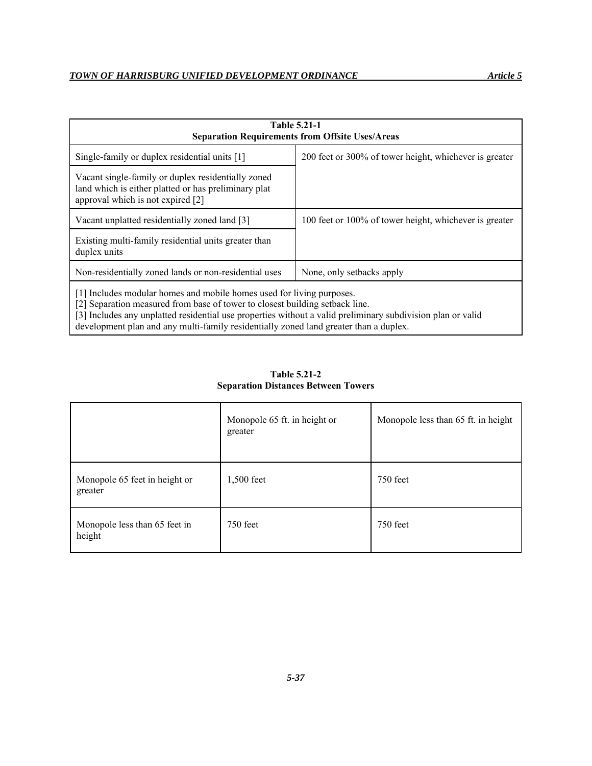| Table 5.21-1<br>Separation Requirements from Offsite Uses/Areas | |
|---|---|
| Single-family or duplex residential units [1] | 200 feet or 300% of tower height, whichever is greater |
| Vacant single-family or duplex residentially zoned land which is either platted or has preliminary plat approval which is not expired [2] | |
| Vacant unplatted residentially zoned land [3] | 100 feet or 100% of tower height, whichever is greater |
| Existing multi-family residential units greater than duplex units | |
| Non-residentially zoned lands or non-residential uses | None, only setbacks apply |

[1] Includes modular homes and mobile homes used for living purposes.
[2] Separation measured from base of tower to closest building setback line.
[3] Includes any unplatted residential use properties without a valid preliminary subdivision plan or valid development plan and any multi-family residentially zoned land greater than a duplex.

**Table 5.21-2**
**Separation Distances Between Towers**

| | Monopole 65 ft. in height or greater | Monopole less than 65 ft. in height |
|---|---|---|
| Monopole 65 feet in height or greater | 1,500 feet | 750 feet |
| Monopole less than 65 feet in height | 750 feet | 750 feet |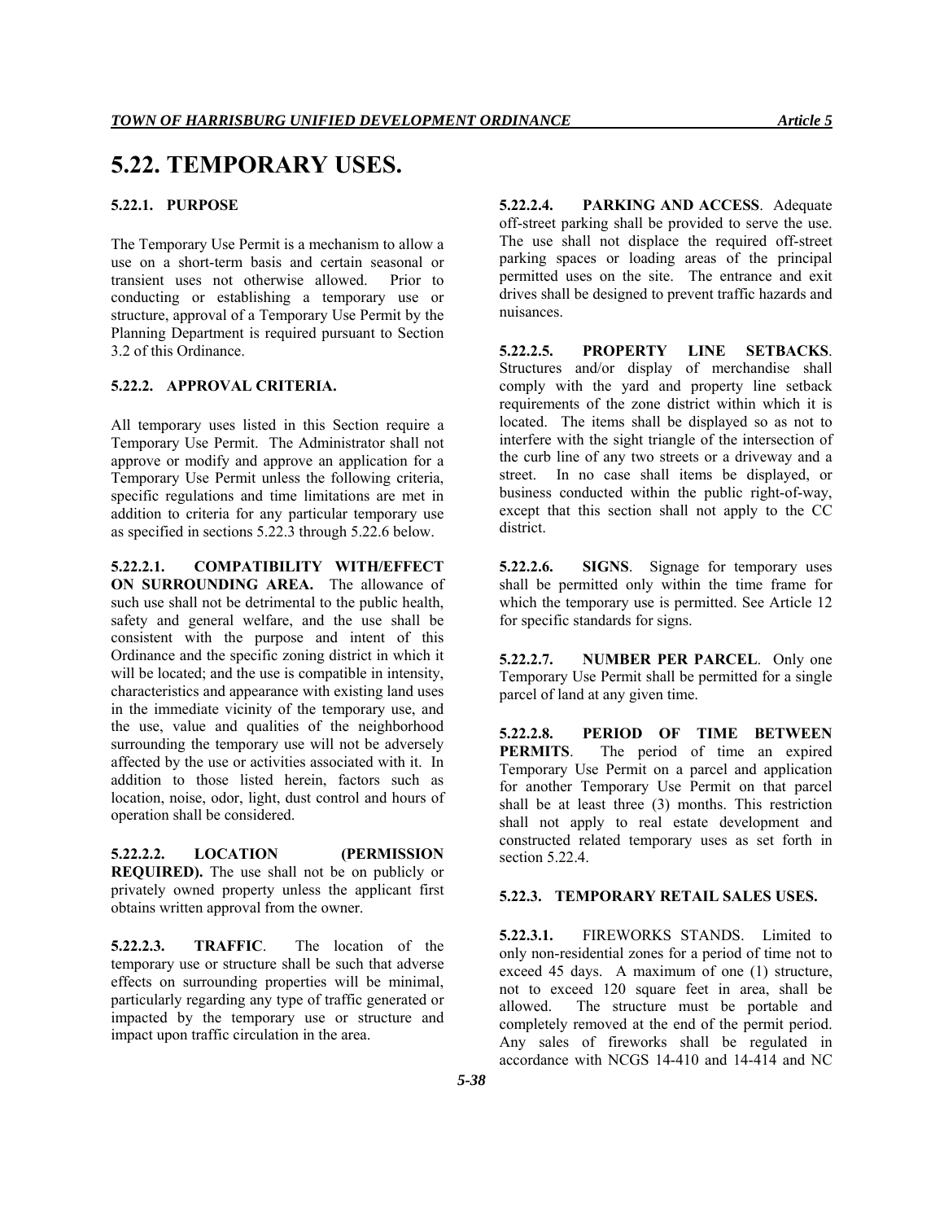# 5.22. TEMPORARY USES.

### 5.22.1. PURPOSE

The Temporary Use Permit is a mechanism to allow a use on a short-term basis and certain seasonal or transient uses not otherwise allowed. Prior to conducting or establishing a temporary use or structure, approval of a Temporary Use Permit by the Planning Department is required pursuant to Section 3.2 of this Ordinance.

### 5.22.2. APPROVAL CRITERIA.

All temporary uses listed in this Section require a Temporary Use Permit. The Administrator shall not approve or modify and approve an application for a Temporary Use Permit unless the following criteria, specific regulations and time limitations are met in addition to criteria for any particular temporary use as specified in sections 5.22.3 through 5.22.6 below.

**5.22.2.1. COMPATIBILITY WITH/EFFECT ON SURROUNDING AREA.** The allowance of such use shall not be detrimental to the public health, safety and general welfare, and the use shall be consistent with the purpose and intent of this Ordinance and the specific zoning district in which it will be located; and the use is compatible in intensity, characteristics and appearance with existing land uses in the immediate vicinity of the temporary use, and the use, value and qualities of the neighborhood surrounding the temporary use will not be adversely affected by the use or activities associated with it. In addition to those listed herein, factors such as location, noise, odor, light, dust control and hours of operation shall be considered.

**5.22.2.2. LOCATION (PERMISSION REQUIRED).** The use shall not be on publicly or privately owned property unless the applicant first obtains written approval from the owner.

**5.22.2.3. TRAFFIC**. The location of the temporary use or structure shall be such that adverse effects on surrounding properties will be minimal, particularly regarding any type of traffic generated or impacted by the temporary use or structure and impact upon traffic circulation in the area.

**5.22.2.4. PARKING AND ACCESS**. Adequate off-street parking shall be provided to serve the use. The use shall not displace the required off-street parking spaces or loading areas of the principal permitted uses on the site. The entrance and exit drives shall be designed to prevent traffic hazards and nuisances.

**5.22.2.5. PROPERTY LINE SETBACKS**. Structures and/or display of merchandise shall comply with the yard and property line setback requirements of the zone district within which it is located. The items shall be displayed so as not to interfere with the sight triangle of the intersection of the curb line of any two streets or a driveway and a street. In no case shall items be displayed, or business conducted within the public right-of-way, except that this section shall not apply to the CC district.

**5.22.2.6. SIGNS**. Signage for temporary uses shall be permitted only within the time frame for which the temporary use is permitted. See Article 12 for specific standards for signs.

**5.22.2.7. NUMBER PER PARCEL**. Only one Temporary Use Permit shall be permitted for a single parcel of land at any given time.

**5.22.2.8. PERIOD OF TIME BETWEEN PERMITS**. The period of time an expired Temporary Use Permit on a parcel and application for another Temporary Use Permit on that parcel shall be at least three (3) months. This restriction shall not apply to real estate development and constructed related temporary uses as set forth in section 5.22.4.

### 5.22.3. TEMPORARY RETAIL SALES USES.

**5.22.3.1.** FIREWORKS STANDS. Limited to only non-residential zones for a period of time not to exceed 45 days. A maximum of one (1) structure, not to exceed 120 square feet in area, shall be allowed. The structure must be portable and completely removed at the end of the permit period. Any sales of fireworks shall be regulated in accordance with NCGS 14-410 and 14-414 and NC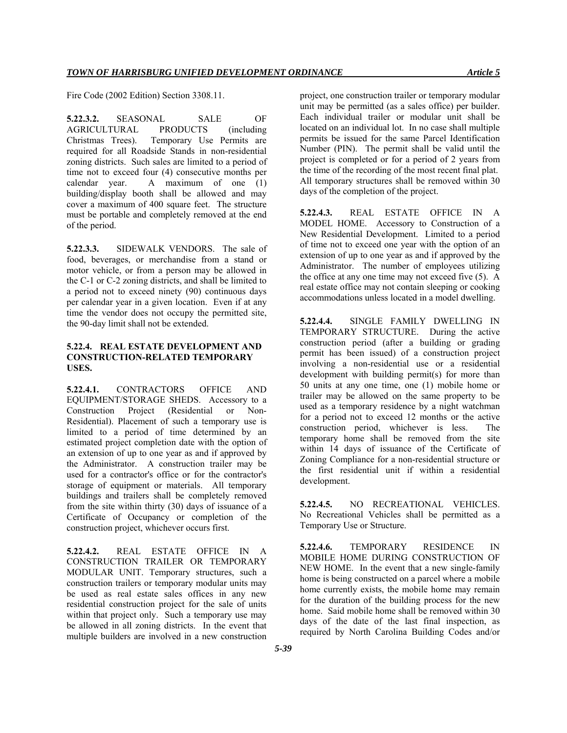Fire Code (2002 Edition) Section 3308.11.

**5.22.3.2.** SEASONAL SALE OF AGRICULTURAL PRODUCTS (including Christmas Trees). Temporary Use Permits are required for all Roadside Stands in non-residential zoning districts. Such sales are limited to a period of time not to exceed four (4) consecutive months per calendar year. A maximum of one (1) building/display booth shall be allowed and may cover a maximum of 400 square feet. The structure must be portable and completely removed at the end of the period.

**5.22.3.3.** SIDEWALK VENDORS. The sale of food, beverages, or merchandise from a stand or motor vehicle, or from a person may be allowed in the C-1 or C-2 zoning districts, and shall be limited to a period not to exceed ninety (90) continuous days per calendar year in a given location. Even if at any time the vendor does not occupy the permitted site, the 90-day limit shall not be extended.

### 5.22.4. REAL ESTATE DEVELOPMENT AND CONSTRUCTION-RELATED TEMPORARY USES.

**5.22.4.1.** CONTRACTORS OFFICE AND EQUIPMENT/STORAGE SHEDS. Accessory to a Construction Project (Residential or Non-Residential). Placement of such a temporary use is limited to a period of time determined by an estimated project completion date with the option of an extension of up to one year as and if approved by the Administrator. A construction trailer may be used for a contractor's office or for the contractor's storage of equipment or materials. All temporary buildings and trailers shall be completely removed from the site within thirty (30) days of issuance of a Certificate of Occupancy or completion of the construction project, whichever occurs first.

**5.22.4.2.** REAL ESTATE OFFICE IN A CONSTRUCTION TRAILER OR TEMPORARY MODULAR UNIT. Temporary structures, such a construction trailers or temporary modular units may be used as real estate sales offices in any new residential construction project for the sale of units within that project only. Such a temporary use may be allowed in all zoning districts. In the event that multiple builders are involved in a new construction project, one construction trailer or temporary modular unit may be permitted (as a sales office) per builder. Each individual trailer or modular unit shall be located on an individual lot. In no case shall multiple permits be issued for the same Parcel Identification Number (PIN). The permit shall be valid until the project is completed or for a period of 2 years from the time of the recording of the most recent final plat. All temporary structures shall be removed within 30 days of the completion of the project.

**5.22.4.3.** REAL ESTATE OFFICE IN A MODEL HOME. Accessory to Construction of a New Residential Development. Limited to a period of time not to exceed one year with the option of an extension of up to one year as and if approved by the Administrator. The number of employees utilizing the office at any one time may not exceed five (5). A real estate office may not contain sleeping or cooking accommodations unless located in a model dwelling.

**5.22.4.4.** SINGLE FAMILY DWELLING IN TEMPORARY STRUCTURE. During the active construction period (after a building or grading permit has been issued) of a construction project involving a non-residential use or a residential development with building permit(s) for more than 50 units at any one time, one (1) mobile home or trailer may be allowed on the same property to be used as a temporary residence by a night watchman for a period not to exceed 12 months or the active construction period, whichever is less. The temporary home shall be removed from the site within 14 days of issuance of the Certificate of Zoning Compliance for a non-residential structure or the first residential unit if within a residential development.

**5.22.4.5.** NO RECREATIONAL VEHICLES. No Recreational Vehicles shall be permitted as a Temporary Use or Structure.

**5.22.4.6.** TEMPORARY RESIDENCE IN MOBILE HOME DURING CONSTRUCTION OF NEW HOME. In the event that a new single-family home is being constructed on a parcel where a mobile home currently exists, the mobile home may remain for the duration of the building process for the new home. Said mobile home shall be removed within 30 days of the date of the last final inspection, as required by North Carolina Building Codes and/or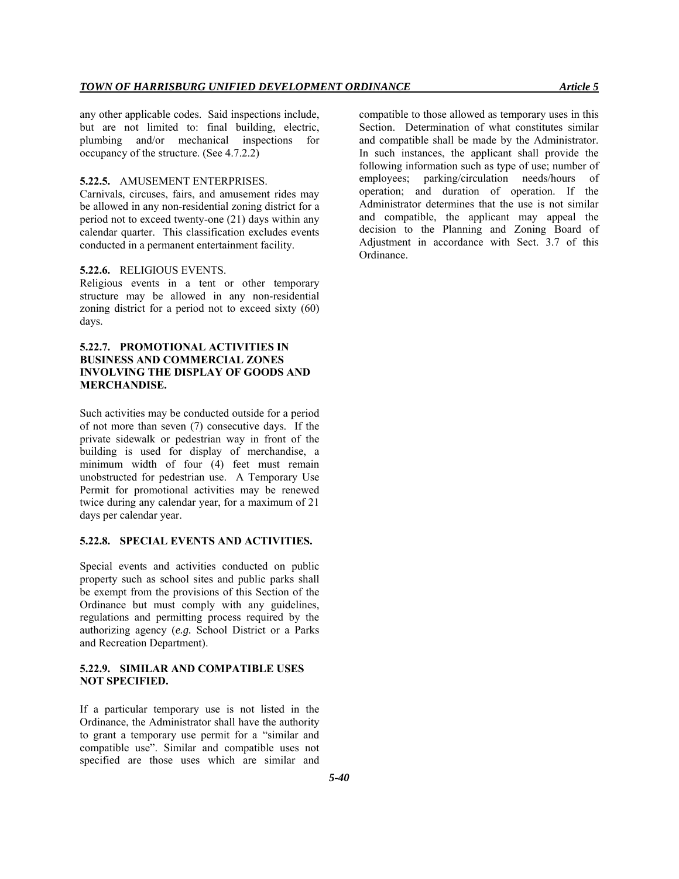any other applicable codes. Said inspections include, but are not limited to: final building, electric, plumbing and/or mechanical inspections for occupancy of the structure. (See 4.7.2.2)

**5.22.5.** AMUSEMENT ENTERPRISES.

Carnivals, circuses, fairs, and amusement rides may be allowed in any non-residential zoning district for a period not to exceed twenty-one (21) days within any calendar quarter. This classification excludes events conducted in a permanent entertainment facility.

**5.22.6.** RELIGIOUS EVENTS.

Religious events in a tent or other temporary structure may be allowed in any non-residential zoning district for a period not to exceed sixty (60) days.

**5.22.7. PROMOTIONAL ACTIVITIES IN BUSINESS AND COMMERCIAL ZONES INVOLVING THE DISPLAY OF GOODS AND MERCHANDISE.**

Such activities may be conducted outside for a period of not more than seven (7) consecutive days. If the private sidewalk or pedestrian way in front of the building is used for display of merchandise, a minimum width of four (4) feet must remain unobstructed for pedestrian use. A Temporary Use Permit for promotional activities may be renewed twice during any calendar year, for a maximum of 21 days per calendar year.

**5.22.8. SPECIAL EVENTS AND ACTIVITIES.**

Special events and activities conducted on public property such as school sites and public parks shall be exempt from the provisions of this Section of the Ordinance but must comply with any guidelines, regulations and permitting process required by the authorizing agency (*e.g.* School District or a Parks and Recreation Department).

**5.22.9. SIMILAR AND COMPATIBLE USES NOT SPECIFIED.**

If a particular temporary use is not listed in the Ordinance, the Administrator shall have the authority to grant a temporary use permit for a "similar and compatible use". Similar and compatible uses not specified are those uses which are similar and compatible to those allowed as temporary uses in this Section. Determination of what constitutes similar and compatible shall be made by the Administrator. In such instances, the applicant shall provide the following information such as type of use; number of employees; parking/circulation needs/hours of operation; and duration of operation. If the Administrator determines that the use is not similar and compatible, the applicant may appeal the decision to the Planning and Zoning Board of Adjustment in accordance with Sect. 3.7 of this Ordinance.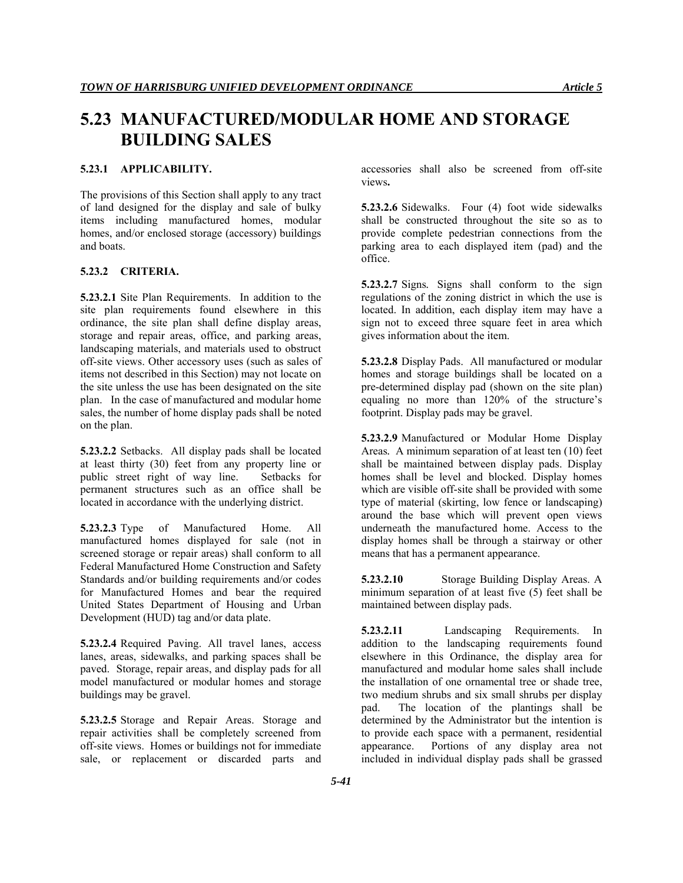# 5.23 MANUFACTURED/MODULAR HOME AND STORAGE BUILDING SALES

### 5.23.1 APPLICABILITY.

The provisions of this Section shall apply to any tract of land designed for the display and sale of bulky items including manufactured homes, modular homes, and/or enclosed storage (accessory) buildings and boats.

### 5.23.2 CRITERIA.

**5.23.2.1** Site Plan Requirements. In addition to the site plan requirements found elsewhere in this ordinance, the site plan shall define display areas, storage and repair areas, office, and parking areas, landscaping materials, and materials used to obstruct off-site views. Other accessory uses (such as sales of items not described in this Section) may not locate on the site unless the use has been designated on the site plan. In the case of manufactured and modular home sales, the number of home display pads shall be noted on the plan.

**5.23.2.2** Setbacks. All display pads shall be located at least thirty (30) feet from any property line or public street right of way line. Setbacks for permanent structures such as an office shall be located in accordance with the underlying district.

**5.23.2.3** Type of Manufactured Home. All manufactured homes displayed for sale (not in screened storage or repair areas) shall conform to all Federal Manufactured Home Construction and Safety Standards and/or building requirements and/or codes for Manufactured Homes and bear the required United States Department of Housing and Urban Development (HUD) tag and/or data plate.

**5.23.2.4** Required Paving. All travel lanes, access lanes, areas, sidewalks, and parking spaces shall be paved. Storage, repair areas, and display pads for all model manufactured or modular homes and storage buildings may be gravel.

**5.23.2.5** Storage and Repair Areas. Storage and repair activities shall be completely screened from off-site views. Homes or buildings not for immediate sale, or replacement or discarded parts and accessories shall also be screened from off-site views**.**

**5.23.2.6** Sidewalks. Four (4) foot wide sidewalks shall be constructed throughout the site so as to provide complete pedestrian connections from the parking area to each displayed item (pad) and the office.

**5.23.2.7** Signs. Signs shall conform to the sign regulations of the zoning district in which the use is located. In addition, each display item may have a sign not to exceed three square feet in area which gives information about the item.

**5.23.2.8** Display Pads. All manufactured or modular homes and storage buildings shall be located on a pre-determined display pad (shown on the site plan) equaling no more than 120% of the structure's footprint. Display pads may be gravel.

**5.23.2.9** Manufactured or Modular Home Display Areas. A minimum separation of at least ten (10) feet shall be maintained between display pads. Display homes shall be level and blocked. Display homes which are visible off-site shall be provided with some type of material (skirting, low fence or landscaping) around the base which will prevent open views underneath the manufactured home. Access to the display homes shall be through a stairway or other means that has a permanent appearance.

**5.23.2.10** Storage Building Display Areas. A minimum separation of at least five (5) feet shall be maintained between display pads.

**5.23.2.11** Landscaping Requirements. In addition to the landscaping requirements found elsewhere in this Ordinance, the display area for manufactured and modular home sales shall include the installation of one ornamental tree or shade tree, two medium shrubs and six small shrubs per display pad. The location of the plantings shall be determined by the Administrator but the intention is to provide each space with a permanent, residential appearance. Portions of any display area not included in individual display pads shall be grassed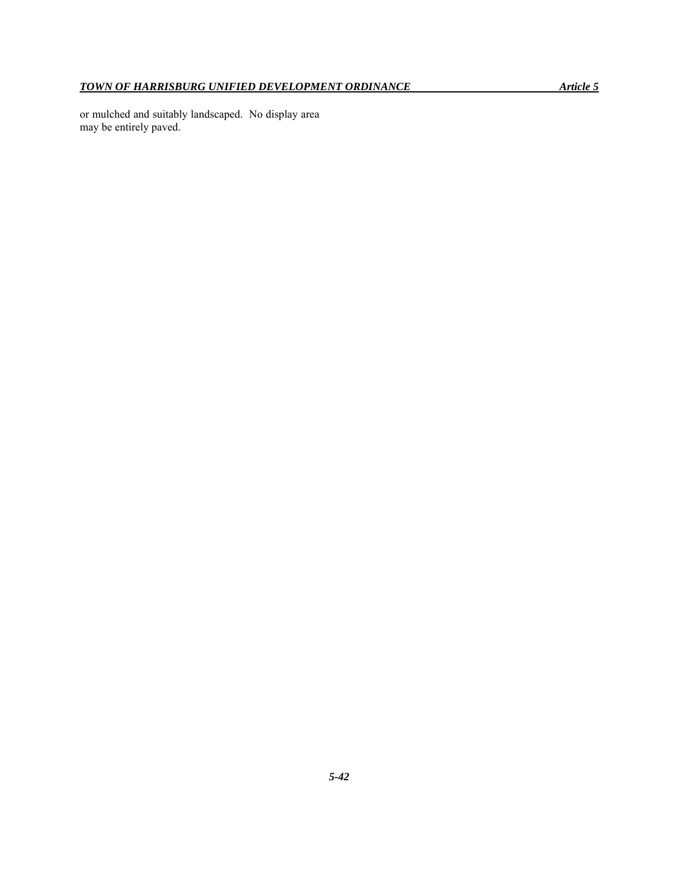or mulched and suitably landscaped. No display area may be entirely paved.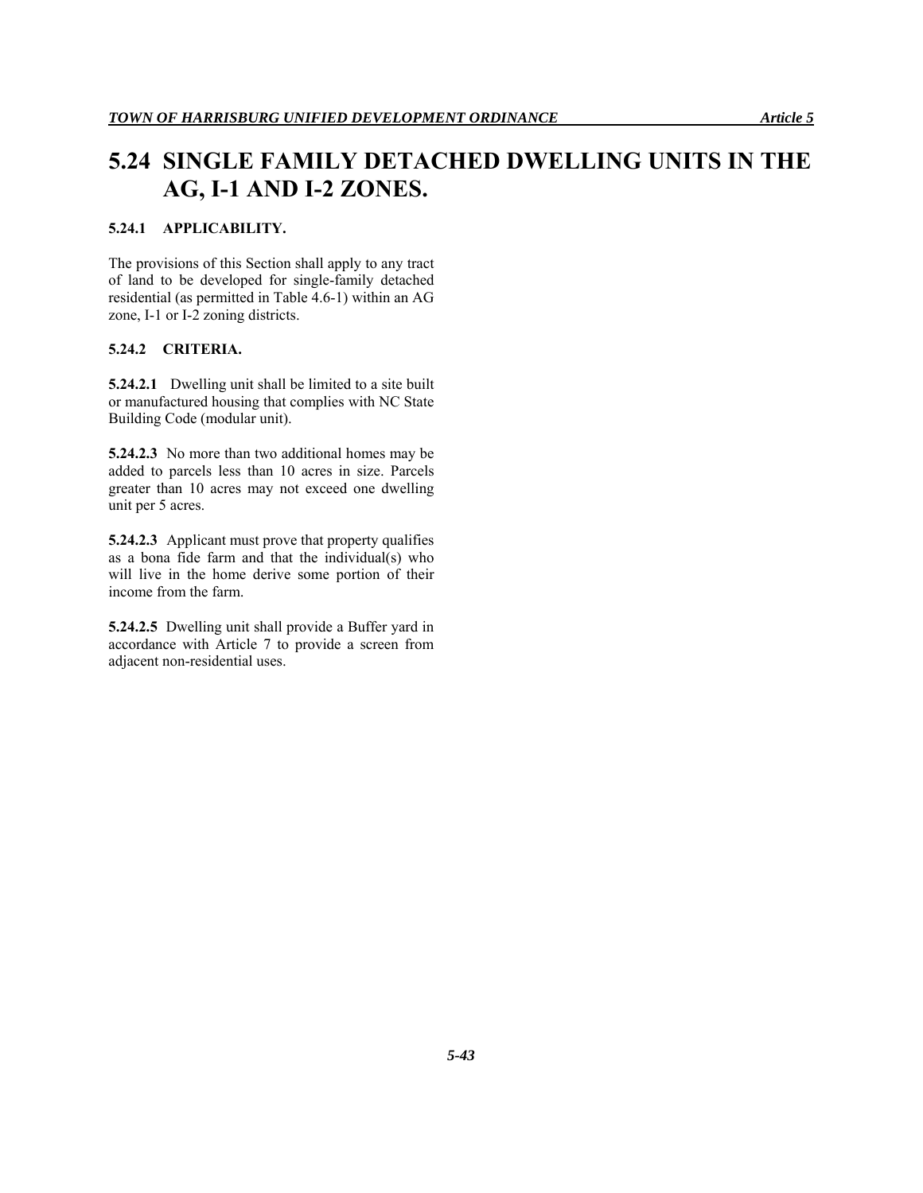# 5.24 SINGLE FAMILY DETACHED DWELLING UNITS IN THE AG, I-1 AND I-2 ZONES.

### 5.24.1 APPLICABILITY.

The provisions of this Section shall apply to any tract of land to be developed for single-family detached residential (as permitted in Table 4.6-1) within an AG zone, I-1 or I-2 zoning districts.

### 5.24.2 CRITERIA.

**5.24.2.1** Dwelling unit shall be limited to a site built or manufactured housing that complies with NC State Building Code (modular unit).

**5.24.2.3** No more than two additional homes may be added to parcels less than 10 acres in size. Parcels greater than 10 acres may not exceed one dwelling unit per 5 acres.

**5.24.2.3** Applicant must prove that property qualifies as a bona fide farm and that the individual(s) who will live in the home derive some portion of their income from the farm.

**5.24.2.5** Dwelling unit shall provide a Buffer yard in accordance with Article 7 to provide a screen from adjacent non-residential uses.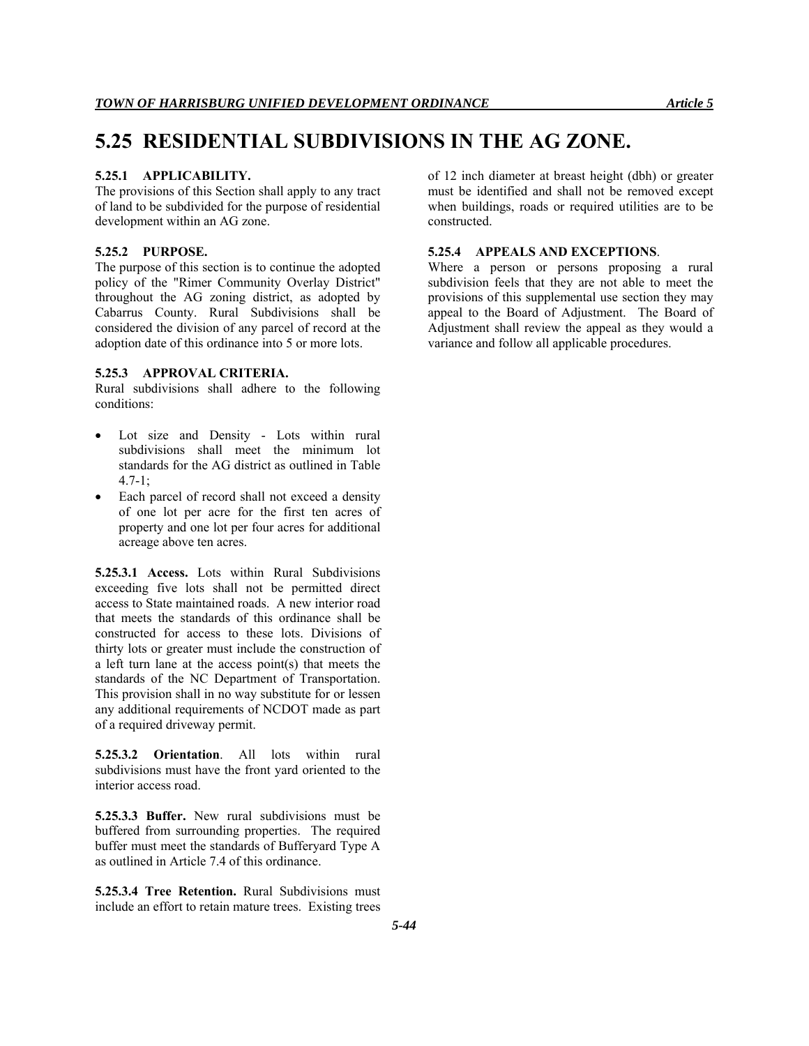# 5.25 RESIDENTIAL SUBDIVISIONS IN THE AG ZONE.

### 5.25.1 APPLICABILITY.

The provisions of this Section shall apply to any tract of land to be subdivided for the purpose of residential development within an AG zone.

### 5.25.2 PURPOSE.

The purpose of this section is to continue the adopted policy of the "Rimer Community Overlay District" throughout the AG zoning district, as adopted by Cabarrus County. Rural Subdivisions shall be considered the division of any parcel of record at the adoption date of this ordinance into 5 or more lots.

### 5.25.3 APPROVAL CRITERIA.

Rural subdivisions shall adhere to the following conditions:

- Lot size and Density - Lots within rural subdivisions shall meet the minimum lot standards for the AG district as outlined in Table 4.7-1;
- Each parcel of record shall not exceed a density of one lot per acre for the first ten acres of property and one lot per four acres for additional acreage above ten acres.

**5.25.3.1 Access.** Lots within Rural Subdivisions exceeding five lots shall not be permitted direct access to State maintained roads. A new interior road that meets the standards of this ordinance shall be constructed for access to these lots. Divisions of thirty lots or greater must include the construction of a left turn lane at the access point(s) that meets the standards of the NC Department of Transportation. This provision shall in no way substitute for or lessen any additional requirements of NCDOT made as part of a required driveway permit.

**5.25.3.2 Orientation**. All lots within rural subdivisions must have the front yard oriented to the interior access road.

**5.25.3.3 Buffer.** New rural subdivisions must be buffered from surrounding properties. The required buffer must meet the standards of Bufferyard Type A as outlined in Article 7.4 of this ordinance.

**5.25.3.4 Tree Retention.** Rural Subdivisions must include an effort to retain mature trees. Existing trees of 12 inch diameter at breast height (dbh) or greater must be identified and shall not be removed except when buildings, roads or required utilities are to be constructed.

### 5.25.4 APPEALS AND EXCEPTIONS.

Where a person or persons proposing a rural subdivision feels that they are not able to meet the provisions of this supplemental use section they may appeal to the Board of Adjustment. The Board of Adjustment shall review the appeal as they would a variance and follow all applicable procedures.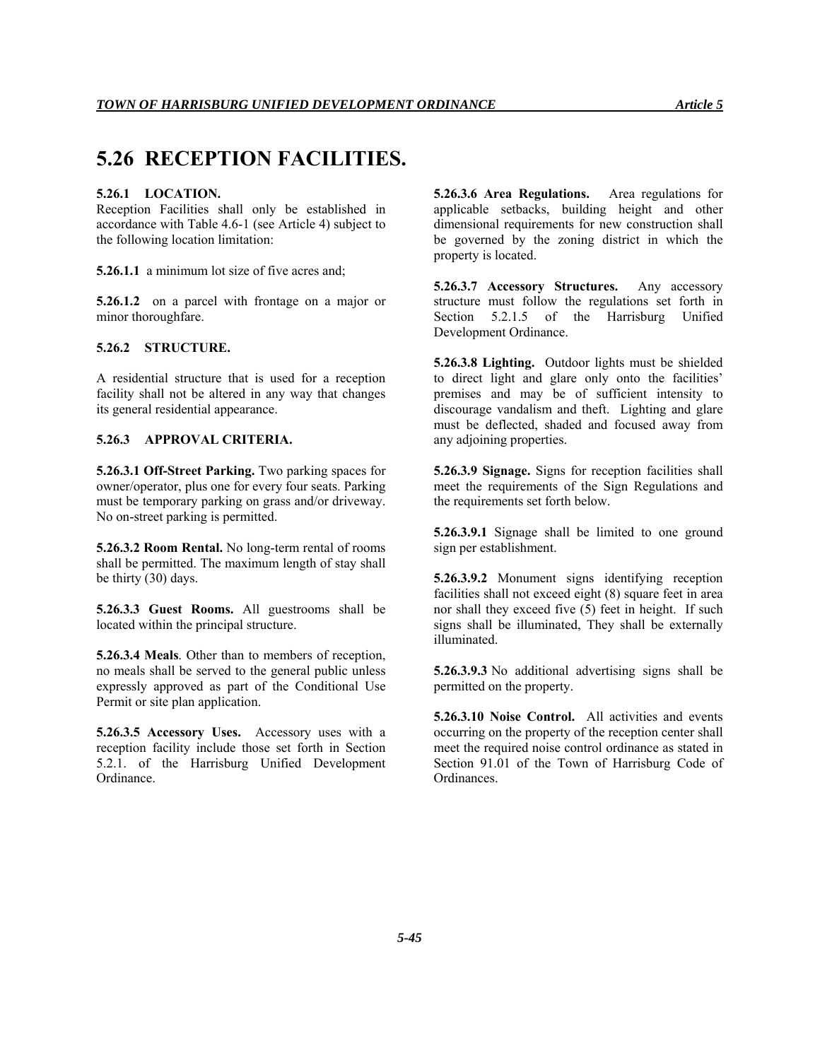# 5.26 RECEPTION FACILITIES.

**5.26.1 LOCATION.**
Reception Facilities shall only be established in accordance with Table 4.6-1 (see Article 4) subject to the following location limitation:

**5.26.1.1** a minimum lot size of five acres and;

**5.26.1.2** on a parcel with frontage on a major or minor thoroughfare.

**5.26.2 STRUCTURE.**

A residential structure that is used for a reception facility shall not be altered in any way that changes its general residential appearance.

**5.26.3 APPROVAL CRITERIA.**

**5.26.3.1 Off-Street Parking.** Two parking spaces for owner/operator, plus one for every four seats. Parking must be temporary parking on grass and/or driveway. No on-street parking is permitted.

**5.26.3.2 Room Rental.** No long-term rental of rooms shall be permitted. The maximum length of stay shall be thirty (30) days.

**5.26.3.3 Guest Rooms.** All guestrooms shall be located within the principal structure.

**5.26.3.4 Meals**. Other than to members of reception, no meals shall be served to the general public unless expressly approved as part of the Conditional Use Permit or site plan application.

**5.26.3.5 Accessory Uses.** Accessory uses with a reception facility include those set forth in Section 5.2.1. of the Harrisburg Unified Development Ordinance.

**5.26.3.6 Area Regulations.** Area regulations for applicable setbacks, building height and other dimensional requirements for new construction shall be governed by the zoning district in which the property is located.

**5.26.3.7 Accessory Structures.** Any accessory structure must follow the regulations set forth in Section 5.2.1.5 of the Harrisburg Unified Development Ordinance.

**5.26.3.8 Lighting.** Outdoor lights must be shielded to direct light and glare only onto the facilities' premises and may be of sufficient intensity to discourage vandalism and theft. Lighting and glare must be deflected, shaded and focused away from any adjoining properties.

**5.26.3.9 Signage.** Signs for reception facilities shall meet the requirements of the Sign Regulations and the requirements set forth below.

**5.26.3.9.1** Signage shall be limited to one ground sign per establishment.

**5.26.3.9.2** Monument signs identifying reception facilities shall not exceed eight (8) square feet in area nor shall they exceed five (5) feet in height. If such signs shall be illuminated, They shall be externally illuminated.

**5.26.3.9.3** No additional advertising signs shall be permitted on the property.

**5.26.3.10 Noise Control.** All activities and events occurring on the property of the reception center shall meet the required noise control ordinance as stated in Section 91.01 of the Town of Harrisburg Code of Ordinances.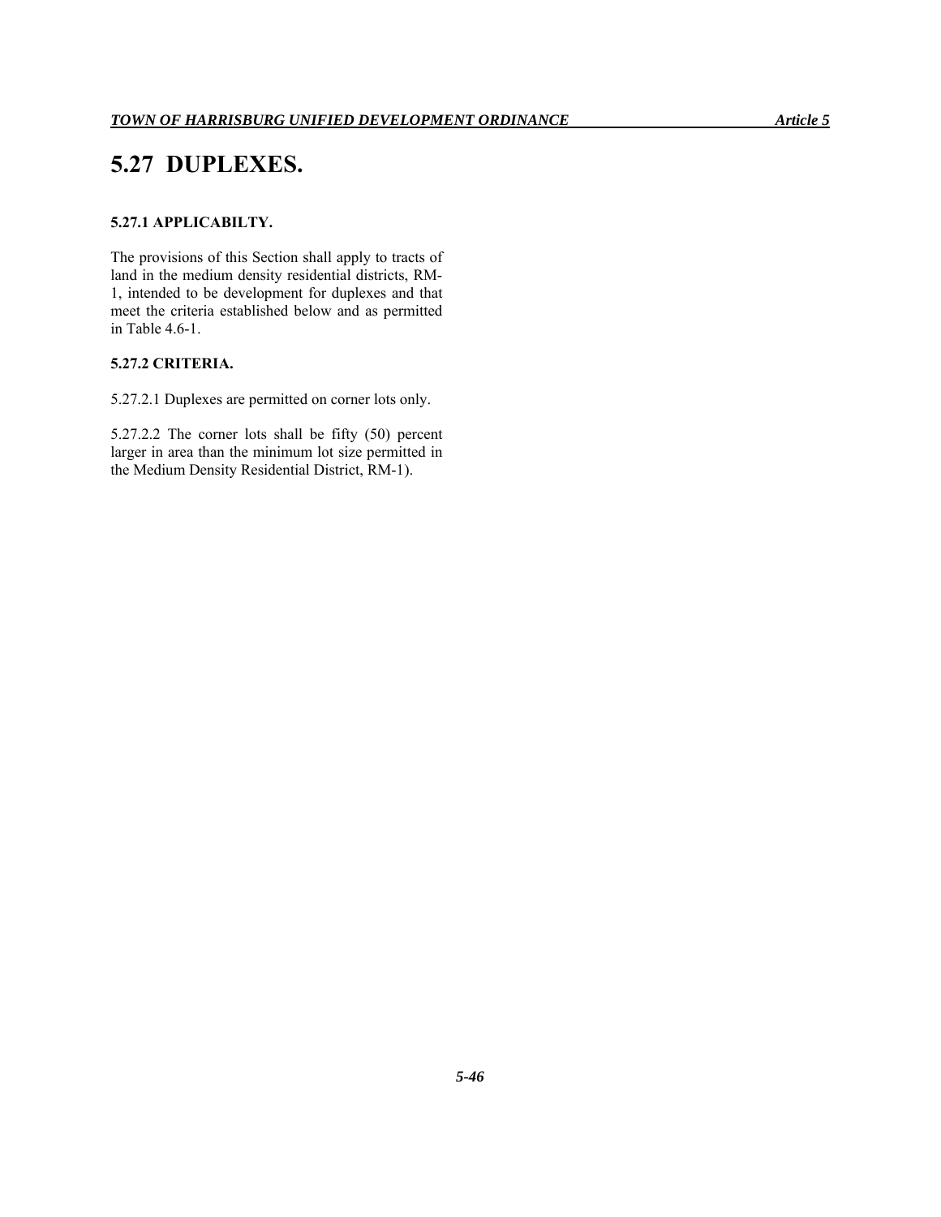# 5.27 DUPLEXES.

### 5.27.1 APPLICABILTY.

The provisions of this Section shall apply to tracts of land in the medium density residential districts, RM-1, intended to be development for duplexes and that meet the criteria established below and as permitted in Table 4.6-1.

### 5.27.2 CRITERIA.

5.27.2.1 Duplexes are permitted on corner lots only.

5.27.2.2 The corner lots shall be fifty (50) percent larger in area than the minimum lot size permitted in the Medium Density Residential District, RM-1).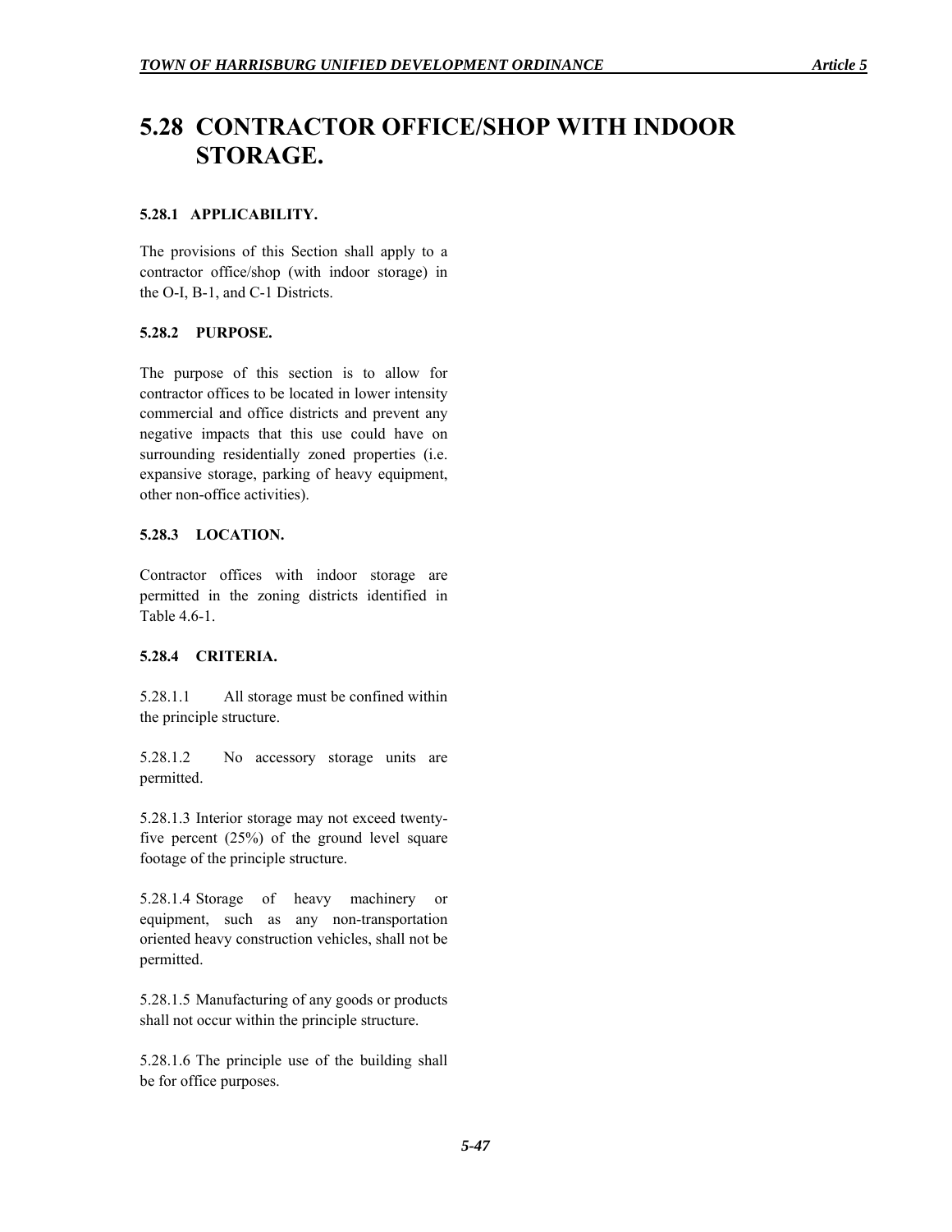# 5.28 CONTRACTOR OFFICE/SHOP WITH INDOOR STORAGE.

### 5.28.1 APPLICABILITY.

The provisions of this Section shall apply to a contractor office/shop (with indoor storage) in the O-I, B-1, and C-1 Districts.

### 5.28.2 PURPOSE.

The purpose of this section is to allow for contractor offices to be located in lower intensity commercial and office districts and prevent any negative impacts that this use could have on surrounding residentially zoned properties (i.e. expansive storage, parking of heavy equipment, other non-office activities).

### 5.28.3 LOCATION.

Contractor offices with indoor storage are permitted in the zoning districts identified in Table 4.6-1.

### 5.28.4 CRITERIA.

5.28.1.1 All storage must be confined within the principle structure.

5.28.1.2 No accessory storage units are permitted.

5.28.1.3 Interior storage may not exceed twenty-five percent (25%) of the ground level square footage of the principle structure.

5.28.1.4 Storage of heavy machinery or equipment, such as any non-transportation oriented heavy construction vehicles, shall not be permitted.

5.28.1.5 Manufacturing of any goods or products shall not occur within the principle structure.

5.28.1.6 The principle use of the building shall be for office purposes.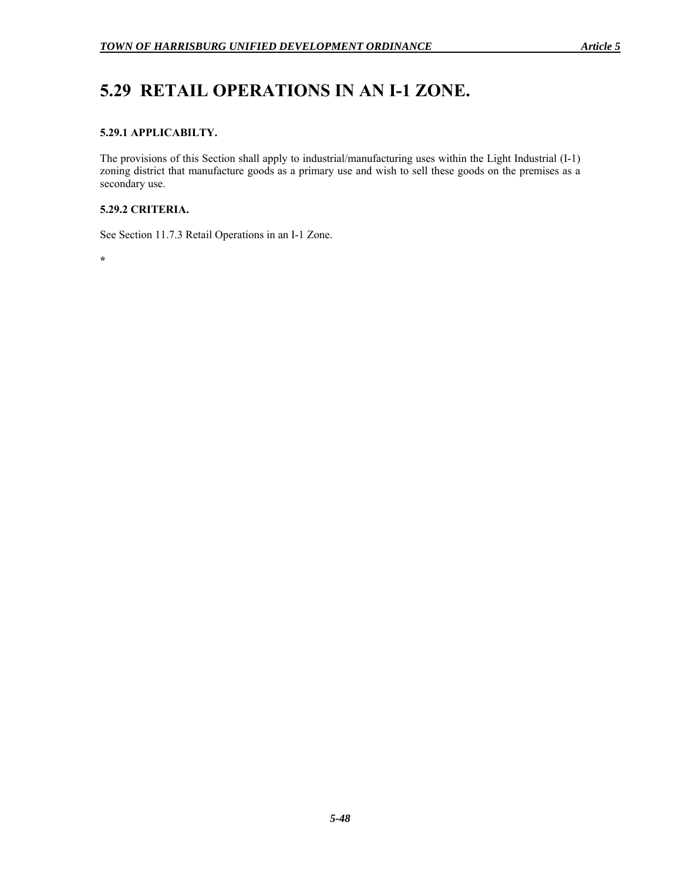# 5.29 RETAIL OPERATIONS IN AN I-1 ZONE.

### 5.29.1 APPLICABILTY.

The provisions of this Section shall apply to industrial/manufacturing uses within the Light Industrial (I-1) zoning district that manufacture goods as a primary use and wish to sell these goods on the premises as a secondary use.

### 5.29.2 CRITERIA.

See Section 11.7.3 Retail Operations in an I-1 Zone.

*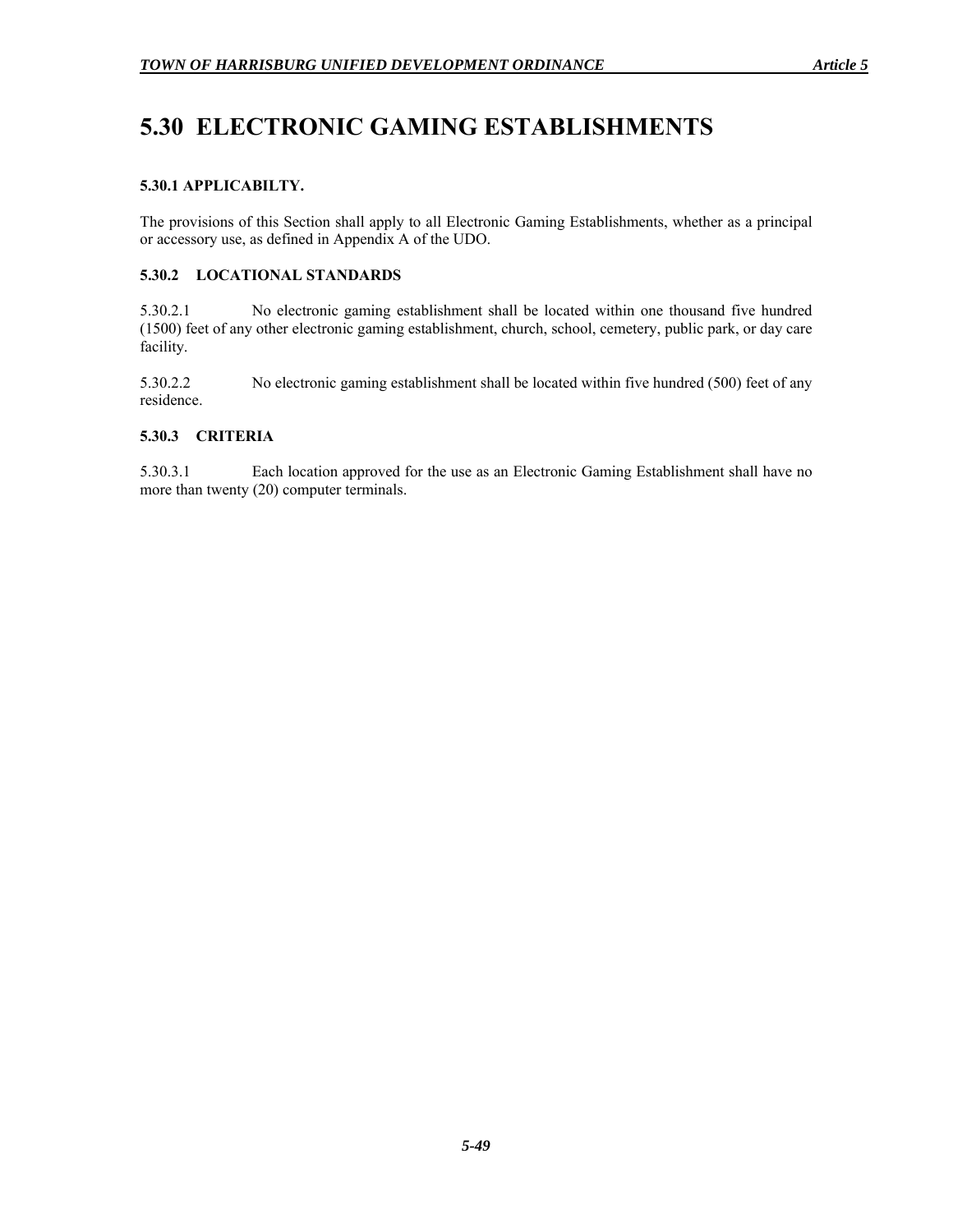# 5.30 ELECTRONIC GAMING ESTABLISHMENTS

### 5.30.1 APPLICABILTY.

The provisions of this Section shall apply to all Electronic Gaming Establishments, whether as a principal or accessory use, as defined in Appendix A of the UDO.

### 5.30.2 LOCATIONAL STANDARDS

5.30.2.1 No electronic gaming establishment shall be located within one thousand five hundred (1500) feet of any other electronic gaming establishment, church, school, cemetery, public park, or day care facility.

5.30.2.2 No electronic gaming establishment shall be located within five hundred (500) feet of any residence.

### 5.30.3 CRITERIA

5.30.3.1 Each location approved for the use as an Electronic Gaming Establishment shall have no more than twenty (20) computer terminals.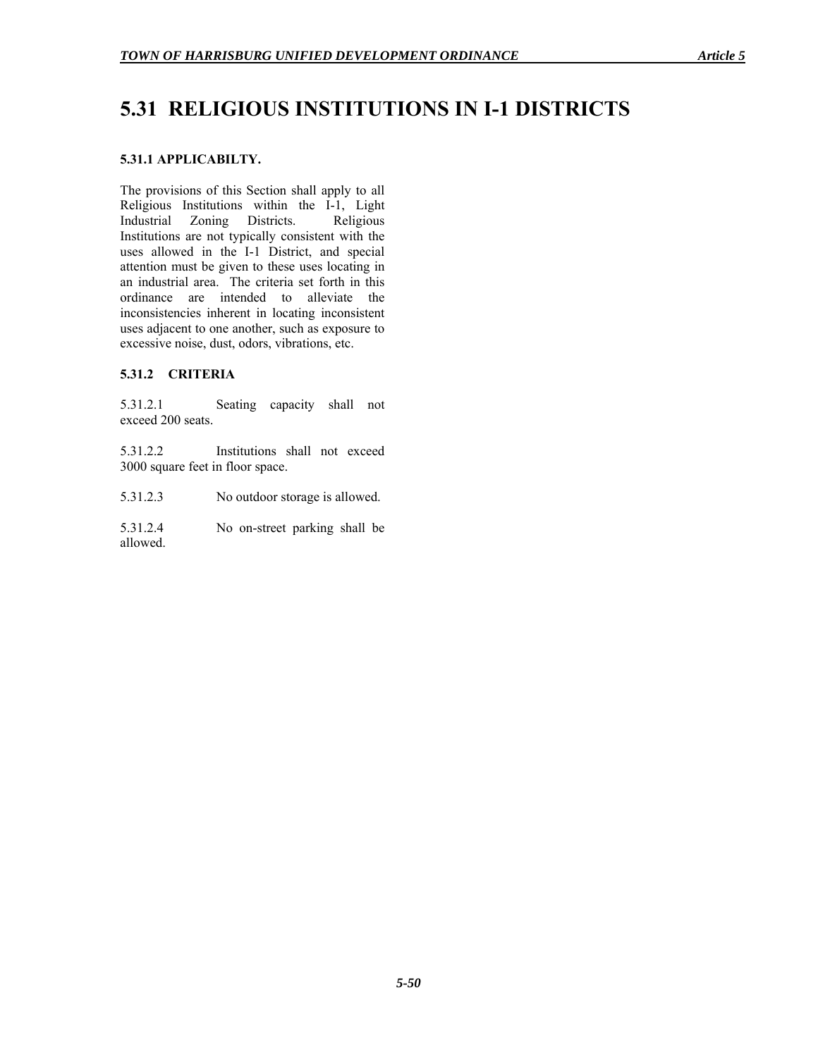# 5.31 RELIGIOUS INSTITUTIONS IN I-1 DISTRICTS

### 5.31.1 APPLICABILTY.

The provisions of this Section shall apply to all Religious Institutions within the I-1, Light Industrial Zoning Districts. Religious Institutions are not typically consistent with the uses allowed in the I-1 District, and special attention must be given to these uses locating in an industrial area. The criteria set forth in this ordinance are intended to alleviate the inconsistencies inherent in locating inconsistent uses adjacent to one another, such as exposure to excessive noise, dust, odors, vibrations, etc.

### 5.31.2 CRITERIA

5.31.2.1 Seating capacity shall not exceed 200 seats.

5.31.2.2 Institutions shall not exceed 3000 square feet in floor space.

5.31.2.3 No outdoor storage is allowed.

5.31.2.4 No on-street parking shall be allowed.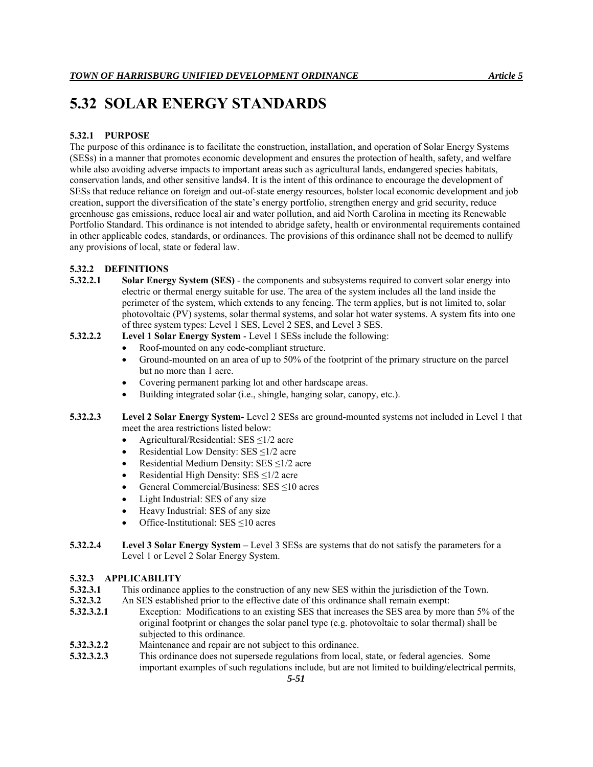## 5.32 SOLAR ENERGY STANDARDS

**5.32.1 PURPOSE**

The purpose of this ordinance is to facilitate the construction, installation, and operation of Solar Energy Systems (SESs) in a manner that promotes economic development and ensures the protection of health, safety, and welfare while also avoiding adverse impacts to important areas such as agricultural lands, endangered species habitats, conservation lands, and other sensitive lands4. It is the intent of this ordinance to encourage the development of SESs that reduce reliance on foreign and out-of-state energy resources, bolster local economic development and job creation, support the diversification of the state's energy portfolio, strengthen energy and grid security, reduce greenhouse gas emissions, reduce local air and water pollution, and aid North Carolina in meeting its Renewable Portfolio Standard. This ordinance is not intended to abridge safety, health or environmental requirements contained in other applicable codes, standards, or ordinances. The provisions of this ordinance shall not be deemed to nullify any provisions of local, state or federal law.

**5.32.2 DEFINITIONS**

**5.32.2.1** **Solar Energy System (SES)** - the components and subsystems required to convert solar energy into electric or thermal energy suitable for use. The area of the system includes all the land inside the perimeter of the system, which extends to any fencing. The term applies, but is not limited to, solar photovoltaic (PV) systems, solar thermal systems, and solar hot water systems. A system fits into one of three system types: Level 1 SES, Level 2 SES, and Level 3 SES.

**5.32.2.2** **Level 1 Solar Energy System** - Level 1 SESs include the following:

- Roof-mounted on any code-compliant structure.
- Ground-mounted on an area of up to 50% of the footprint of the primary structure on the parcel but no more than 1 acre.
- Covering permanent parking lot and other hardscape areas.
- Building integrated solar (i.e., shingle, hanging solar, canopy, etc.).

**5.32.2.3** **Level 2 Solar Energy System-** Level 2 SESs are ground-mounted systems not included in Level 1 that meet the area restrictions listed below:

- Agricultural/Residential: SES ≤1/2 acre
- Residential Low Density: SES ≤1/2 acre
- Residential Medium Density: SES ≤1/2 acre
- Residential High Density: SES ≤1/2 acre
- General Commercial/Business: SES ≤10 acres
- Light Industrial: SES of any size
- Heavy Industrial: SES of any size
- Office-Institutional: SES ≤10 acres

**5.32.2.4** **Level 3 Solar Energy System –** Level 3 SESs are systems that do not satisfy the parameters for a Level 1 or Level 2 Solar Energy System.

**5.32.3 APPLICABILITY**

**5.32.3.1** This ordinance applies to the construction of any new SES within the jurisdiction of the Town.

**5.32.3.2** An SES established prior to the effective date of this ordinance shall remain exempt:

**5.32.3.2.1** Exception: Modifications to an existing SES that increases the SES area by more than 5% of the original footprint or changes the solar panel type (e.g. photovoltaic to solar thermal) shall be subjected to this ordinance.

**5.32.3.2.2** Maintenance and repair are not subject to this ordinance.

**5.32.3.2.3** This ordinance does not supersede regulations from local, state, or federal agencies. Some important examples of such regulations include, but are not limited to building/electrical permits,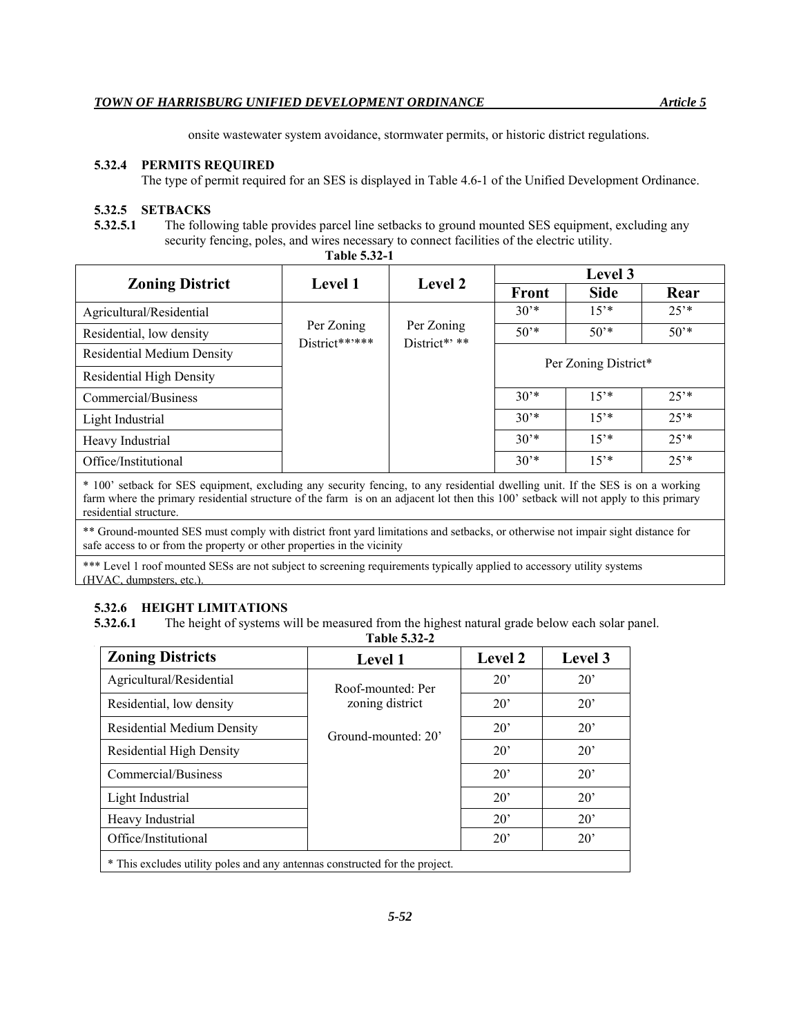onsite wastewater system avoidance, stormwater permits, or historic district regulations.

### 5.32.4 PERMITS REQUIRED

The type of permit required for an SES is displayed in Table 4.6-1 of the Unified Development Ordinance.

### 5.32.5 SETBACKS

**5.32.5.1** The following table provides parcel line setbacks to ground mounted SES equipment, excluding any security fencing, poles, and wires necessary to connect facilities of the electric utility.

**Table 5.32-1**

| Zoning District | Level 1 | Level 2 | Level 3 | | |
|---|---|---|---|---|---|
| | | | Front | Side | Rear |
| Agricultural/Residential | Per Zoning District**'*** | Per Zoning District*' ** | 30'* | 15'* | 25'* |
| Residential, low density | | | 50'* | 50'* | 50'* |
| Residential Medium Density | | | Per Zoning District* | | |
| Residential High Density | | | | | |
| Commercial/Business | | | 30'* | 15'* | 25'* |
| Light Industrial | | | 30'* | 15'* | 25'* |
| Heavy Industrial | | | 30'* | 15'* | 25'* |
| Office/Institutional | | | 30'* | 15'* | 25'* |

* 100' setback for SES equipment, excluding any security fencing, to any residential dwelling unit. If the SES is on a working farm where the primary residential structure of the farm is on an adjacent lot then this 100' setback will not apply to this primary residential structure.

** Ground-mounted SES must comply with district front yard limitations and setbacks, or otherwise not impair sight distance for safe access to or from the property or other properties in the vicinity

*** Level 1 roof mounted SESs are not subject to screening requirements typically applied to accessory utility systems (HVAC, dumpsters, etc.).

### 5.32.6 HEIGHT LIMITATIONS

**5.32.6.1** The height of systems will be measured from the highest natural grade below each solar panel.

**Table 5.32-2**

| Zoning Districts | Level 1 | Level 2 | Level 3 |
|---|---|---|---|
| Agricultural/Residential | Roof-mounted: Per zoning district<br><br>Ground-mounted: 20' | 20' | 20' |
| Residential, low density | | 20' | 20' |
| Residential Medium Density | | 20' | 20' |
| Residential High Density | | 20' | 20' |
| Commercial/Business | | 20' | 20' |
| Light Industrial | | 20' | 20' |
| Heavy Industrial | | 20' | 20' |
| Office/Institutional | | 20' | 20' |

* This excludes utility poles and any antennas constructed for the project.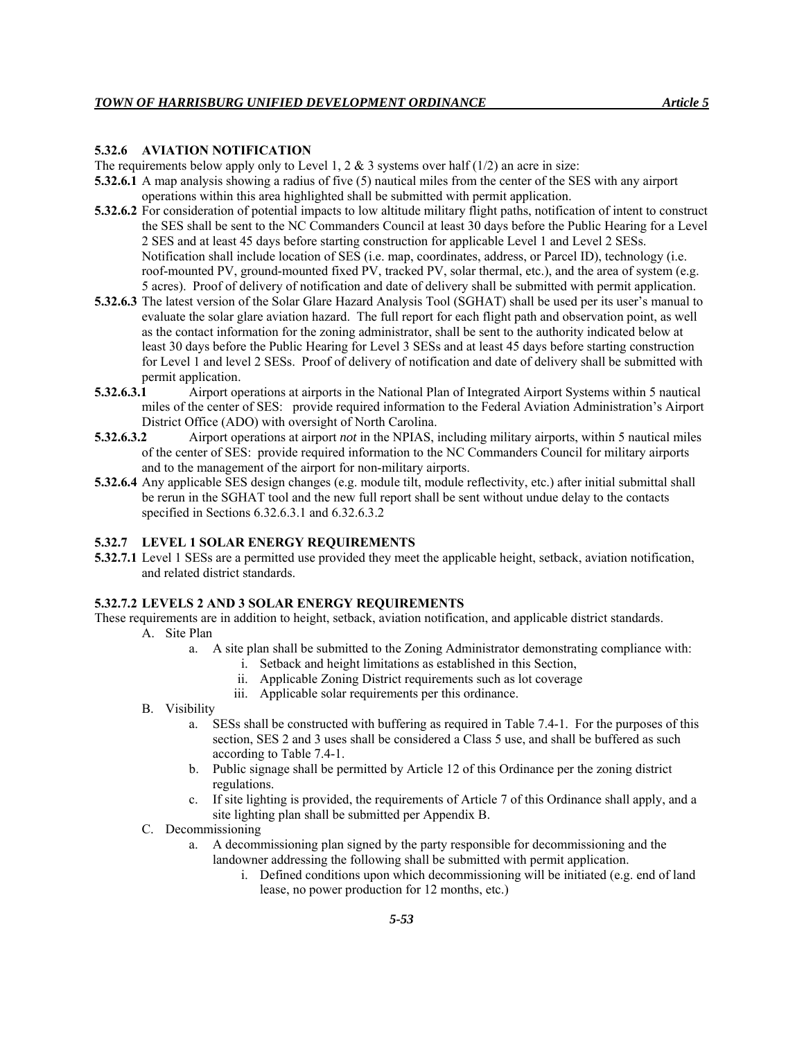### 5.32.6 AVIATION NOTIFICATION

The requirements below apply only to Level 1, 2 & 3 systems over half (1/2) an acre in size:

**5.32.6.1** A map analysis showing a radius of five (5) nautical miles from the center of the SES with any airport operations within this area highlighted shall be submitted with permit application.

**5.32.6.2** For consideration of potential impacts to low altitude military flight paths, notification of intent to construct the SES shall be sent to the NC Commanders Council at least 30 days before the Public Hearing for a Level 2 SES and at least 45 days before starting construction for applicable Level 1 and Level 2 SESs. Notification shall include location of SES (i.e. map, coordinates, address, or Parcel ID), technology (i.e. roof-mounted PV, ground-mounted fixed PV, tracked PV, solar thermal, etc.), and the area of system (e.g. 5 acres). Proof of delivery of notification and date of delivery shall be submitted with permit application.

**5.32.6.3** The latest version of the Solar Glare Hazard Analysis Tool (SGHAT) shall be used per its user's manual to evaluate the solar glare aviation hazard. The full report for each flight path and observation point, as well as the contact information for the zoning administrator, shall be sent to the authority indicated below at least 30 days before the Public Hearing for Level 3 SESs and at least 45 days before starting construction for Level 1 and level 2 SESs. Proof of delivery of notification and date of delivery shall be submitted with permit application.

**5.32.6.3.1** Airport operations at airports in the National Plan of Integrated Airport Systems within 5 nautical miles of the center of SES: provide required information to the Federal Aviation Administration's Airport District Office (ADO) with oversight of North Carolina.

**5.32.6.3.2** Airport operations at airport *not* in the NPIAS, including military airports, within 5 nautical miles of the center of SES: provide required information to the NC Commanders Council for military airports and to the management of the airport for non-military airports.

**5.32.6.4** Any applicable SES design changes (e.g. module tilt, module reflectivity, etc.) after initial submittal shall be rerun in the SGHAT tool and the new full report shall be sent without undue delay to the contacts specified in Sections 6.32.6.3.1 and 6.32.6.3.2

### 5.32.7 LEVEL 1 SOLAR ENERGY REQUIREMENTS

**5.32.7.1** Level 1 SESs are a permitted use provided they meet the applicable height, setback, aviation notification, and related district standards.

### 5.32.7.2 LEVELS 2 AND 3 SOLAR ENERGY REQUIREMENTS

These requirements are in addition to height, setback, aviation notification, and applicable district standards.

A. Site Plan
   a. A site plan shall be submitted to the Zoning Administrator demonstrating compliance with:
      i. Setback and height limitations as established in this Section,
      ii. Applicable Zoning District requirements such as lot coverage
      iii. Applicable solar requirements per this ordinance.

B. Visibility
   a. SESs shall be constructed with buffering as required in Table 7.4-1. For the purposes of this section, SES 2 and 3 uses shall be considered a Class 5 use, and shall be buffered as such according to Table 7.4-1.
   b. Public signage shall be permitted by Article 12 of this Ordinance per the zoning district regulations.
   c. If site lighting is provided, the requirements of Article 7 of this Ordinance shall apply, and a site lighting plan shall be submitted per Appendix B.

C. Decommissioning
   a. A decommissioning plan signed by the party responsible for decommissioning and the landowner addressing the following shall be submitted with permit application.
      i. Defined conditions upon which decommissioning will be initiated (e.g. end of land lease, no power production for 12 months, etc.)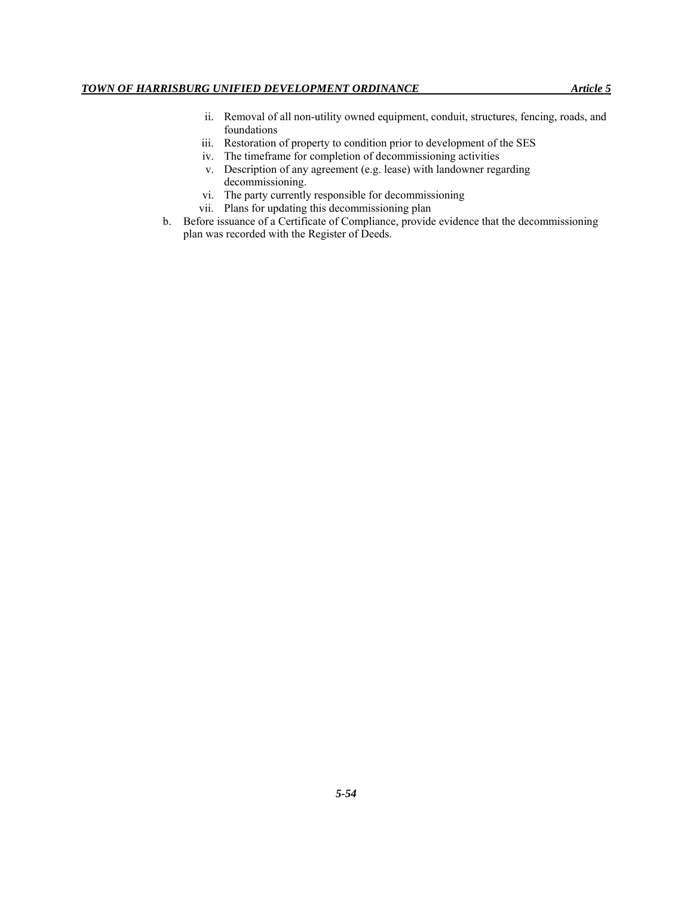- ii. Removal of all non-utility owned equipment, conduit, structures, fencing, roads, and foundations
- iii. Restoration of property to condition prior to development of the SES
- iv. The timeframe for completion of decommissioning activities
- v. Description of any agreement (e.g. lease) with landowner regarding decommissioning.
- vi. The party currently responsible for decommissioning
- vii. Plans for updating this decommissioning plan

b. Before issuance of a Certificate of Compliance, provide evidence that the decommissioning plan was recorded with the Register of Deeds.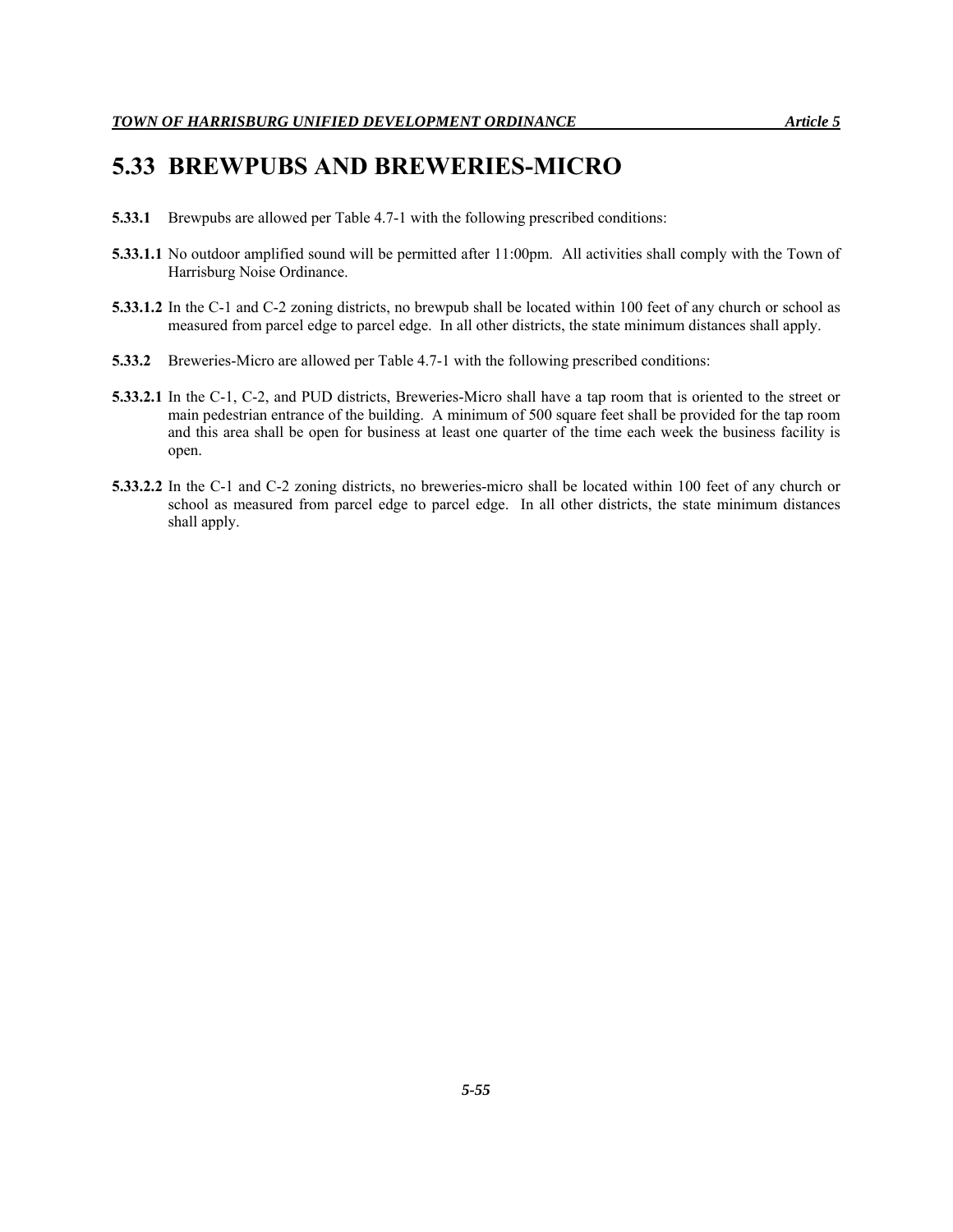# 5.33 BREWPUBS AND BREWERIES-MICRO

**5.33.1** Brewpubs are allowed per Table 4.7-1 with the following prescribed conditions:

**5.33.1.1** No outdoor amplified sound will be permitted after 11:00pm. All activities shall comply with the Town of Harrisburg Noise Ordinance.

**5.33.1.2** In the C-1 and C-2 zoning districts, no brewpub shall be located within 100 feet of any church or school as measured from parcel edge to parcel edge. In all other districts, the state minimum distances shall apply.

**5.33.2** Breweries-Micro are allowed per Table 4.7-1 with the following prescribed conditions:

**5.33.2.1** In the C-1, C-2, and PUD districts, Breweries-Micro shall have a tap room that is oriented to the street or main pedestrian entrance of the building. A minimum of 500 square feet shall be provided for the tap room and this area shall be open for business at least one quarter of the time each week the business facility is open.

**5.33.2.2** In the C-1 and C-2 zoning districts, no breweries-micro shall be located within 100 feet of any church or school as measured from parcel edge to parcel edge. In all other districts, the state minimum distances shall apply.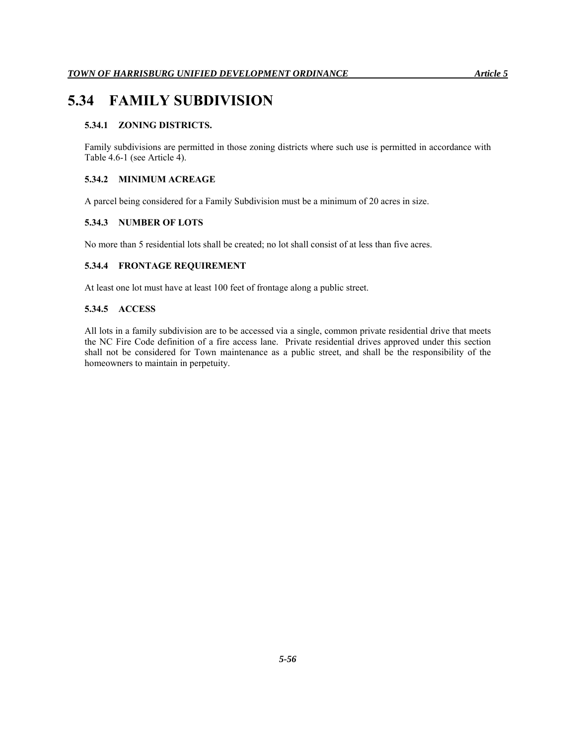# 5.34 FAMILY SUBDIVISION

### 5.34.1 ZONING DISTRICTS.

Family subdivisions are permitted in those zoning districts where such use is permitted in accordance with Table 4.6-1 (see Article 4).

### 5.34.2 MINIMUM ACREAGE

A parcel being considered for a Family Subdivision must be a minimum of 20 acres in size.

### 5.34.3 NUMBER OF LOTS

No more than 5 residential lots shall be created; no lot shall consist of at less than five acres.

### 5.34.4 FRONTAGE REQUIREMENT

At least one lot must have at least 100 feet of frontage along a public street.

### 5.34.5 ACCESS

All lots in a family subdivision are to be accessed via a single, common private residential drive that meets the NC Fire Code definition of a fire access lane. Private residential drives approved under this section shall not be considered for Town maintenance as a public street, and shall be the responsibility of the homeowners to maintain in perpetuity.